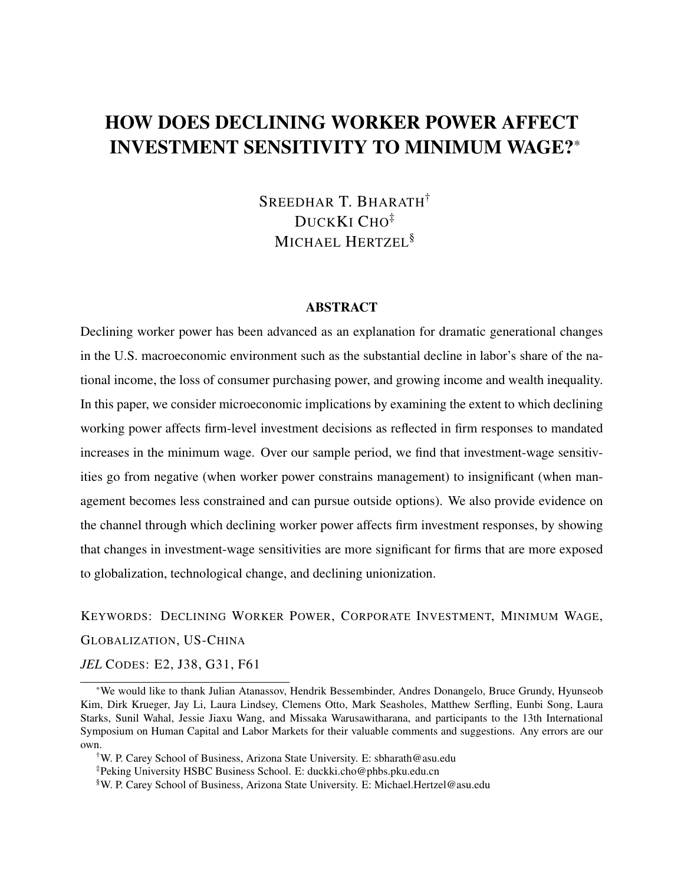# HOW DOES DECLINING WORKER POWER AFFECT INVESTMENT SENSITIVITY TO MINIMUM WAGE?[*]

SREEDHAR T. BHARATH[†]
DUCKKI CHO[‡]
MICHAEL HERTZEL[§]

## ABSTRACT

Declining worker power has been advanced as an explanation for dramatic generational changes in the U.S. macroeconomic environment such as the substantial decline in labor's share of the national income, the loss of consumer purchasing power, and growing income and wealth inequality. In this paper, we consider microeconomic implications by examining the extent to which declining working power affects firm-level investment decisions as reflected in firm responses to mandated increases in the minimum wage. Over our sample period, we find that investment-wage sensitivities go from negative (when worker power constrains management) to insignificant (when management becomes less constrained and can pursue outside options). We also provide evidence on the channel through which declining worker power affects firm investment responses, by showing that changes in investment-wage sensitivities are more significant for firms that are more exposed to globalization, technological change, and declining unionization.

KEYWORDS: DECLINING WORKER POWER, CORPORATE INVESTMENT, MINIMUM WAGE, GLOBALIZATION, US-CHINA

*JEL* CODES: E2, J38, G31, F61

[*] We would like to thank Julian Atanassov, Hendrik Bessembinder, Andres Donangelo, Bruce Grundy, Hyunseob Kim, Dirk Krueger, Jay Li, Laura Lindsey, Clemens Otto, Mark Seasholes, Matthew Serfling, Eunbi Song, Laura Starks, Sunil Wahal, Jessie Jiaxu Wang, and Missaka Warusawitharana, and participants to the 13th International Symposium on Human Capital and Labor Markets for their valuable comments and suggestions. Any errors are our own.

[†] W. P. Carey School of Business, Arizona State University. E: sbharath@asu.edu

[‡] Peking University HSBC Business School. E: duckki.cho@phbs.pku.edu.cn

[§] W. P. Carey School of Business, Arizona State University. E: Michael.Hertzel@asu.edu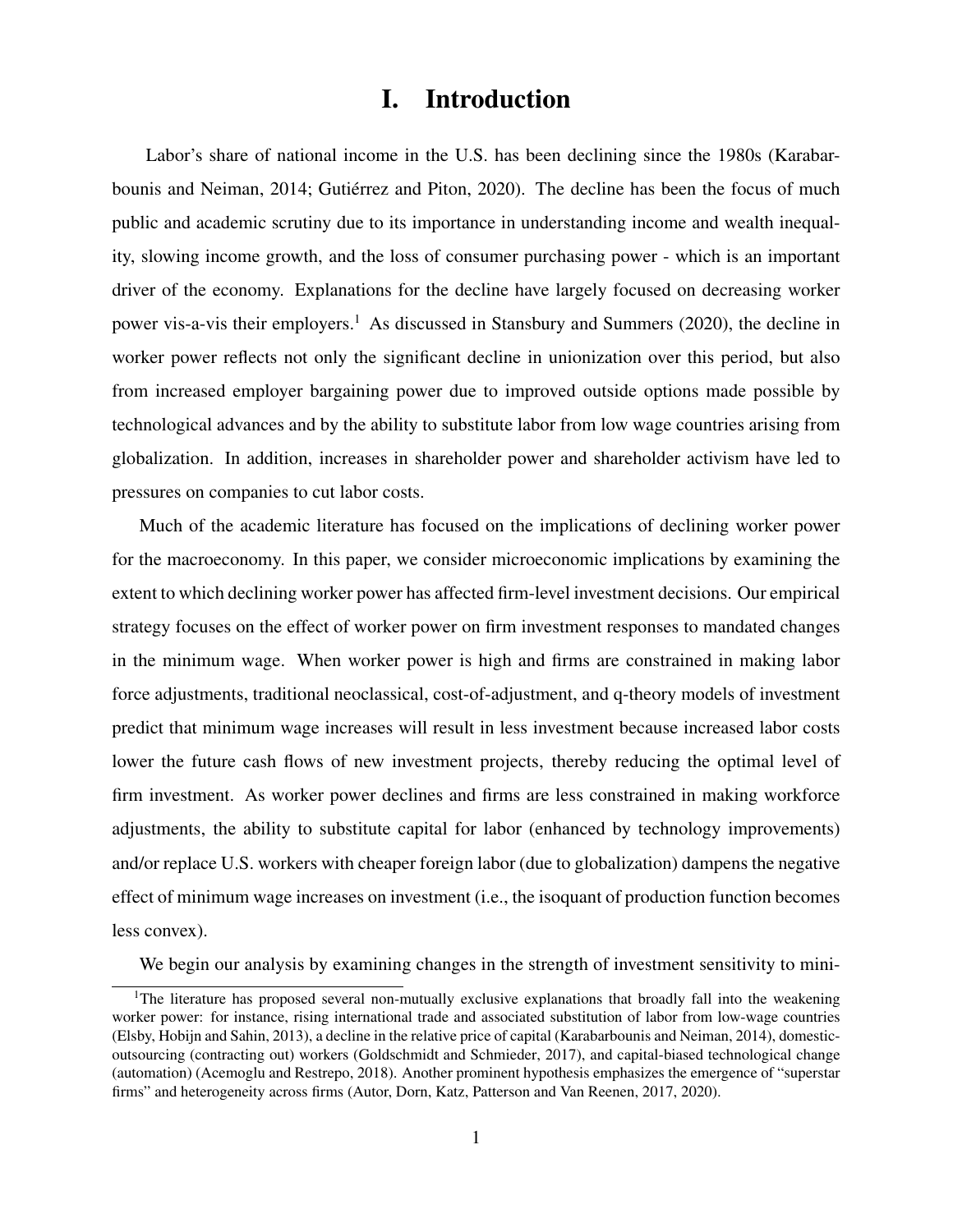# I. Introduction

Labor's share of national income in the U.S. has been declining since the 1980s (Karabarbounis and Neiman, 2014; Gutiérrez and Piton, 2020). The decline has been the focus of much public and academic scrutiny due to its importance in understanding income and wealth inequality, slowing income growth, and the loss of consumer purchasing power - which is an important driver of the economy. Explanations for the decline have largely focused on decreasing worker power vis-a-vis their employers.[1] As discussed in Stansbury and Summers (2020), the decline in worker power reflects not only the significant decline in unionization over this period, but also from increased employer bargaining power due to improved outside options made possible by technological advances and by the ability to substitute labor from low wage countries arising from globalization. In addition, increases in shareholder power and shareholder activism have led to pressures on companies to cut labor costs.

Much of the academic literature has focused on the implications of declining worker power for the macroeconomy. In this paper, we consider microeconomic implications by examining the extent to which declining worker power has affected firm-level investment decisions. Our empirical strategy focuses on the effect of worker power on firm investment responses to mandated changes in the minimum wage. When worker power is high and firms are constrained in making labor force adjustments, traditional neoclassical, cost-of-adjustment, and q-theory models of investment predict that minimum wage increases will result in less investment because increased labor costs lower the future cash flows of new investment projects, thereby reducing the optimal level of firm investment. As worker power declines and firms are less constrained in making workforce adjustments, the ability to substitute capital for labor (enhanced by technology improvements) and/or replace U.S. workers with cheaper foreign labor (due to globalization) dampens the negative effect of minimum wage increases on investment (i.e., the isoquant of production function becomes less convex).

We begin our analysis by examining changes in the strength of investment sensitivity to mini-

[1] The literature has proposed several non-mutually exclusive explanations that broadly fall into the weakening worker power: for instance, rising international trade and associated substitution of labor from low-wage countries (Elsby, Hobijn and Sahin, 2013), a decline in the relative price of capital (Karabarbounis and Neiman, 2014), domestic-outsourcing (contracting out) workers (Goldschmidt and Schmieder, 2017), and capital-biased technological change (automation) (Acemoglu and Restrepo, 2018). Another prominent hypothesis emphasizes the emergence of "superstar firms" and heterogeneity across firms (Autor, Dorn, Katz, Patterson and Van Reenen, 2017, 2020).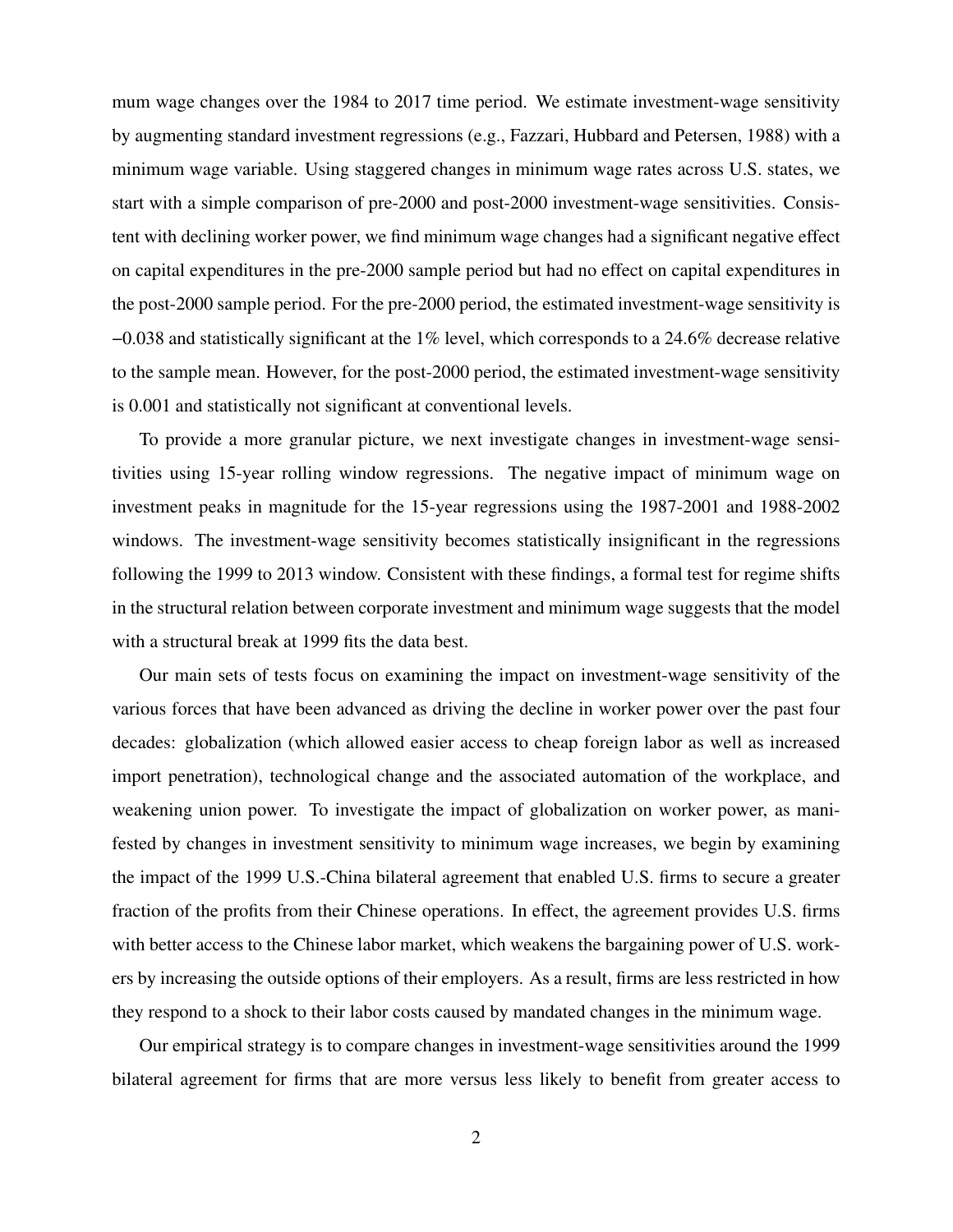mum wage changes over the 1984 to 2017 time period. We estimate investment-wage sensitivity by augmenting standard investment regressions (e.g., Fazzari, Hubbard and Petersen, 1988) with a minimum wage variable. Using staggered changes in minimum wage rates across U.S. states, we start with a simple comparison of pre-2000 and post-2000 investment-wage sensitivities. Consistent with declining worker power, we find minimum wage changes had a significant negative effect on capital expenditures in the pre-2000 sample period but had no effect on capital expenditures in the post-2000 sample period. For the pre-2000 period, the estimated investment-wage sensitivity is −0.038 and statistically significant at the 1% level, which corresponds to a 24.6% decrease relative to the sample mean. However, for the post-2000 period, the estimated investment-wage sensitivity is 0.001 and statistically not significant at conventional levels.

To provide a more granular picture, we next investigate changes in investment-wage sensitivities using 15-year rolling window regressions. The negative impact of minimum wage on investment peaks in magnitude for the 15-year regressions using the 1987-2001 and 1988-2002 windows. The investment-wage sensitivity becomes statistically insignificant in the regressions following the 1999 to 2013 window. Consistent with these findings, a formal test for regime shifts in the structural relation between corporate investment and minimum wage suggests that the model with a structural break at 1999 fits the data best.

Our main sets of tests focus on examining the impact on investment-wage sensitivity of the various forces that have been advanced as driving the decline in worker power over the past four decades: globalization (which allowed easier access to cheap foreign labor as well as increased import penetration), technological change and the associated automation of the workplace, and weakening union power. To investigate the impact of globalization on worker power, as manifested by changes in investment sensitivity to minimum wage increases, we begin by examining the impact of the 1999 U.S.-China bilateral agreement that enabled U.S. firms to secure a greater fraction of the profits from their Chinese operations. In effect, the agreement provides U.S. firms with better access to the Chinese labor market, which weakens the bargaining power of U.S. workers by increasing the outside options of their employers. As a result, firms are less restricted in how they respond to a shock to their labor costs caused by mandated changes in the minimum wage.

Our empirical strategy is to compare changes in investment-wage sensitivities around the 1999 bilateral agreement for firms that are more versus less likely to benefit from greater access to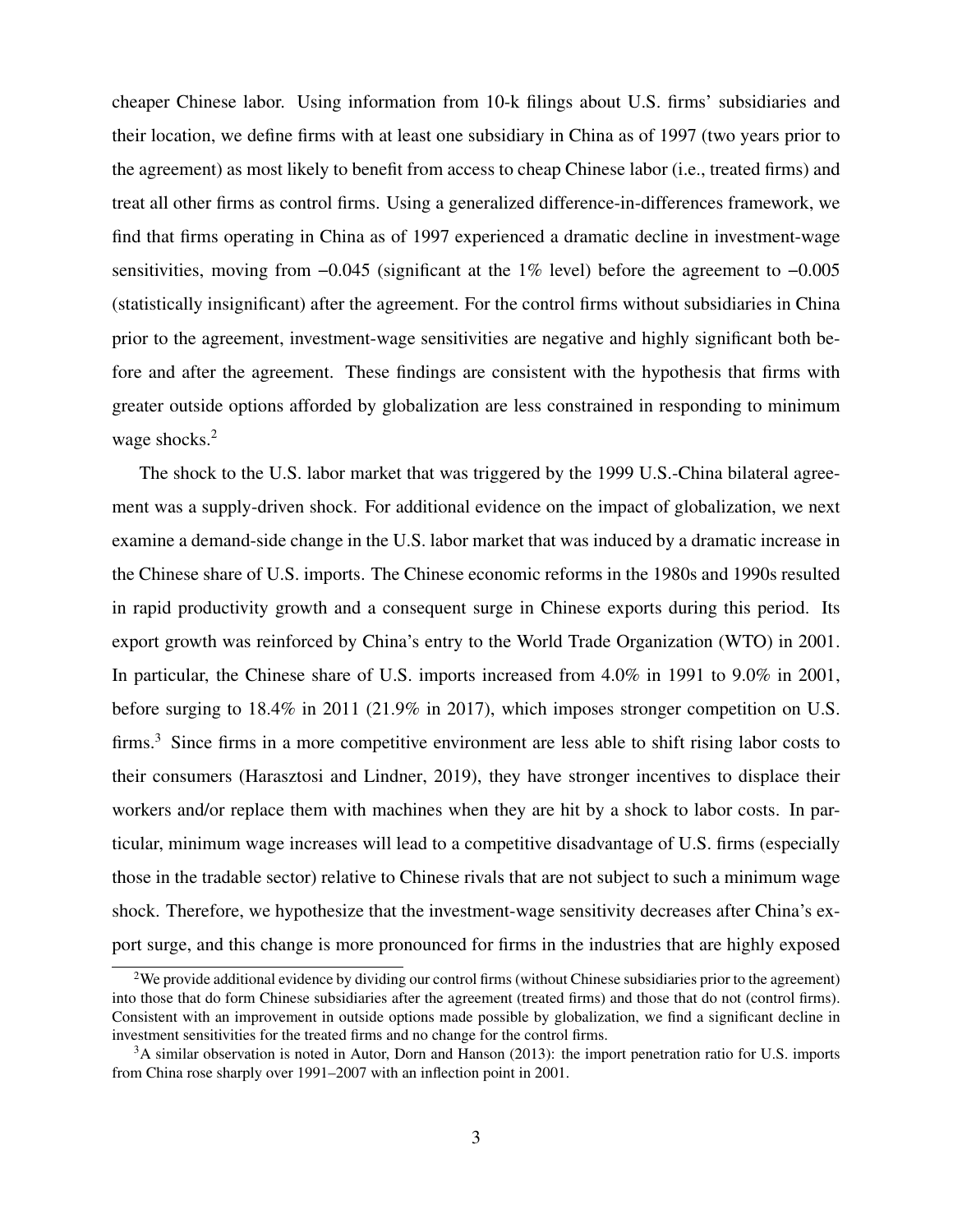cheaper Chinese labor. Using information from 10-k filings about U.S. firms' subsidiaries and their location, we define firms with at least one subsidiary in China as of 1997 (two years prior to the agreement) as most likely to benefit from access to cheap Chinese labor (i.e., treated firms) and treat all other firms as control firms. Using a generalized difference-in-differences framework, we find that firms operating in China as of 1997 experienced a dramatic decline in investment-wage sensitivities, moving from $-0.045$ (significant at the 1% level) before the agreement to $-0.005$ (statistically insignificant) after the agreement. For the control firms without subsidiaries in China prior to the agreement, investment-wage sensitivities are negative and highly significant both before and after the agreement. These findings are consistent with the hypothesis that firms with greater outside options afforded by globalization are less constrained in responding to minimum wage shocks.[2]

The shock to the U.S. labor market that was triggered by the 1999 U.S.-China bilateral agreement was a supply-driven shock. For additional evidence on the impact of globalization, we next examine a demand-side change in the U.S. labor market that was induced by a dramatic increase in the Chinese share of U.S. imports. The Chinese economic reforms in the 1980s and 1990s resulted in rapid productivity growth and a consequent surge in Chinese exports during this period. Its export growth was reinforced by China's entry to the World Trade Organization (WTO) in 2001. In particular, the Chinese share of U.S. imports increased from 4.0% in 1991 to 9.0% in 2001, before surging to 18.4% in 2011 (21.9% in 2017), which imposes stronger competition on U.S. firms.[3] Since firms in a more competitive environment are less able to shift rising labor costs to their consumers (Harasztosi and Lindner, 2019), they have stronger incentives to displace their workers and/or replace them with machines when they are hit by a shock to labor costs. In particular, minimum wage increases will lead to a competitive disadvantage of U.S. firms (especially those in the tradable sector) relative to Chinese rivals that are not subject to such a minimum wage shock. Therefore, we hypothesize that the investment-wage sensitivity decreases after China's export surge, and this change is more pronounced for firms in the industries that are highly exposed

[2] We provide additional evidence by dividing our control firms (without Chinese subsidiaries prior to the agreement) into those that do form Chinese subsidiaries after the agreement (treated firms) and those that do not (control firms). Consistent with an improvement in outside options made possible by globalization, we find a significant decline in investment sensitivities for the treated firms and no change for the control firms.

[3] A similar observation is noted in Autor, Dorn and Hanson (2013): the import penetration ratio for U.S. imports from China rose sharply over 1991–2007 with an inflection point in 2001.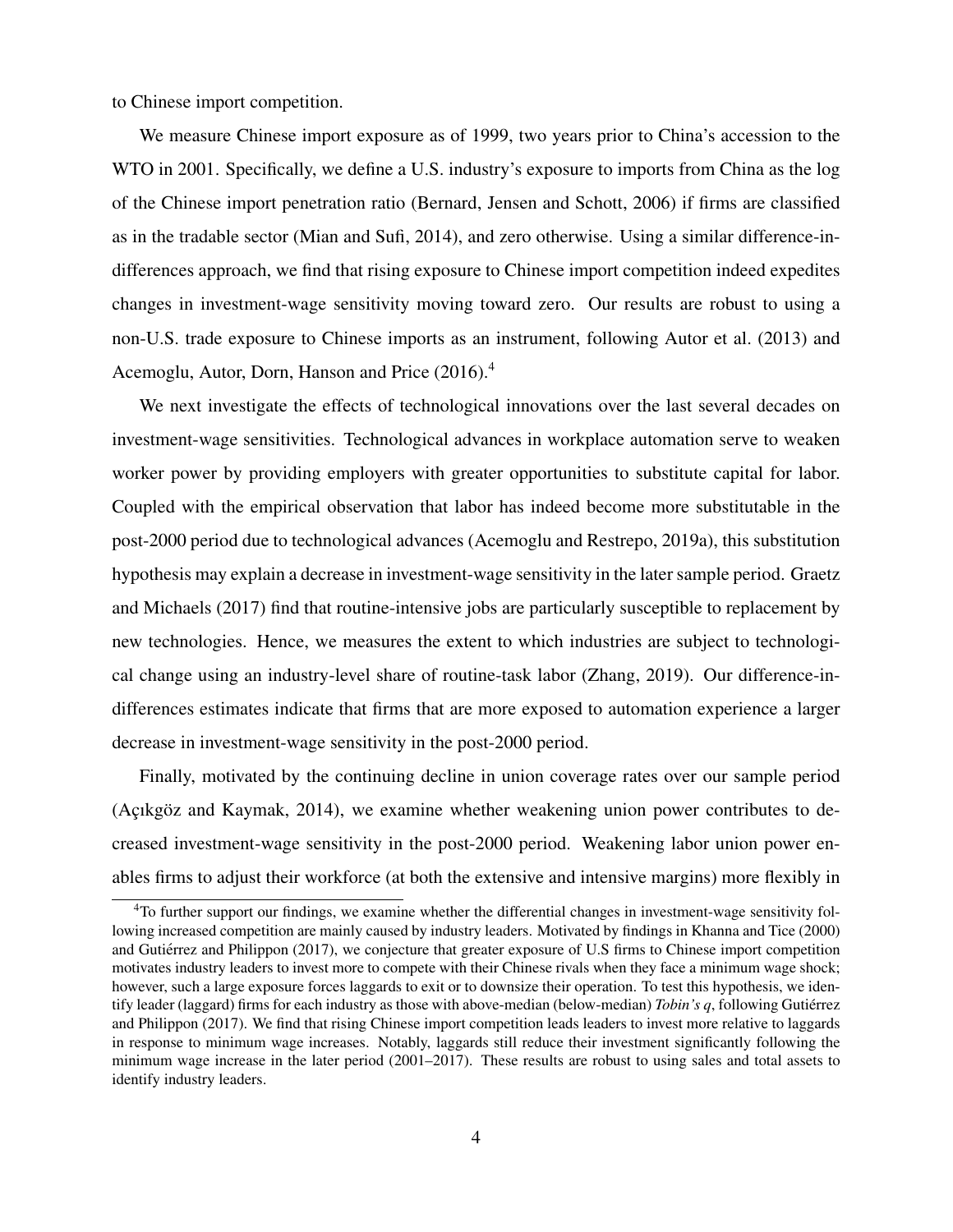to Chinese import competition.

We measure Chinese import exposure as of 1999, two years prior to China's accession to the WTO in 2001. Specifically, we define a U.S. industry's exposure to imports from China as the log of the Chinese import penetration ratio (Bernard, Jensen and Schott, 2006) if firms are classified as in the tradable sector (Mian and Sufi, 2014), and zero otherwise. Using a similar difference-in-differences approach, we find that rising exposure to Chinese import competition indeed expedites changes in investment-wage sensitivity moving toward zero. Our results are robust to using a non-U.S. trade exposure to Chinese imports as an instrument, following Autor et al. (2013) and Acemoglu, Autor, Dorn, Hanson and Price (2016).[4]

We next investigate the effects of technological innovations over the last several decades on investment-wage sensitivities. Technological advances in workplace automation serve to weaken worker power by providing employers with greater opportunities to substitute capital for labor. Coupled with the empirical observation that labor has indeed become more substitutable in the post-2000 period due to technological advances (Acemoglu and Restrepo, 2019a), this substitution hypothesis may explain a decrease in investment-wage sensitivity in the later sample period. Graetz and Michaels (2017) find that routine-intensive jobs are particularly susceptible to replacement by new technologies. Hence, we measures the extent to which industries are subject to technological change using an industry-level share of routine-task labor (Zhang, 2019). Our difference-in-differences estimates indicate that firms that are more exposed to automation experience a larger decrease in investment-wage sensitivity in the post-2000 period.

Finally, motivated by the continuing decline in union coverage rates over our sample period (Açıkgöz and Kaymak, 2014), we examine whether weakening union power contributes to decreased investment-wage sensitivity in the post-2000 period. Weakening labor union power enables firms to adjust their workforce (at both the extensive and intensive margins) more flexibly in

[4]To further support our findings, we examine whether the differential changes in investment-wage sensitivity following increased competition are mainly caused by industry leaders. Motivated by findings in Khanna and Tice (2000) and Gutiérrez and Philippon (2017), we conjecture that greater exposure of U.S firms to Chinese import competition motivates industry leaders to invest more to compete with their Chinese rivals when they face a minimum wage shock; however, such a large exposure forces laggards to exit or to downsize their operation. To test this hypothesis, we identify leader (laggard) firms for each industry as those with above-median (below-median) *Tobin's q*, following Gutiérrez and Philippon (2017). We find that rising Chinese import competition leads leaders to invest more relative to laggards in response to minimum wage increases. Notably, laggards still reduce their investment significantly following the minimum wage increase in the later period (2001–2017). These results are robust to using sales and total assets to identify industry leaders.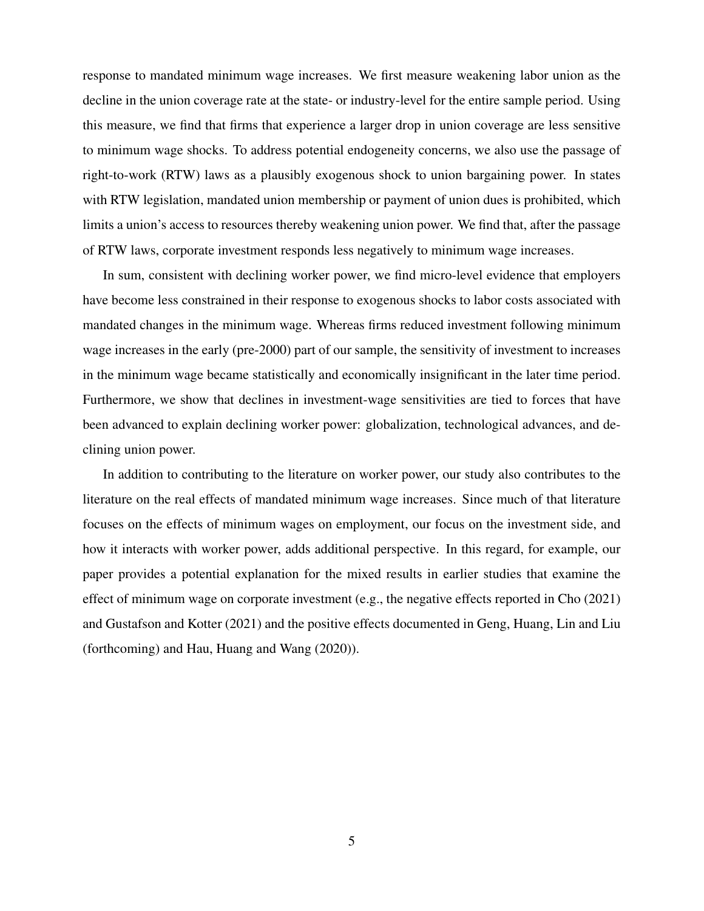response to mandated minimum wage increases. We first measure weakening labor union as the decline in the union coverage rate at the state- or industry-level for the entire sample period. Using this measure, we find that firms that experience a larger drop in union coverage are less sensitive to minimum wage shocks. To address potential endogeneity concerns, we also use the passage of right-to-work (RTW) laws as a plausibly exogenous shock to union bargaining power. In states with RTW legislation, mandated union membership or payment of union dues is prohibited, which limits a union's access to resources thereby weakening union power. We find that, after the passage of RTW laws, corporate investment responds less negatively to minimum wage increases.

In sum, consistent with declining worker power, we find micro-level evidence that employers have become less constrained in their response to exogenous shocks to labor costs associated with mandated changes in the minimum wage. Whereas firms reduced investment following minimum wage increases in the early (pre-2000) part of our sample, the sensitivity of investment to increases in the minimum wage became statistically and economically insignificant in the later time period. Furthermore, we show that declines in investment-wage sensitivities are tied to forces that have been advanced to explain declining worker power: globalization, technological advances, and declining union power.

In addition to contributing to the literature on worker power, our study also contributes to the literature on the real effects of mandated minimum wage increases. Since much of that literature focuses on the effects of minimum wages on employment, our focus on the investment side, and how it interacts with worker power, adds additional perspective. In this regard, for example, our paper provides a potential explanation for the mixed results in earlier studies that examine the effect of minimum wage on corporate investment (e.g., the negative effects reported in Cho (2021) and Gustafson and Kotter (2021) and the positive effects documented in Geng, Huang, Lin and Liu (forthcoming) and Hau, Huang and Wang (2020)).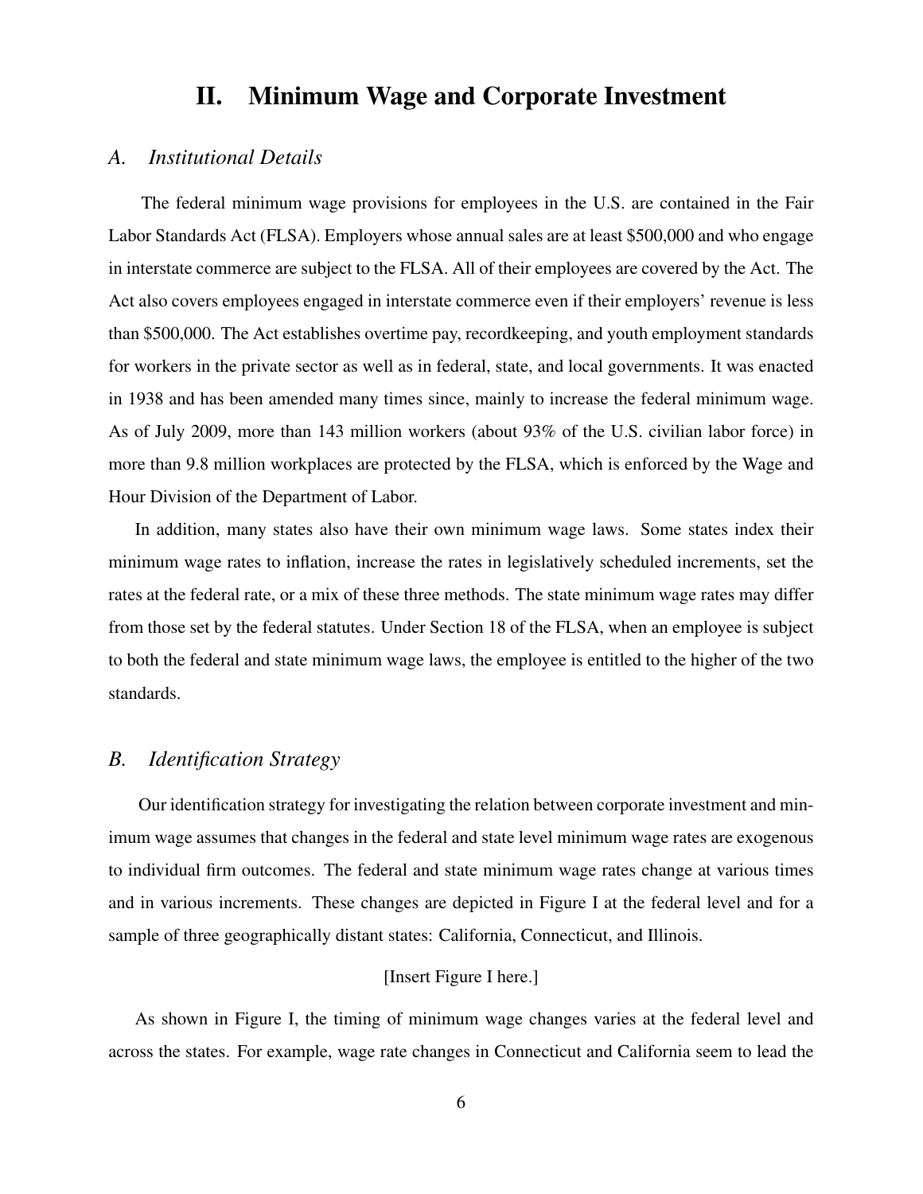## II. Minimum Wage and Corporate Investment

### *A. Institutional Details*

The federal minimum wage provisions for employees in the U.S. are contained in the Fair Labor Standards Act (FLSA). Employers whose annual sales are at least $500,000 and who engage in interstate commerce are subject to the FLSA. All of their employees are covered by the Act. The Act also covers employees engaged in interstate commerce even if their employers' revenue is less than $500,000. The Act establishes overtime pay, recordkeeping, and youth employment standards for workers in the private sector as well as in federal, state, and local governments. It was enacted in 1938 and has been amended many times since, mainly to increase the federal minimum wage. As of July 2009, more than 143 million workers (about 93% of the U.S. civilian labor force) in more than 9.8 million workplaces are protected by the FLSA, which is enforced by the Wage and Hour Division of the Department of Labor.

In addition, many states also have their own minimum wage laws. Some states index their minimum wage rates to inflation, increase the rates in legislatively scheduled increments, set the rates at the federal rate, or a mix of these three methods. The state minimum wage rates may differ from those set by the federal statutes. Under Section 18 of the FLSA, when an employee is subject to both the federal and state minimum wage laws, the employee is entitled to the higher of the two standards.

### *B. Identification Strategy*

Our identification strategy for investigating the relation between corporate investment and minimum wage assumes that changes in the federal and state level minimum wage rates are exogenous to individual firm outcomes. The federal and state minimum wage rates change at various times and in various increments. These changes are depicted in Figure I at the federal level and for a sample of three geographically distant states: California, Connecticut, and Illinois.

[Insert Figure I here.]

As shown in Figure I, the timing of minimum wage changes varies at the federal level and across the states. For example, wage rate changes in Connecticut and California seem to lead the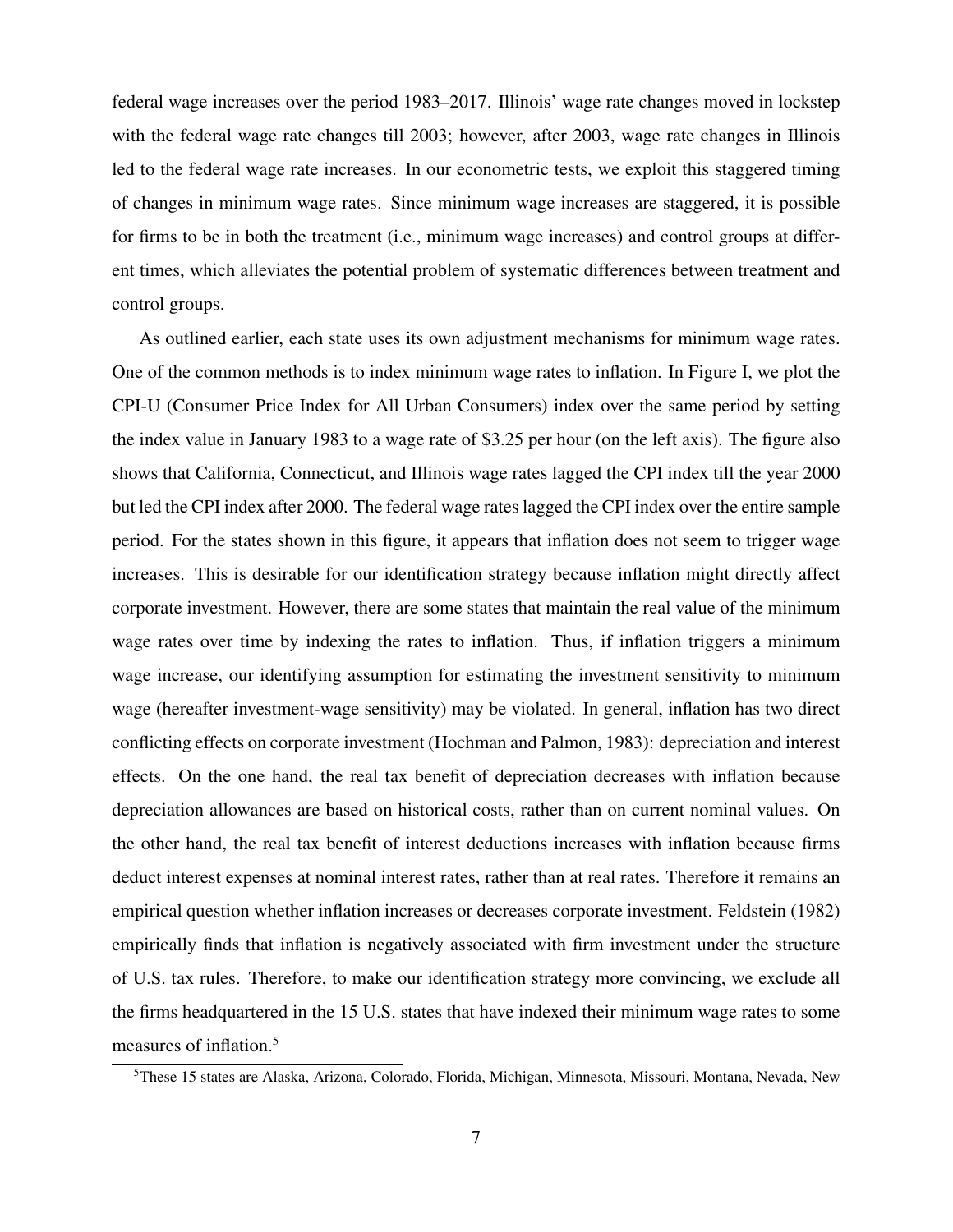federal wage increases over the period 1983–2017. Illinois' wage rate changes moved in lockstep with the federal wage rate changes till 2003; however, after 2003, wage rate changes in Illinois led to the federal wage rate increases. In our econometric tests, we exploit this staggered timing of changes in minimum wage rates. Since minimum wage increases are staggered, it is possible for firms to be in both the treatment (i.e., minimum wage increases) and control groups at different times, which alleviates the potential problem of systematic differences between treatment and control groups.

As outlined earlier, each state uses its own adjustment mechanisms for minimum wage rates. One of the common methods is to index minimum wage rates to inflation. In Figure I, we plot the CPI-U (Consumer Price Index for All Urban Consumers) index over the same period by setting the index value in January 1983 to a wage rate of \$3.25 per hour (on the left axis). The figure also shows that California, Connecticut, and Illinois wage rates lagged the CPI index till the year 2000 but led the CPI index after 2000. The federal wage rates lagged the CPI index over the entire sample period. For the states shown in this figure, it appears that inflation does not seem to trigger wage increases. This is desirable for our identification strategy because inflation might directly affect corporate investment. However, there are some states that maintain the real value of the minimum wage rates over time by indexing the rates to inflation. Thus, if inflation triggers a minimum wage increase, our identifying assumption for estimating the investment sensitivity to minimum wage (hereafter investment-wage sensitivity) may be violated. In general, inflation has two direct conflicting effects on corporate investment (Hochman and Palmon, 1983): depreciation and interest effects. On the one hand, the real tax benefit of depreciation decreases with inflation because depreciation allowances are based on historical costs, rather than on current nominal values. On the other hand, the real tax benefit of interest deductions increases with inflation because firms deduct interest expenses at nominal interest rates, rather than at real rates. Therefore it remains an empirical question whether inflation increases or decreases corporate investment. Feldstein (1982) empirically finds that inflation is negatively associated with firm investment under the structure of U.S. tax rules. Therefore, to make our identification strategy more convincing, we exclude all the firms headquartered in the 15 U.S. states that have indexed their minimum wage rates to some measures of inflation.[5]

[5]These 15 states are Alaska, Arizona, Colorado, Florida, Michigan, Minnesota, Missouri, Montana, Nevada, New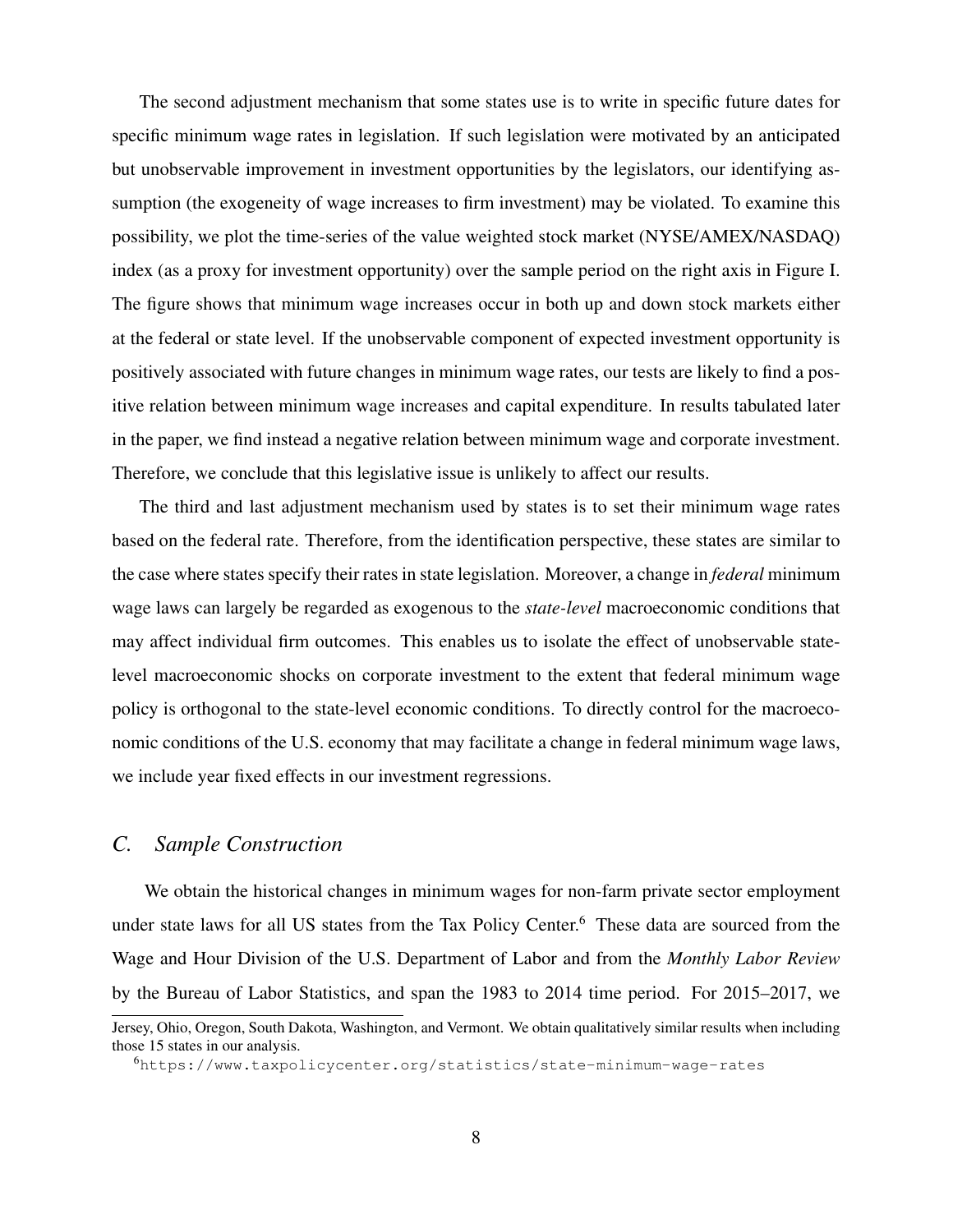The second adjustment mechanism that some states use is to write in specific future dates for specific minimum wage rates in legislation. If such legislation were motivated by an anticipated but unobservable improvement in investment opportunities by the legislators, our identifying assumption (the exogeneity of wage increases to firm investment) may be violated. To examine this possibility, we plot the time-series of the value weighted stock market (NYSE/AMEX/NASDAQ) index (as a proxy for investment opportunity) over the sample period on the right axis in Figure I. The figure shows that minimum wage increases occur in both up and down stock markets either at the federal or state level. If the unobservable component of expected investment opportunity is positively associated with future changes in minimum wage rates, our tests are likely to find a positive relation between minimum wage increases and capital expenditure. In results tabulated later in the paper, we find instead a negative relation between minimum wage and corporate investment. Therefore, we conclude that this legislative issue is unlikely to affect our results.

The third and last adjustment mechanism used by states is to set their minimum wage rates based on the federal rate. Therefore, from the identification perspective, these states are similar to the case where states specify their rates in state legislation. Moreover, a change in *federal* minimum wage laws can largely be regarded as exogenous to the *state-level* macroeconomic conditions that may affect individual firm outcomes. This enables us to isolate the effect of unobservable state-level macroeconomic shocks on corporate investment to the extent that federal minimum wage policy is orthogonal to the state-level economic conditions. To directly control for the macroeconomic conditions of the U.S. economy that may facilitate a change in federal minimum wage laws, we include year fixed effects in our investment regressions.

## C. *Sample Construction*

We obtain the historical changes in minimum wages for non-farm private sector employment under state laws for all US states from the Tax Policy Center.[6] These data are sourced from the Wage and Hour Division of the U.S. Department of Labor and from the *Monthly Labor Review* by the Bureau of Labor Statistics, and span the 1983 to 2014 time period. For 2015–2017, we

Jersey, Ohio, Oregon, South Dakota, Washington, and Vermont. We obtain qualitatively similar results when including those 15 states in our analysis.

[6] https://www.taxpolicycenter.org/statistics/state-minimum-wage-rates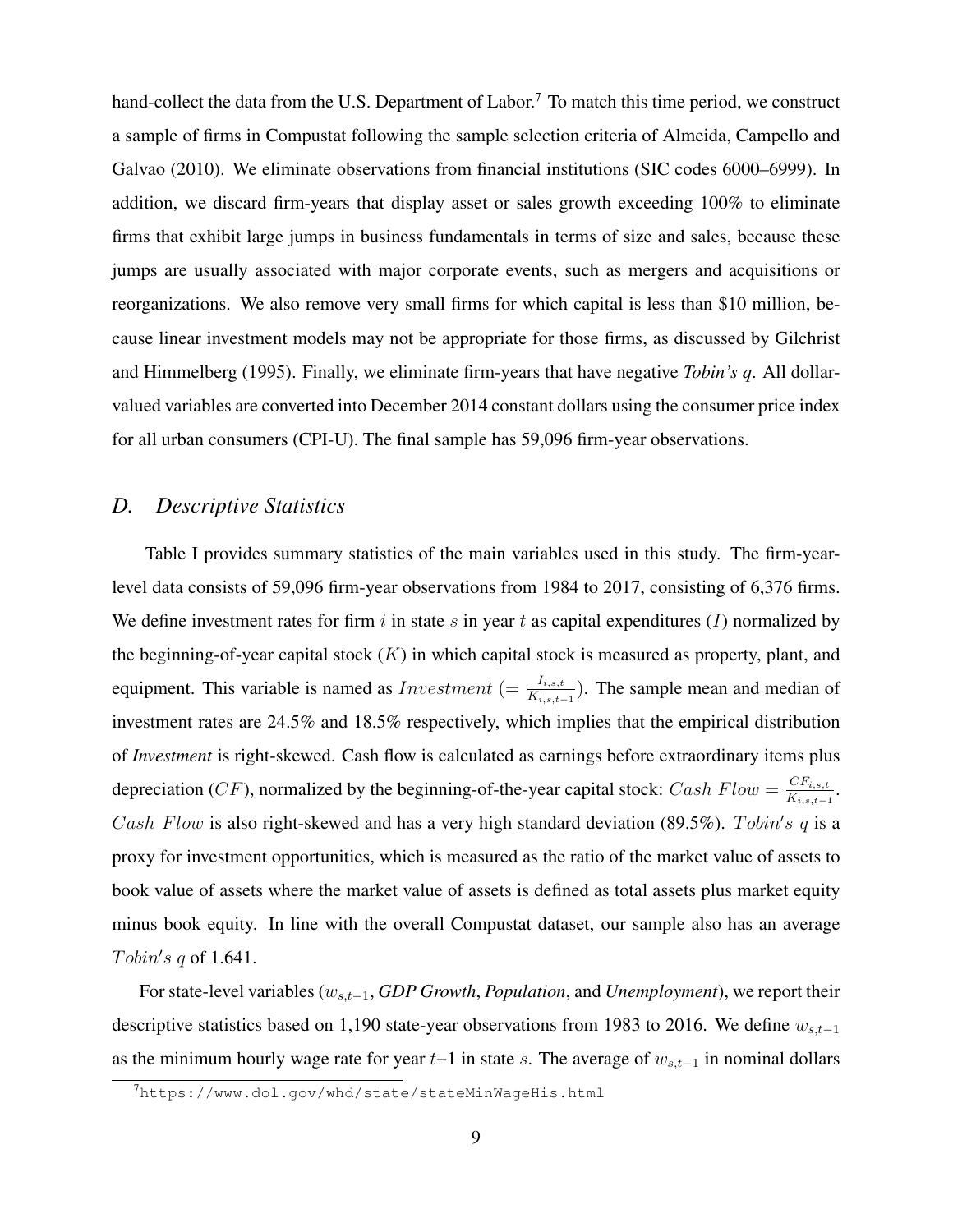hand-collect the data from the U.S. Department of Labor.[7] To match this time period, we construct a sample of firms in Compustat following the sample selection criteria of Almeida, Campello and Galvao (2010). We eliminate observations from financial institutions (SIC codes 6000–6999). In addition, we discard firm-years that display asset or sales growth exceeding 100% to eliminate firms that exhibit large jumps in business fundamentals in terms of size and sales, because these jumps are usually associated with major corporate events, such as mergers and acquisitions or reorganizations. We also remove very small firms for which capital is less than $10 million, because linear investment models may not be appropriate for those firms, as discussed by Gilchrist and Himmelberg (1995). Finally, we eliminate firm-years that have negative ***Tobin's q***. All dollar-valued variables are converted into December 2014 constant dollars using the consumer price index for all urban consumers (CPI-U). The final sample has 59,096 firm-year observations.

## *D. Descriptive Statistics*

Table I provides summary statistics of the main variables used in this study. The firm-year-level data consists of 59,096 firm-year observations from 1984 to 2017, consisting of 6,376 firms. We define investment rates for firm $i$ in state $s$ in year $t$ as capital expenditures ($I$) normalized by the beginning-of-year capital stock ($K$) in which capital stock is measured as property, plant, and equipment. This variable is named as $Investment$ ($= \frac{I_{i,s,t}}{K_{i,s,t-1}}$). The sample mean and median of investment rates are 24.5% and 18.5% respectively, which implies that the empirical distribution of ***Investment*** is right-skewed. Cash flow is calculated as earnings before extraordinary items plus depreciation ($CF$), normalized by the beginning-of-the-year capital stock: $Cash\ Flow = \frac{CF_{i,s,t}}{K_{i,s,t-1}}$. $Cash\ Flow$ is also right-skewed and has a very high standard deviation (89.5%). $Tobin's\ q$ is a proxy for investment opportunities, which is measured as the ratio of the market value of assets to book value of assets where the market value of assets is defined as total assets plus market equity minus book equity. In line with the overall Compustat dataset, our sample also has an average $Tobin's\ q$ of 1.641.

For state-level variables ($w_{s,t-1}$, ***GDP Growth***, ***Population***, and ***Unemployment***), we report their descriptive statistics based on 1,190 state-year observations from 1983 to 2016. We define $w_{s,t-1}$ as the minimum hourly wage rate for year $t$−1 in state $s$. The average of $w_{s,t-1}$ in nominal dollars

[7] https://www.dol.gov/whd/state/stateMinWageHis.html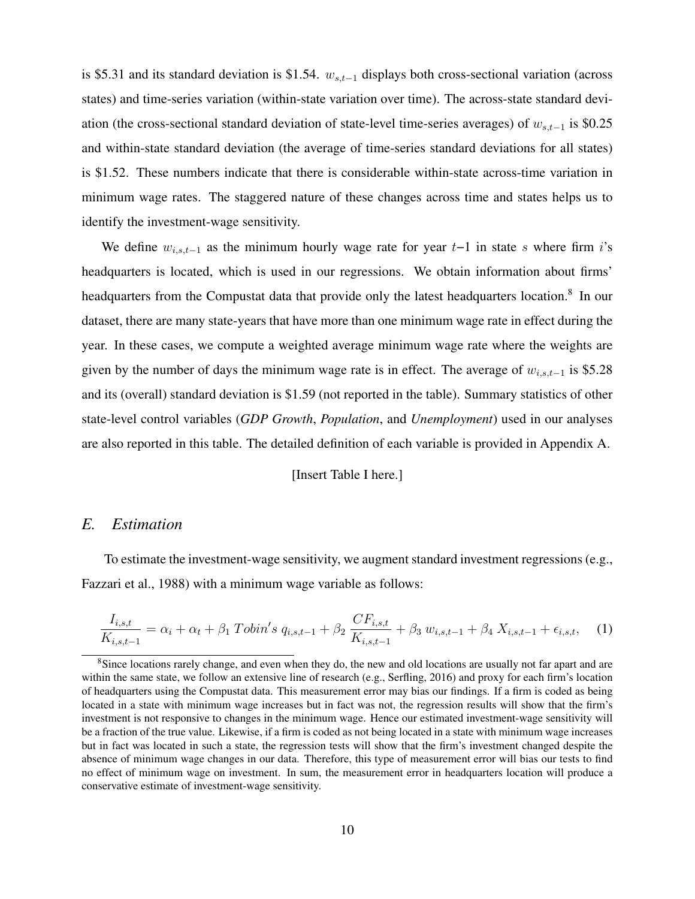is \$5.31 and its standard deviation is \$1.54. $w_{s,t-1}$ displays both cross-sectional variation (across states) and time-series variation (within-state variation over time). The across-state standard deviation (the cross-sectional standard deviation of state-level time-series averages) of $w_{s,t-1}$ is \$0.25 and within-state standard deviation (the average of time-series standard deviations for all states) is \$1.52. These numbers indicate that there is considerable within-state across-time variation in minimum wage rates. The staggered nature of these changes across time and states helps us to identify the investment-wage sensitivity.

We define $w_{i,s,t-1}$ as the minimum hourly wage rate for year $t-1$ in state $s$ where firm $i$'s headquarters is located, which is used in our regressions. We obtain information about firms' headquarters from the Compustat data that provide only the latest headquarters location.[8] In our dataset, there are many state-years that have more than one minimum wage rate in effect during the year. In these cases, we compute a weighted average minimum wage rate where the weights are given by the number of days the minimum wage rate is in effect. The average of $w_{i,s,t-1}$ is \$5.28 and its (overall) standard deviation is \$1.59 (not reported in the table). Summary statistics of other state-level control variables (*GDP Growth*, *Population*, and *Unemployment*) used in our analyses are also reported in this table. The detailed definition of each variable is provided in Appendix A.

[Insert Table I here.]

### *E. Estimation*

To estimate the investment-wage sensitivity, we augment standard investment regressions (e.g., Fazzari et al., 1988) with a minimum wage variable as follows:

$$\frac{I_{i,s,t}}{K_{i,s,t-1}} = \alpha_i + \alpha_t + \beta_1\, Tobin's\ q_{i,s,t-1} + \beta_2\, \frac{CF_{i,s,t}}{K_{i,s,t-1}} + \beta_3\, w_{i,s,t-1} + \beta_4\, X_{i,s,t-1} + \epsilon_{i,s,t}, \quad (1)$$

[8] Since locations rarely change, and even when they do, the new and old locations are usually not far apart and are within the same state, we follow an extensive line of research (e.g., Serfling, 2016) and proxy for each firm's location of headquarters using the Compustat data. This measurement error may bias our findings. If a firm is coded as being located in a state with minimum wage increases but in fact was not, the regression results will show that the firm's investment is not responsive to changes in the minimum wage. Hence our estimated investment-wage sensitivity will be a fraction of the true value. Likewise, if a firm is coded as not being located in a state with minimum wage increases but in fact was located in such a state, the regression tests will show that the firm's investment changed despite the absence of minimum wage changes in our data. Therefore, this type of measurement error will bias our tests to find no effect of minimum wage on investment. In sum, the measurement error in headquarters location will produce a conservative estimate of investment-wage sensitivity.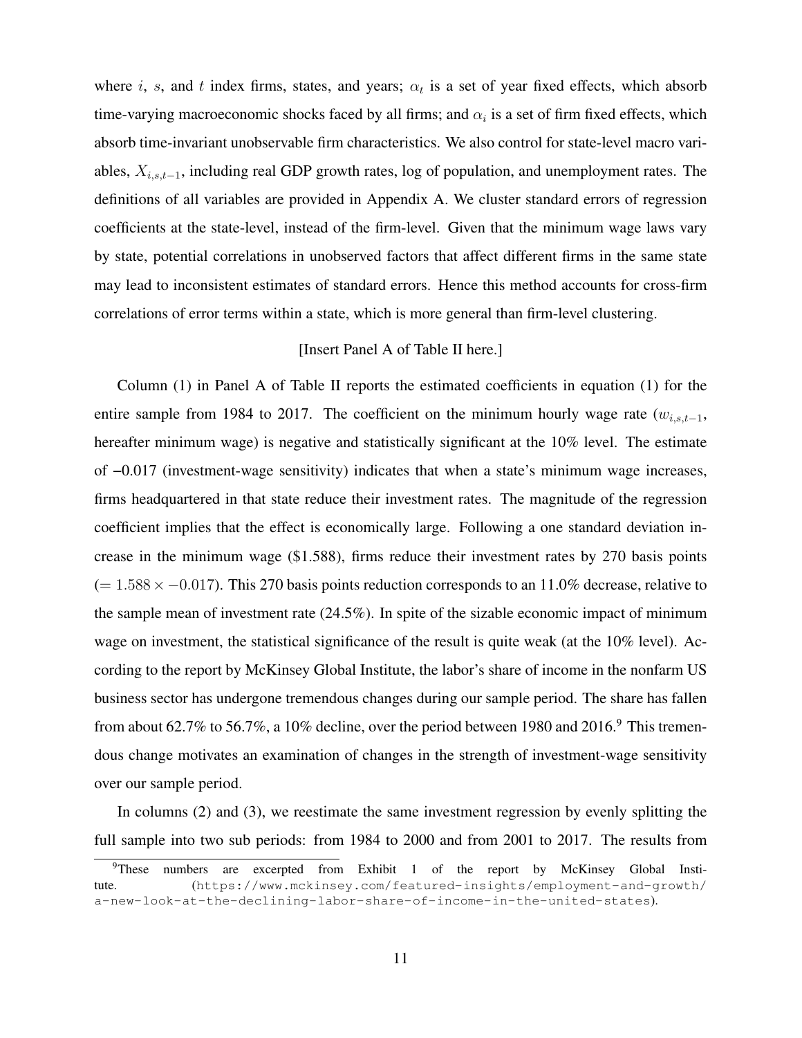where $i$, $s$, and $t$ index firms, states, and years; $\alpha_t$ is a set of year fixed effects, which absorb time-varying macroeconomic shocks faced by all firms; and $\alpha_i$ is a set of firm fixed effects, which absorb time-invariant unobservable firm characteristics. We also control for state-level macro variables, $X_{i,s,t-1}$, including real GDP growth rates, log of population, and unemployment rates. The definitions of all variables are provided in Appendix A. We cluster standard errors of regression coefficients at the state-level, instead of the firm-level. Given that the minimum wage laws vary by state, potential correlations in unobserved factors that affect different firms in the same state may lead to inconsistent estimates of standard errors. Hence this method accounts for cross-firm correlations of error terms within a state, which is more general than firm-level clustering.

[Insert Panel A of Table II here.]

Column (1) in Panel A of Table II reports the estimated coefficients in equation (1) for the entire sample from 1984 to 2017. The coefficient on the minimum hourly wage rate ($w_{i,s,t-1}$, hereafter minimum wage) is negative and statistically significant at the 10% level. The estimate of −0.017 (investment-wage sensitivity) indicates that when a state's minimum wage increases, firms headquartered in that state reduce their investment rates. The magnitude of the regression coefficient implies that the effect is economically large. Following a one standard deviation increase in the minimum wage (\$1.588), firms reduce their investment rates by 270 basis points ($= 1.588 \times -0.017$). This 270 basis points reduction corresponds to an 11.0% decrease, relative to the sample mean of investment rate (24.5%). In spite of the sizable economic impact of minimum wage on investment, the statistical significance of the result is quite weak (at the 10% level). According to the report by McKinsey Global Institute, the labor's share of income in the nonfarm US business sector has undergone tremendous changes during our sample period. The share has fallen from about 62.7% to 56.7%, a 10% decline, over the period between 1980 and 2016.[9] This tremendous change motivates an examination of changes in the strength of investment-wage sensitivity over our sample period.

In columns (2) and (3), we reestimate the same investment regression by evenly splitting the full sample into two sub periods: from 1984 to 2000 and from 2001 to 2017. The results from

[9] These numbers are excerpted from Exhibit 1 of the report by McKinsey Global Institute. (https://www.mckinsey.com/featured-insights/employment-and-growth/a-new-look-at-the-declining-labor-share-of-income-in-the-united-states).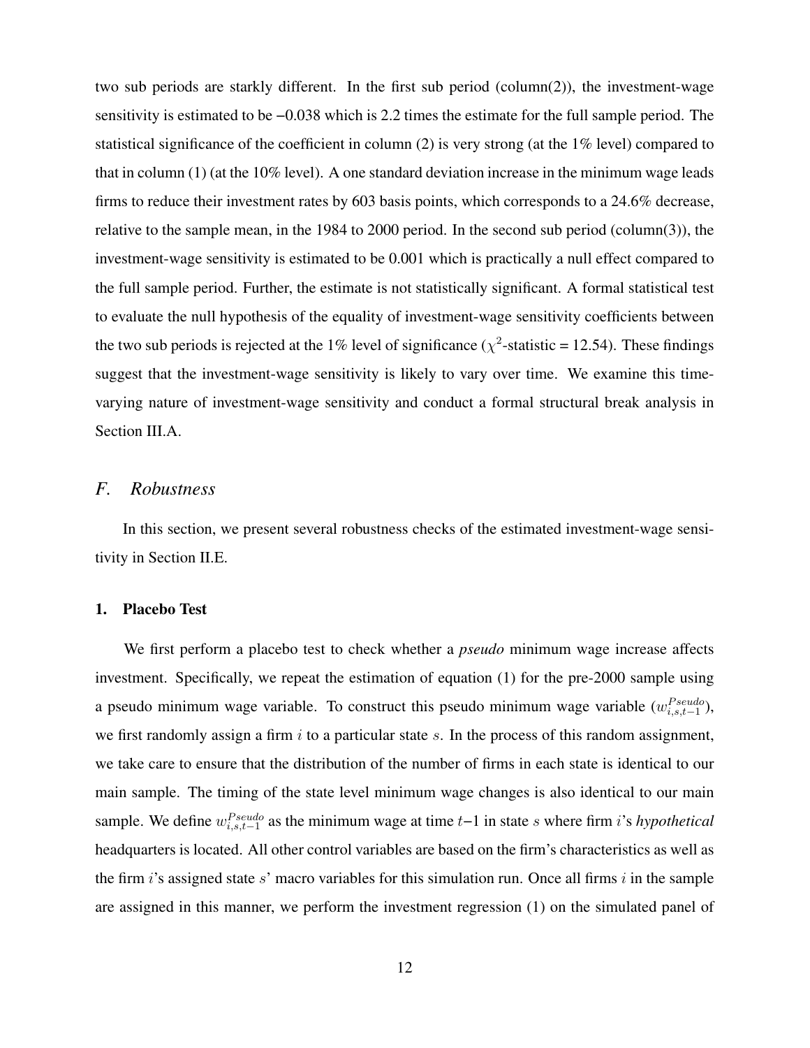two sub periods are starkly different. In the first sub period (column(2)), the investment-wage sensitivity is estimated to be −0.038 which is 2.2 times the estimate for the full sample period. The statistical significance of the coefficient in column (2) is very strong (at the 1% level) compared to that in column (1) (at the 10% level). A one standard deviation increase in the minimum wage leads firms to reduce their investment rates by 603 basis points, which corresponds to a 24.6% decrease, relative to the sample mean, in the 1984 to 2000 period. In the second sub period (column(3)), the investment-wage sensitivity is estimated to be 0.001 which is practically a null effect compared to the full sample period. Further, the estimate is not statistically significant. A formal statistical test to evaluate the null hypothesis of the equality of investment-wage sensitivity coefficients between the two sub periods is rejected at the 1% level of significance ($\chi^2$-statistic = 12.54). These findings suggest that the investment-wage sensitivity is likely to vary over time. We examine this time-varying nature of investment-wage sensitivity and conduct a formal structural break analysis in Section III.A.

## *F. Robustness*

In this section, we present several robustness checks of the estimated investment-wage sensitivity in Section II.E.

### 1. Placebo Test

We first perform a placebo test to check whether a *pseudo* minimum wage increase affects investment. Specifically, we repeat the estimation of equation (1) for the pre-2000 sample using a pseudo minimum wage variable. To construct this pseudo minimum wage variable ($w^{Pseudo}_{i,s,t-1}$), we first randomly assign a firm $i$ to a particular state $s$. In the process of this random assignment, we take care to ensure that the distribution of the number of firms in each state is identical to our main sample. The timing of the state level minimum wage changes is also identical to our main sample. We define $w^{Pseudo}_{i,s,t-1}$ as the minimum wage at time $t-1$ in state $s$ where firm $i$'s *hypothetical* headquarters is located. All other control variables are based on the firm's characteristics as well as the firm $i$'s assigned state $s$' macro variables for this simulation run. Once all firms $i$ in the sample are assigned in this manner, we perform the investment regression (1) on the simulated panel of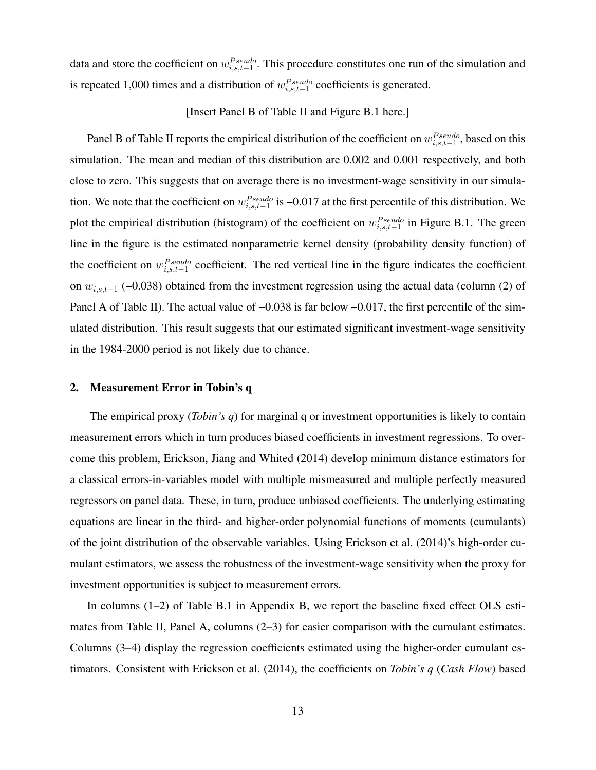data and store the coefficient on $w^{Pseudo}_{i,s,t-1}$. This procedure constitutes one run of the simulation and is repeated 1,000 times and a distribution of $w^{Pseudo}_{i,s,t-1}$ coefficients is generated.

[Insert Panel B of Table II and Figure B.1 here.]

Panel B of Table II reports the empirical distribution of the coefficient on $w^{Pseudo}_{i,s,t-1}$, based on this simulation. The mean and median of this distribution are 0.002 and 0.001 respectively, and both close to zero. This suggests that on average there is no investment-wage sensitivity in our simulation. We note that the coefficient on $w^{Pseudo}_{i,s,t-1}$ is −0.017 at the first percentile of this distribution. We plot the empirical distribution (histogram) of the coefficient on $w^{Pseudo}_{i,s,t-1}$ in Figure B.1. The green line in the figure is the estimated nonparametric kernel density (probability density function) of the coefficient on $w^{Pseudo}_{i,s,t-1}$ coefficient. The red vertical line in the figure indicates the coefficient on $w_{i,s,t-1}$ (−0.038) obtained from the investment regression using the actual data (column (2) of Panel A of Table II). The actual value of −0.038 is far below −0.017, the first percentile of the simulated distribution. This result suggests that our estimated significant investment-wage sensitivity in the 1984-2000 period is not likely due to chance.

## 2. Measurement Error in Tobin's q

The empirical proxy (*Tobin's q*) for marginal q or investment opportunities is likely to contain measurement errors which in turn produces biased coefficients in investment regressions. To overcome this problem, Erickson, Jiang and Whited (2014) develop minimum distance estimators for a classical errors-in-variables model with multiple mismeasured and multiple perfectly measured regressors on panel data. These, in turn, produce unbiased coefficients. The underlying estimating equations are linear in the third- and higher-order polynomial functions of moments (cumulants) of the joint distribution of the observable variables. Using Erickson et al. (2014)'s high-order cumulant estimators, we assess the robustness of the investment-wage sensitivity when the proxy for investment opportunities is subject to measurement errors.

In columns (1–2) of Table B.1 in Appendix B, we report the baseline fixed effect OLS estimates from Table II, Panel A, columns (2–3) for easier comparison with the cumulant estimates. Columns (3–4) display the regression coefficients estimated using the higher-order cumulant estimators. Consistent with Erickson et al. (2014), the coefficients on *Tobin's q* (*Cash Flow*) based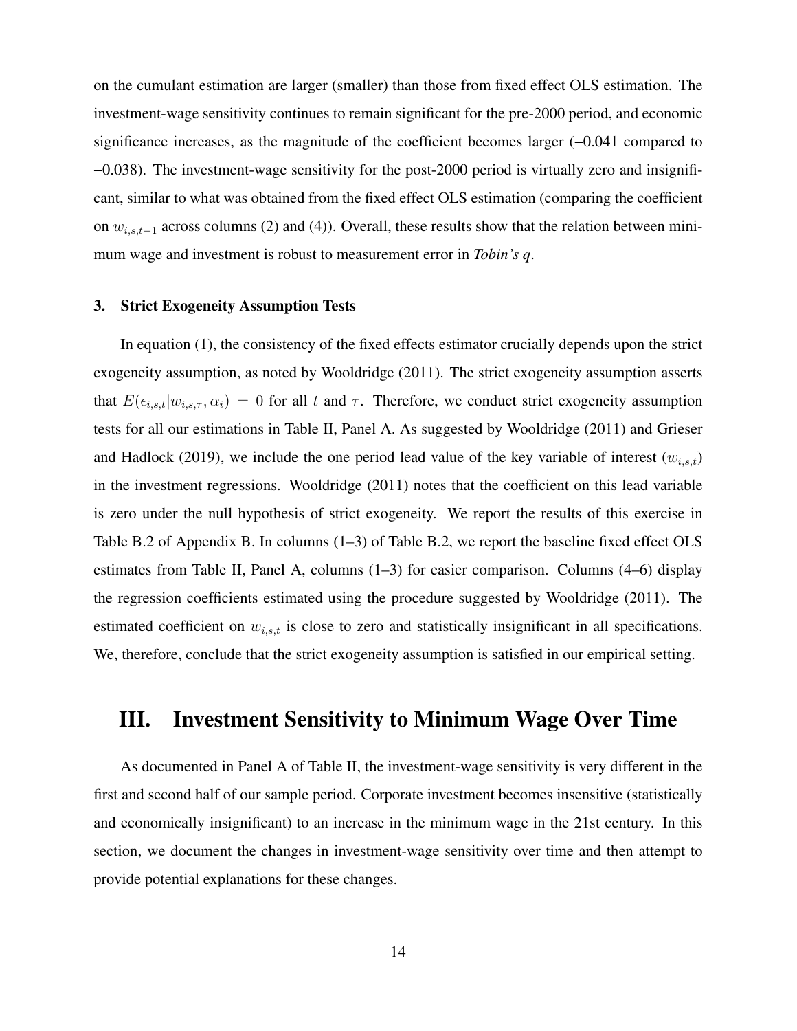on the cumulant estimation are larger (smaller) than those from fixed effect OLS estimation. The investment-wage sensitivity continues to remain significant for the pre-2000 period, and economic significance increases, as the magnitude of the coefficient becomes larger (−0.041 compared to −0.038). The investment-wage sensitivity for the post-2000 period is virtually zero and insignificant, similar to what was obtained from the fixed effect OLS estimation (comparing the coefficient on $w_{i,s,t-1}$ across columns (2) and (4)). Overall, these results show that the relation between minimum wage and investment is robust to measurement error in *Tobin's q*.

### 3. Strict Exogeneity Assumption Tests

In equation (1), the consistency of the fixed effects estimator crucially depends upon the strict exogeneity assumption, as noted by Wooldridge (2011). The strict exogeneity assumption asserts that $E(\epsilon_{i,s,t}|w_{i,s,\tau}, \alpha_i) = 0$ for all $t$ and $\tau$. Therefore, we conduct strict exogeneity assumption tests for all our estimations in Table II, Panel A. As suggested by Wooldridge (2011) and Grieser and Hadlock (2019), we include the one period lead value of the key variable of interest ($w_{i,s,t}$) in the investment regressions. Wooldridge (2011) notes that the coefficient on this lead variable is zero under the null hypothesis of strict exogeneity. We report the results of this exercise in Table B.2 of Appendix B. In columns (1–3) of Table B.2, we report the baseline fixed effect OLS estimates from Table II, Panel A, columns (1–3) for easier comparison. Columns (4–6) display the regression coefficients estimated using the procedure suggested by Wooldridge (2011). The estimated coefficient on $w_{i,s,t}$ is close to zero and statistically insignificant in all specifications. We, therefore, conclude that the strict exogeneity assumption is satisfied in our empirical setting.

## III. Investment Sensitivity to Minimum Wage Over Time

As documented in Panel A of Table II, the investment-wage sensitivity is very different in the first and second half of our sample period. Corporate investment becomes insensitive (statistically and economically insignificant) to an increase in the minimum wage in the 21st century. In this section, we document the changes in investment-wage sensitivity over time and then attempt to provide potential explanations for these changes.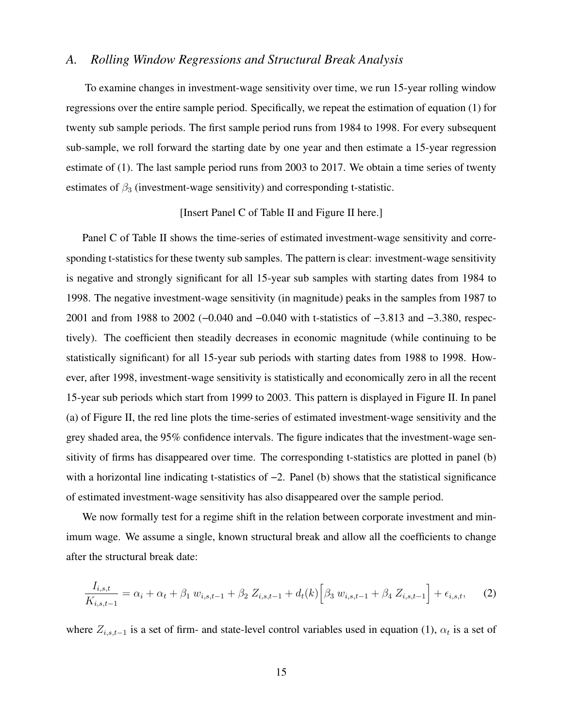## A. *Rolling Window Regressions and Structural Break Analysis*

To examine changes in investment-wage sensitivity over time, we run 15-year rolling window regressions over the entire sample period. Specifically, we repeat the estimation of equation (1) for twenty sub sample periods. The first sample period runs from 1984 to 1998. For every subsequent sub-sample, we roll forward the starting date by one year and then estimate a 15-year regression estimate of (1). The last sample period runs from 2003 to 2017. We obtain a time series of twenty estimates of $\beta_3$ (investment-wage sensitivity) and corresponding t-statistic.

[Insert Panel C of Table II and Figure II here.]

Panel C of Table II shows the time-series of estimated investment-wage sensitivity and corresponding t-statistics for these twenty sub samples. The pattern is clear: investment-wage sensitivity is negative and strongly significant for all 15-year sub samples with starting dates from 1984 to 1998. The negative investment-wage sensitivity (in magnitude) peaks in the samples from 1987 to 2001 and from 1988 to 2002 ($-0.040$ and $-0.040$ with t-statistics of $-3.813$ and $-3.380$, respectively). The coefficient then steadily decreases in economic magnitude (while continuing to be statistically significant) for all 15-year sub periods with starting dates from 1988 to 1998. However, after 1998, investment-wage sensitivity is statistically and economically zero in all the recent 15-year sub periods which start from 1999 to 2003. This pattern is displayed in Figure II. In panel (a) of Figure II, the red line plots the time-series of estimated investment-wage sensitivity and the grey shaded area, the 95% confidence intervals. The figure indicates that the investment-wage sensitivity of firms has disappeared over time. The corresponding t-statistics are plotted in panel (b) with a horizontal line indicating t-statistics of $-2$. Panel (b) shows that the statistical significance of estimated investment-wage sensitivity has also disappeared over the sample period.

We now formally test for a regime shift in the relation between corporate investment and minimum wage. We assume a single, known structural break and allow all the coefficients to change after the structural break date:

$$\frac{I_{i,s,t}}{K_{i,s,t-1}} = \alpha_i + \alpha_t + \beta_1 \, w_{i,s,t-1} + \beta_2 \, Z_{i,s,t-1} + d_t(k)\Big[\beta_3 \, w_{i,s,t-1} + \beta_4 \, Z_{i,s,t-1}\Big] + \epsilon_{i,s,t}, \qquad (2)$$

where $Z_{i,s,t-1}$ is a set of firm- and state-level control variables used in equation (1), $\alpha_t$ is a set of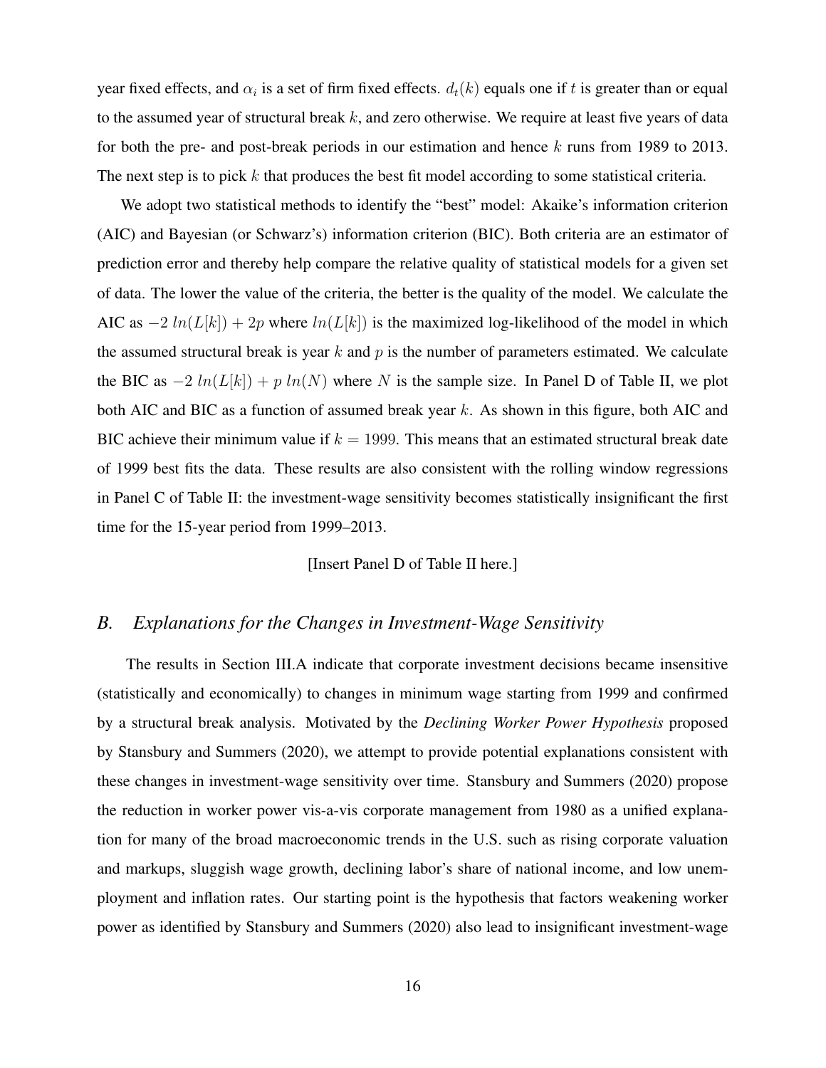year fixed effects, and $\alpha_i$ is a set of firm fixed effects. $d_t(k)$ equals one if $t$ is greater than or equal to the assumed year of structural break $k$, and zero otherwise. We require at least five years of data for both the pre- and post-break periods in our estimation and hence $k$ runs from 1989 to 2013. The next step is to pick $k$ that produces the best fit model according to some statistical criteria.

We adopt two statistical methods to identify the "best" model: Akaike's information criterion (AIC) and Bayesian (or Schwarz's) information criterion (BIC). Both criteria are an estimator of prediction error and thereby help compare the relative quality of statistical models for a given set of data. The lower the value of the criteria, the better is the quality of the model. We calculate the AIC as $-2\ ln(L[k]) + 2p$ where $ln(L[k])$ is the maximized log-likelihood of the model in which the assumed structural break is year $k$ and $p$ is the number of parameters estimated. We calculate the BIC as $-2\ ln(L[k]) + p\ ln(N)$ where $N$ is the sample size. In Panel D of Table II, we plot both AIC and BIC as a function of assumed break year $k$. As shown in this figure, both AIC and BIC achieve their minimum value if $k = 1999$. This means that an estimated structural break date of 1999 best fits the data. These results are also consistent with the rolling window regressions in Panel C of Table II: the investment-wage sensitivity becomes statistically insignificant the first time for the 15-year period from 1999–2013.

[Insert Panel D of Table II here.]

## *B. Explanations for the Changes in Investment-Wage Sensitivity*

The results in Section III.A indicate that corporate investment decisions became insensitive (statistically and economically) to changes in minimum wage starting from 1999 and confirmed by a structural break analysis. Motivated by the *Declining Worker Power Hypothesis* proposed by Stansbury and Summers (2020), we attempt to provide potential explanations consistent with these changes in investment-wage sensitivity over time. Stansbury and Summers (2020) propose the reduction in worker power vis-a-vis corporate management from 1980 as a unified explanation for many of the broad macroeconomic trends in the U.S. such as rising corporate valuation and markups, sluggish wage growth, declining labor's share of national income, and low unemployment and inflation rates. Our starting point is the hypothesis that factors weakening worker power as identified by Stansbury and Summers (2020) also lead to insignificant investment-wage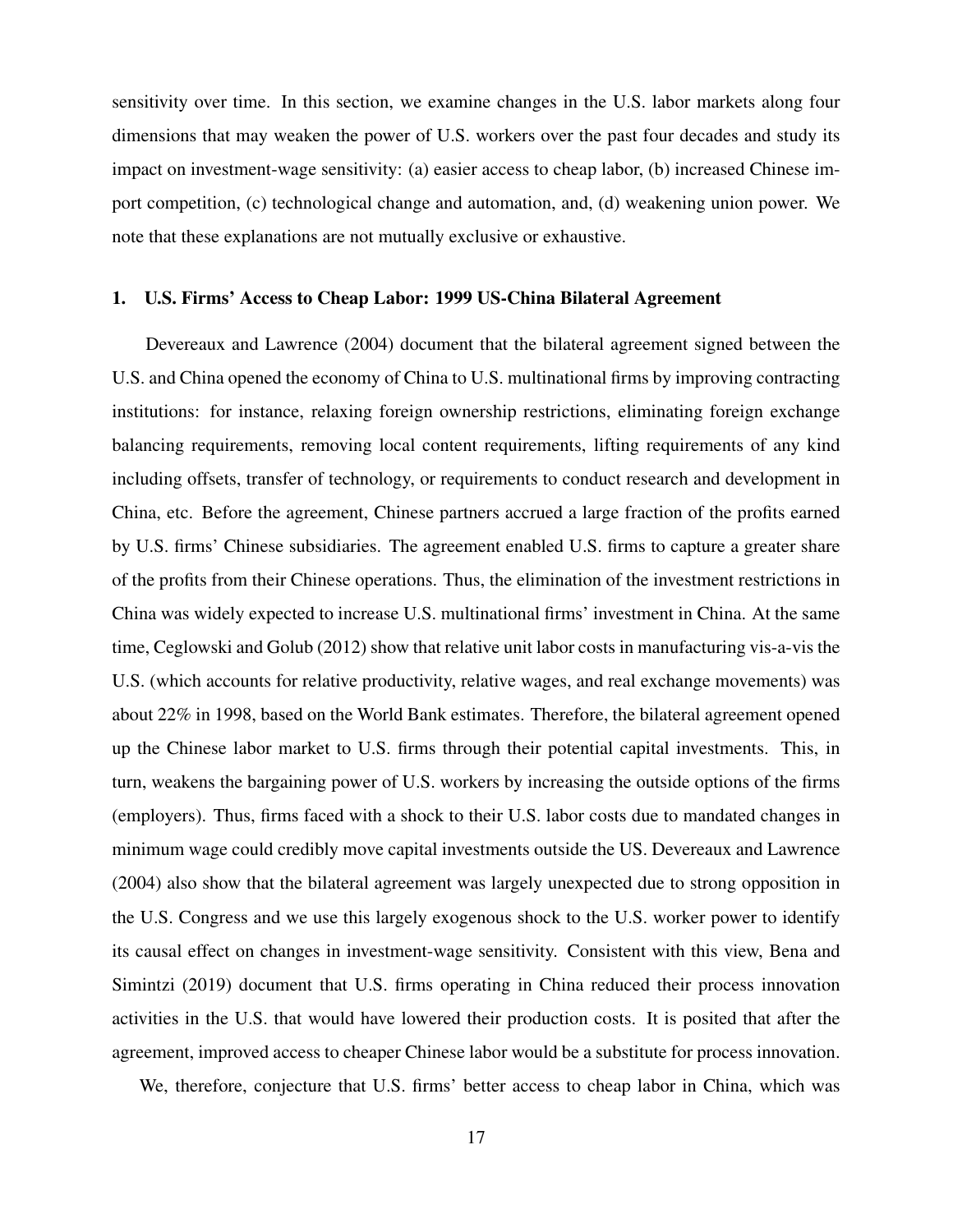sensitivity over time. In this section, we examine changes in the U.S. labor markets along four dimensions that may weaken the power of U.S. workers over the past four decades and study its impact on investment-wage sensitivity: (a) easier access to cheap labor, (b) increased Chinese import competition, (c) technological change and automation, and, (d) weakening union power. We note that these explanations are not mutually exclusive or exhaustive.

### 1. U.S. Firms' Access to Cheap Labor: 1999 US-China Bilateral Agreement

Devereaux and Lawrence (2004) document that the bilateral agreement signed between the U.S. and China opened the economy of China to U.S. multinational firms by improving contracting institutions: for instance, relaxing foreign ownership restrictions, eliminating foreign exchange balancing requirements, removing local content requirements, lifting requirements of any kind including offsets, transfer of technology, or requirements to conduct research and development in China, etc. Before the agreement, Chinese partners accrued a large fraction of the profits earned by U.S. firms' Chinese subsidiaries. The agreement enabled U.S. firms to capture a greater share of the profits from their Chinese operations. Thus, the elimination of the investment restrictions in China was widely expected to increase U.S. multinational firms' investment in China. At the same time, Ceglowski and Golub (2012) show that relative unit labor costs in manufacturing vis-a-vis the U.S. (which accounts for relative productivity, relative wages, and real exchange movements) was about 22% in 1998, based on the World Bank estimates. Therefore, the bilateral agreement opened up the Chinese labor market to U.S. firms through their potential capital investments. This, in turn, weakens the bargaining power of U.S. workers by increasing the outside options of the firms (employers). Thus, firms faced with a shock to their U.S. labor costs due to mandated changes in minimum wage could credibly move capital investments outside the US. Devereaux and Lawrence (2004) also show that the bilateral agreement was largely unexpected due to strong opposition in the U.S. Congress and we use this largely exogenous shock to the U.S. worker power to identify its causal effect on changes in investment-wage sensitivity. Consistent with this view, Bena and Simintzi (2019) document that U.S. firms operating in China reduced their process innovation activities in the U.S. that would have lowered their production costs. It is posited that after the agreement, improved access to cheaper Chinese labor would be a substitute for process innovation.

We, therefore, conjecture that U.S. firms' better access to cheap labor in China, which was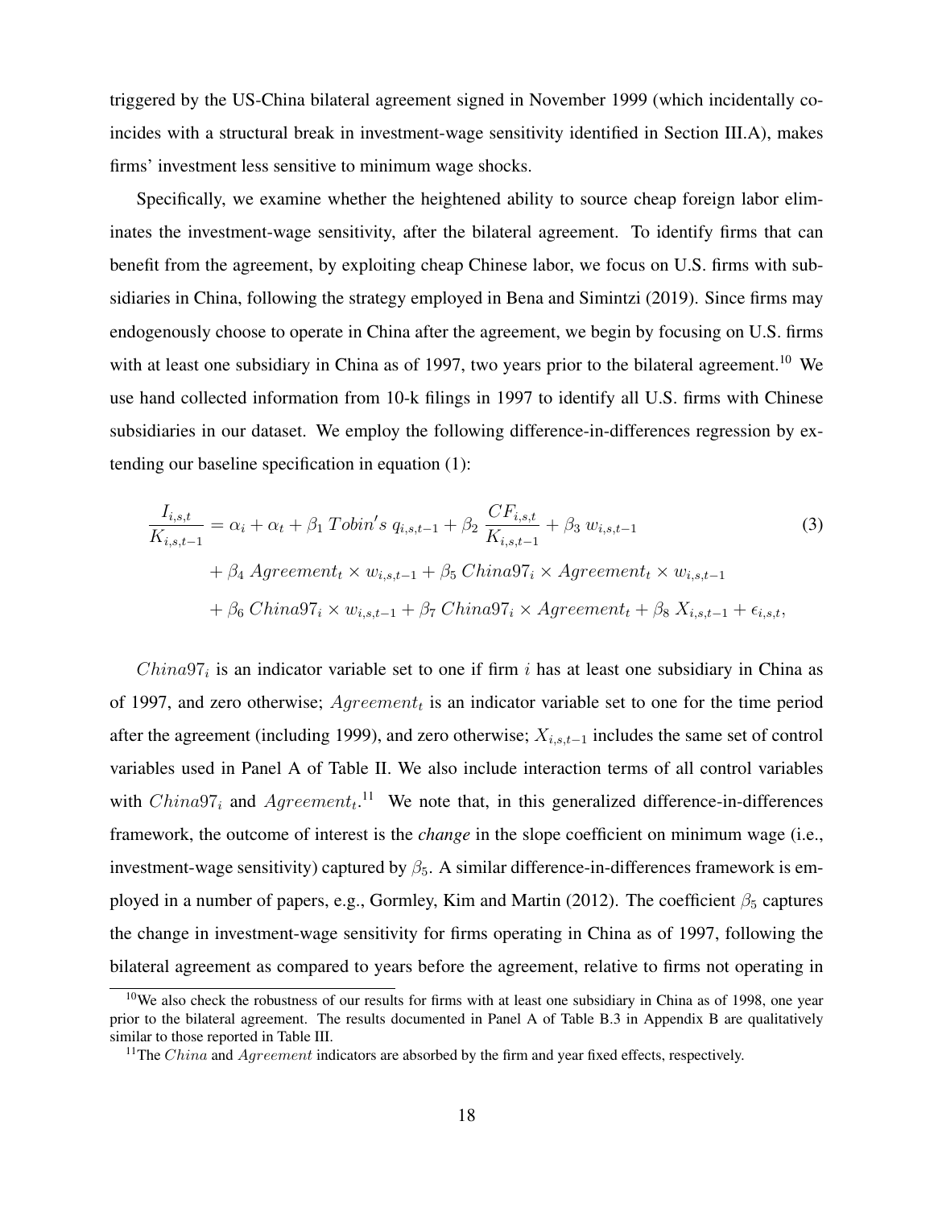triggered by the US-China bilateral agreement signed in November 1999 (which incidentally coincides with a structural break in investment-wage sensitivity identified in Section III.A), makes firms' investment less sensitive to minimum wage shocks.

Specifically, we examine whether the heightened ability to source cheap foreign labor eliminates the investment-wage sensitivity, after the bilateral agreement. To identify firms that can benefit from the agreement, by exploiting cheap Chinese labor, we focus on U.S. firms with subsidiaries in China, following the strategy employed in Bena and Simintzi (2019). Since firms may endogenously choose to operate in China after the agreement, we begin by focusing on U.S. firms with at least one subsidiary in China as of 1997, two years prior to the bilateral agreement.[10] We use hand collected information from 10-k filings in 1997 to identify all U.S. firms with Chinese subsidiaries in our dataset. We employ the following difference-in-differences regression by extending our baseline specification in equation (1):

$$
\begin{aligned}
\frac{I_{i,s,t}}{K_{i,s,t-1}} &= \alpha_i + \alpha_t + \beta_1 \, Tobin's \, q_{i,s,t-1} + \beta_2 \, \frac{CF_{i,s,t}}{K_{i,s,t-1}} + \beta_3 \, w_{i,s,t-1} \\
&+ \beta_4 \, Agreement_t \times w_{i,s,t-1} + \beta_5 \, China97_i \times Agreement_t \times w_{i,s,t-1} \\
&+ \beta_6 \, China97_i \times w_{i,s,t-1} + \beta_7 \, China97_i \times Agreement_t + \beta_8 \, X_{i,s,t-1} + \epsilon_{i,s,t},
\end{aligned} \tag{3}
$$

$China97_i$ is an indicator variable set to one if firm $i$ has at least one subsidiary in China as of 1997, and zero otherwise; $Agreement_t$ is an indicator variable set to one for the time period after the agreement (including 1999), and zero otherwise; $X_{i,s,t-1}$ includes the same set of control variables used in Panel A of Table II. We also include interaction terms of all control variables with $China97_i$ and $Agreement_t$.[11] We note that, in this generalized difference-in-differences framework, the outcome of interest is the *change* in the slope coefficient on minimum wage (i.e., investment-wage sensitivity) captured by $\beta_5$. A similar difference-in-differences framework is employed in a number of papers, e.g., Gormley, Kim and Martin (2012). The coefficient $\beta_5$ captures the change in investment-wage sensitivity for firms operating in China as of 1997, following the bilateral agreement as compared to years before the agreement, relative to firms not operating in

[10] We also check the robustness of our results for firms with at least one subsidiary in China as of 1998, one year prior to the bilateral agreement. The results documented in Panel A of Table B.3 in Appendix B are qualitatively similar to those reported in Table III.

[11] The $China$ and $Agreement$ indicators are absorbed by the firm and year fixed effects, respectively.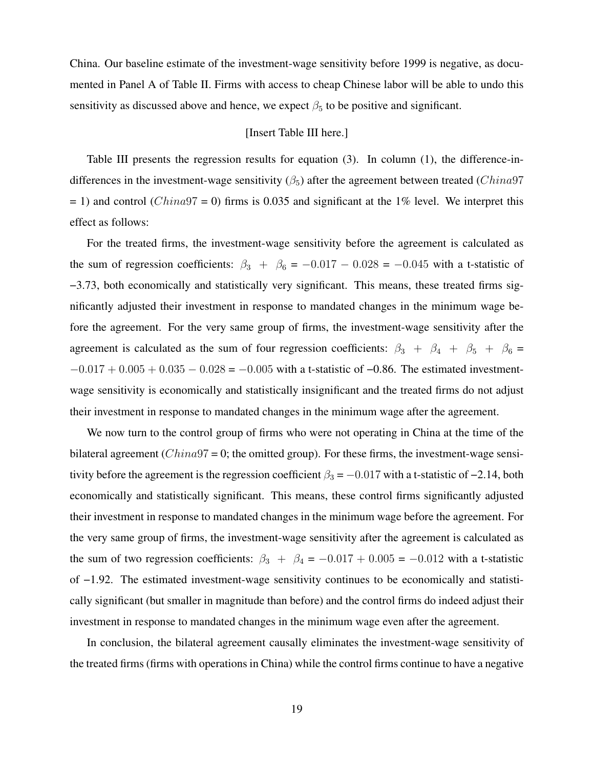China. Our baseline estimate of the investment-wage sensitivity before 1999 is negative, as documented in Panel A of Table II. Firms with access to cheap Chinese labor will be able to undo this sensitivity as discussed above and hence, we expect $\beta_5$ to be positive and significant.

[Insert Table III here.]

Table III presents the regression results for equation (3). In column (1), the difference-in-differences in the investment-wage sensitivity ($\beta_5$) after the agreement between treated ($China97$ = 1) and control ($China97$ = 0) firms is 0.035 and significant at the 1% level. We interpret this effect as follows:

For the treated firms, the investment-wage sensitivity before the agreement is calculated as the sum of regression coefficients: $\beta_3 + \beta_6 = -0.017 - 0.028 = -0.045$ with a t-statistic of −3.73, both economically and statistically very significant. This means, these treated firms significantly adjusted their investment in response to mandated changes in the minimum wage before the agreement. For the very same group of firms, the investment-wage sensitivity after the agreement is calculated as the sum of four regression coefficients: $\beta_3 + \beta_4 + \beta_5 + \beta_6 = -0.017 + 0.005 + 0.035 - 0.028 = -0.005$ with a t-statistic of −0.86. The estimated investment-wage sensitivity is economically and statistically insignificant and the treated firms do not adjust their investment in response to mandated changes in the minimum wage after the agreement.

We now turn to the control group of firms who were not operating in China at the time of the bilateral agreement ($China97$ = 0; the omitted group). For these firms, the investment-wage sensitivity before the agreement is the regression coefficient $\beta_3 = -0.017$ with a t-statistic of −2.14, both economically and statistically significant. This means, these control firms significantly adjusted their investment in response to mandated changes in the minimum wage before the agreement. For the very same group of firms, the investment-wage sensitivity after the agreement is calculated as the sum of two regression coefficients: $\beta_3 + \beta_4 = -0.017 + 0.005 = -0.012$ with a t-statistic of −1.92. The estimated investment-wage sensitivity continues to be economically and statistically significant (but smaller in magnitude than before) and the control firms do indeed adjust their investment in response to mandated changes in the minimum wage even after the agreement.

In conclusion, the bilateral agreement causally eliminates the investment-wage sensitivity of the treated firms (firms with operations in China) while the control firms continue to have a negative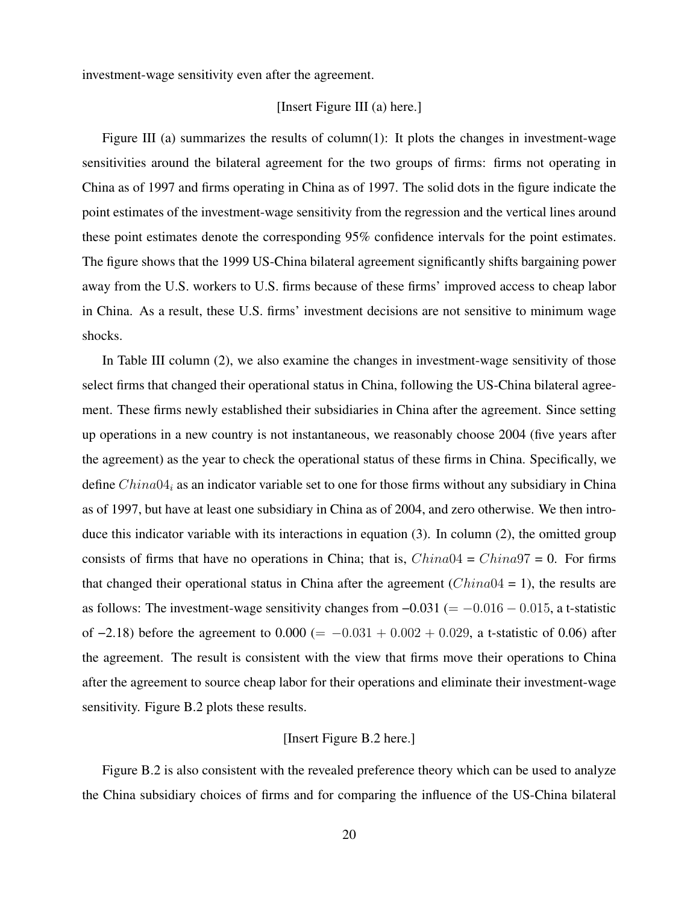investment-wage sensitivity even after the agreement.

[Insert Figure III (a) here.]

Figure III (a) summarizes the results of column(1): It plots the changes in investment-wage sensitivities around the bilateral agreement for the two groups of firms: firms not operating in China as of 1997 and firms operating in China as of 1997. The solid dots in the figure indicate the point estimates of the investment-wage sensitivity from the regression and the vertical lines around these point estimates denote the corresponding 95% confidence intervals for the point estimates. The figure shows that the 1999 US-China bilateral agreement significantly shifts bargaining power away from the U.S. workers to U.S. firms because of these firms' improved access to cheap labor in China. As a result, these U.S. firms' investment decisions are not sensitive to minimum wage shocks.

In Table III column (2), we also examine the changes in investment-wage sensitivity of those select firms that changed their operational status in China, following the US-China bilateral agreement. These firms newly established their subsidiaries in China after the agreement. Since setting up operations in a new country is not instantaneous, we reasonably choose 2004 (five years after the agreement) as the year to check the operational status of these firms in China. Specifically, we define $China04_i$ as an indicator variable set to one for those firms without any subsidiary in China as of 1997, but have at least one subsidiary in China as of 2004, and zero otherwise. We then introduce this indicator variable with its interactions in equation (3). In column (2), the omitted group consists of firms that have no operations in China; that is, $China04$ = $China97$ = 0. For firms that changed their operational status in China after the agreement ($China04$ = 1), the results are as follows: The investment-wage sensitivity changes from −0.031 ($= -0.016 - 0.015$, a t-statistic of −2.18) before the agreement to 0.000 ($= -0.031 + 0.002 + 0.029$, a t-statistic of 0.06) after the agreement. The result is consistent with the view that firms move their operations to China after the agreement to source cheap labor for their operations and eliminate their investment-wage sensitivity. Figure B.2 plots these results.

[Insert Figure B.2 here.]

Figure B.2 is also consistent with the revealed preference theory which can be used to analyze the China subsidiary choices of firms and for comparing the influence of the US-China bilateral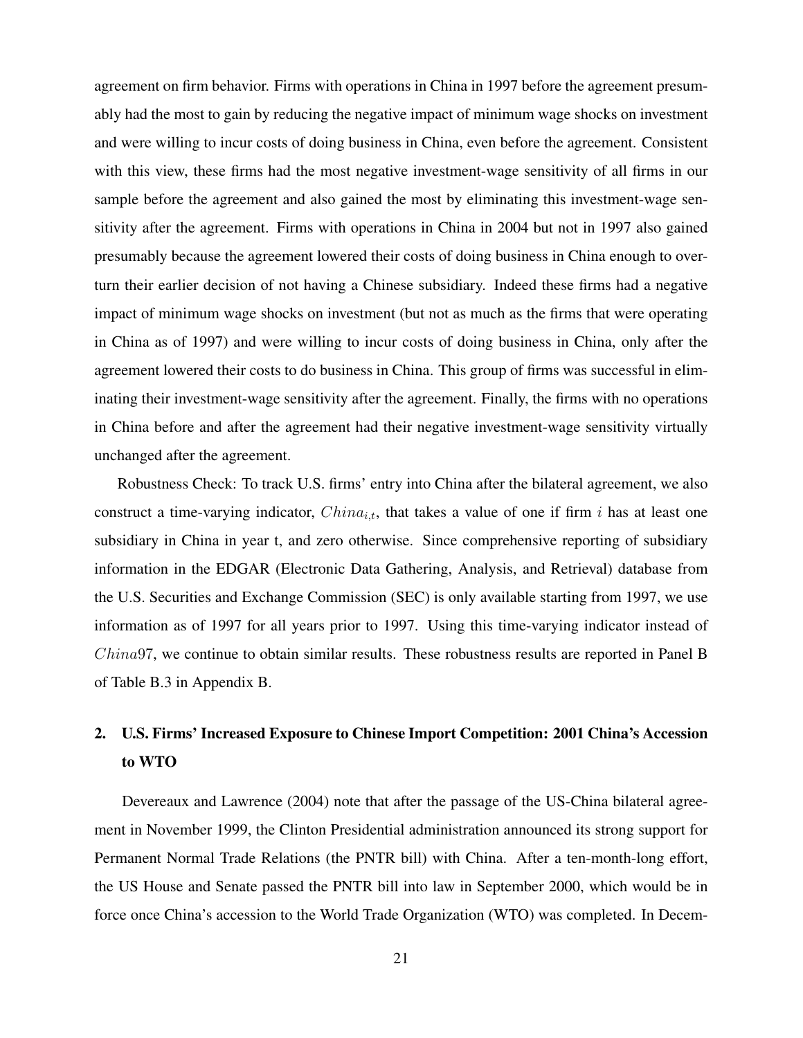agreement on firm behavior. Firms with operations in China in 1997 before the agreement presumably had the most to gain by reducing the negative impact of minimum wage shocks on investment and were willing to incur costs of doing business in China, even before the agreement. Consistent with this view, these firms had the most negative investment-wage sensitivity of all firms in our sample before the agreement and also gained the most by eliminating this investment-wage sensitivity after the agreement. Firms with operations in China in 2004 but not in 1997 also gained presumably because the agreement lowered their costs of doing business in China enough to overturn their earlier decision of not having a Chinese subsidiary. Indeed these firms had a negative impact of minimum wage shocks on investment (but not as much as the firms that were operating in China as of 1997) and were willing to incur costs of doing business in China, only after the agreement lowered their costs to do business in China. This group of firms was successful in eliminating their investment-wage sensitivity after the agreement. Finally, the firms with no operations in China before and after the agreement had their negative investment-wage sensitivity virtually unchanged after the agreement.

Robustness Check: To track U.S. firms' entry into China after the bilateral agreement, we also construct a time-varying indicator, $China_{i,t}$, that takes a value of one if firm $i$ has at least one subsidiary in China in year t, and zero otherwise. Since comprehensive reporting of subsidiary information in the EDGAR (Electronic Data Gathering, Analysis, and Retrieval) database from the U.S. Securities and Exchange Commission (SEC) is only available starting from 1997, we use information as of 1997 for all years prior to 1997. Using this time-varying indicator instead of $China97$, we continue to obtain similar results. These robustness results are reported in Panel B of Table B.3 in Appendix B.

## 2. U.S. Firms' Increased Exposure to Chinese Import Competition: 2001 China's Accession to WTO

Devereaux and Lawrence (2004) note that after the passage of the US-China bilateral agreement in November 1999, the Clinton Presidential administration announced its strong support for Permanent Normal Trade Relations (the PNTR bill) with China. After a ten-month-long effort, the US House and Senate passed the PNTR bill into law in September 2000, which would be in force once China's accession to the World Trade Organization (WTO) was completed. In Decem-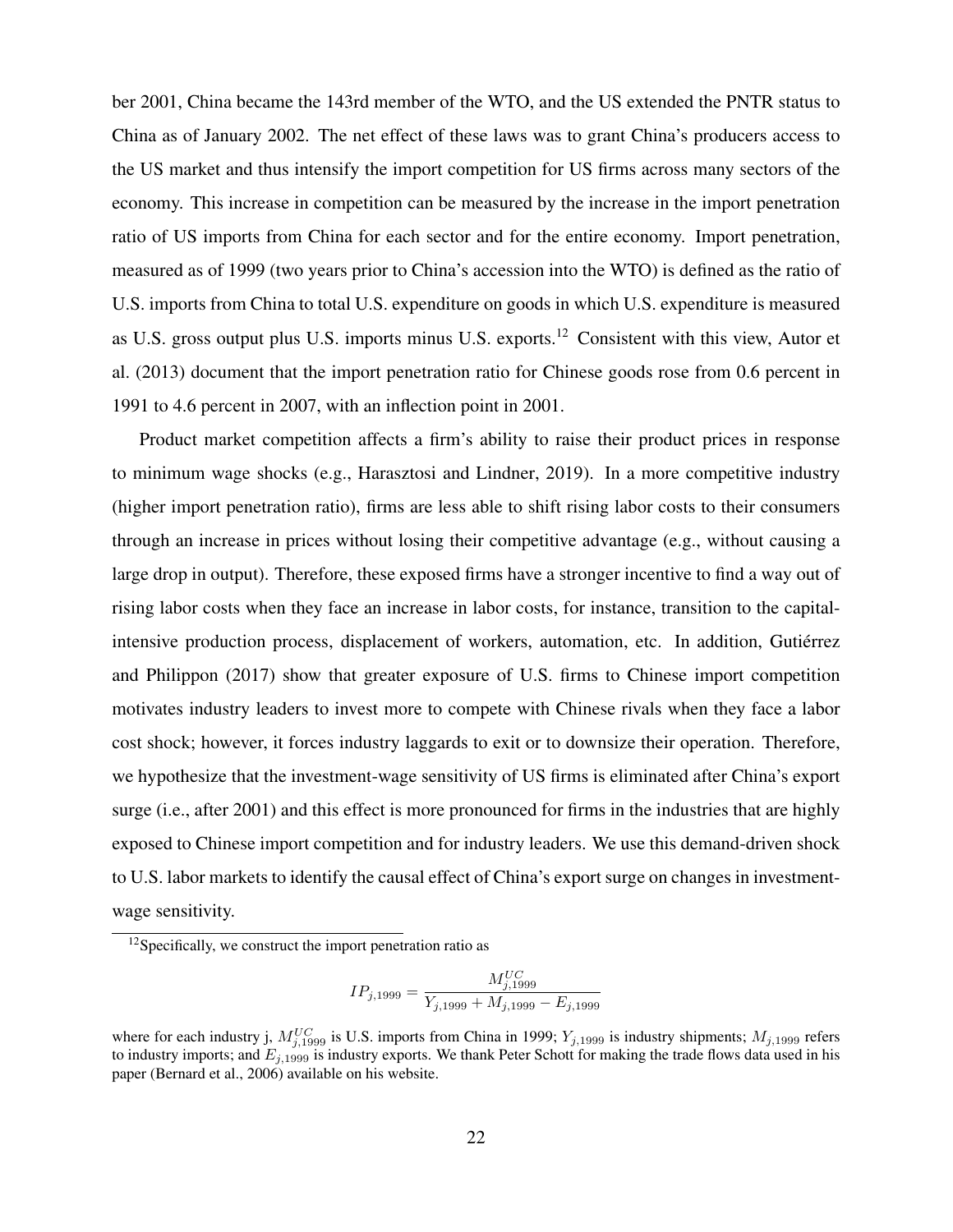ber 2001, China became the 143rd member of the WTO, and the US extended the PNTR status to China as of January 2002. The net effect of these laws was to grant China's producers access to the US market and thus intensify the import competition for US firms across many sectors of the economy. This increase in competition can be measured by the increase in the import penetration ratio of US imports from China for each sector and for the entire economy. Import penetration, measured as of 1999 (two years prior to China's accession into the WTO) is defined as the ratio of U.S. imports from China to total U.S. expenditure on goods in which U.S. expenditure is measured as U.S. gross output plus U.S. imports minus U.S. exports.[12] Consistent with this view, Autor et al. (2013) document that the import penetration ratio for Chinese goods rose from 0.6 percent in 1991 to 4.6 percent in 2007, with an inflection point in 2001.

Product market competition affects a firm's ability to raise their product prices in response to minimum wage shocks (e.g., Harasztosi and Lindner, 2019). In a more competitive industry (higher import penetration ratio), firms are less able to shift rising labor costs to their consumers through an increase in prices without losing their competitive advantage (e.g., without causing a large drop in output). Therefore, these exposed firms have a stronger incentive to find a way out of rising labor costs when they face an increase in labor costs, for instance, transition to the capital-intensive production process, displacement of workers, automation, etc. In addition, Gutiérrez and Philippon (2017) show that greater exposure of U.S. firms to Chinese import competition motivates industry leaders to invest more to compete with Chinese rivals when they face a labor cost shock; however, it forces industry laggards to exit or to downsize their operation. Therefore, we hypothesize that the investment-wage sensitivity of US firms is eliminated after China's export surge (i.e., after 2001) and this effect is more pronounced for firms in the industries that are highly exposed to Chinese import competition and for industry leaders. We use this demand-driven shock to U.S. labor markets to identify the causal effect of China's export surge on changes in investment-wage sensitivity.

[12] Specifically, we construct the import penetration ratio as

$$IP_{j,1999} = \frac{M^{UC}_{j,1999}}{Y_{j,1999} + M_{j,1999} - E_{j,1999}}$$

where for each industry j, $M^{UC}_{j,1999}$ is U.S. imports from China in 1999; $Y_{j,1999}$ is industry shipments; $M_{j,1999}$ refers to industry imports; and $E_{j,1999}$ is industry exports. We thank Peter Schott for making the trade flows data used in his paper (Bernard et al., 2006) available on his website.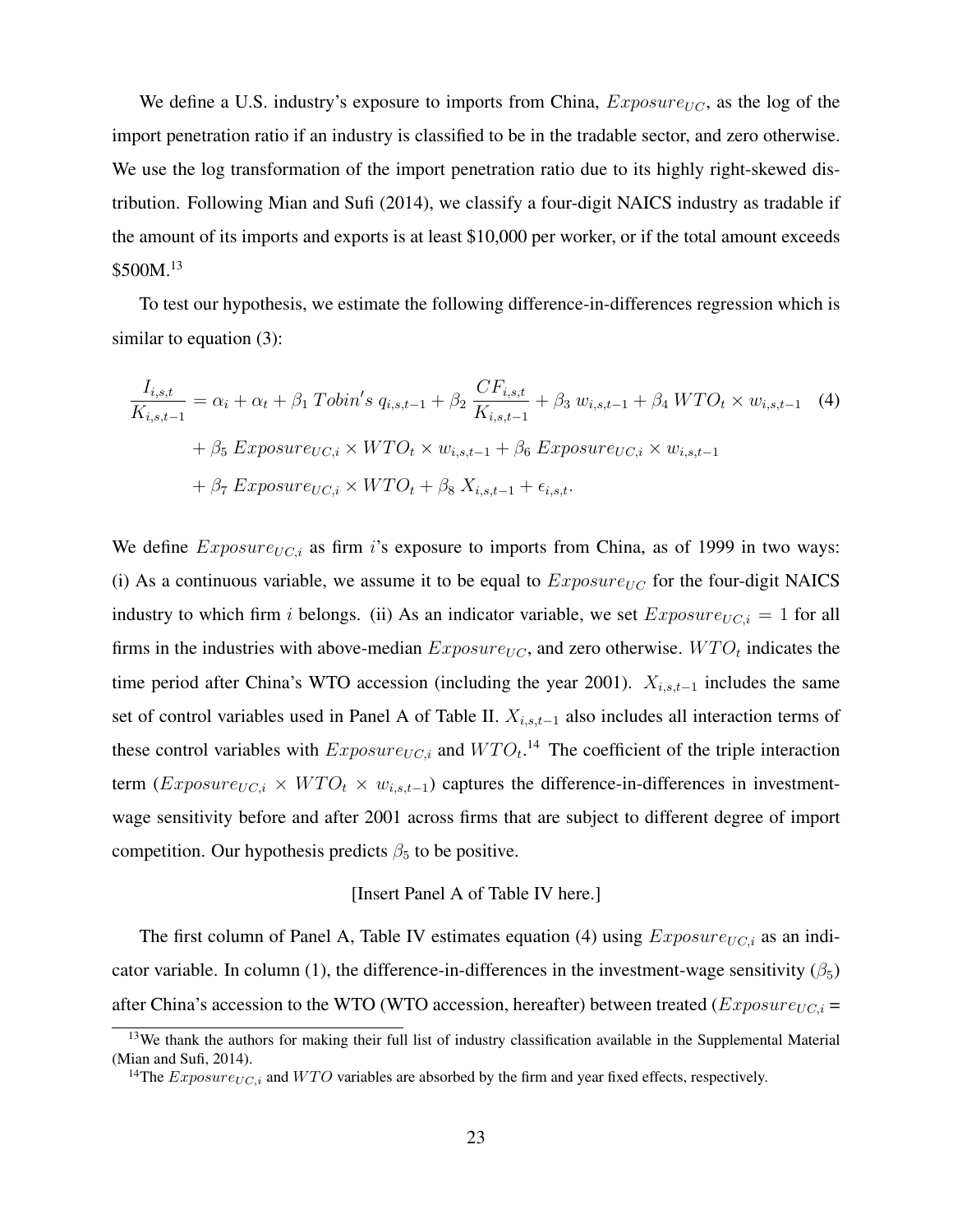We define a U.S. industry's exposure to imports from China, $Exposure_{UC}$, as the log of the import penetration ratio if an industry is classified to be in the tradable sector, and zero otherwise. We use the log transformation of the import penetration ratio due to its highly right-skewed distribution. Following Mian and Sufi (2014), we classify a four-digit NAICS industry as tradable if the amount of its imports and exports is at least \$10,000 per worker, or if the total amount exceeds \$500M.[13]

To test our hypothesis, we estimate the following difference-in-differences regression which is similar to equation (3):

$$
\begin{aligned}
\frac{I_{i,s,t}}{K_{i,s,t-1}} = {} & \alpha_i + \alpha_t + \beta_1 \, Tobin's \; q_{i,s,t-1} + \beta_2 \, \frac{CF_{i,s,t}}{K_{i,s,t-1}} + \beta_3 \, w_{i,s,t-1} + \beta_4 \, WTO_t \times w_{i,s,t-1} \\
& + \beta_5 \, Exposure_{UC,i} \times WTO_t \times w_{i,s,t-1} + \beta_6 \, Exposure_{UC,i} \times w_{i,s,t-1} \\
& + \beta_7 \, Exposure_{UC,i} \times WTO_t + \beta_8 \, X_{i,s,t-1} + \epsilon_{i,s,t}.
\end{aligned}
\tag{4}
$$

We define $Exposure_{UC,i}$ as firm $i$'s exposure to imports from China, as of 1999 in two ways: (i) As a continuous variable, we assume it to be equal to $Exposure_{UC}$ for the four-digit NAICS industry to which firm $i$ belongs. (ii) As an indicator variable, we set $Exposure_{UC,i} = 1$ for all firms in the industries with above-median $Exposure_{UC}$, and zero otherwise. $WTO_t$ indicates the time period after China's WTO accession (including the year 2001). $X_{i,s,t-1}$ includes the same set of control variables used in Panel A of Table II. $X_{i,s,t-1}$ also includes all interaction terms of these control variables with $Exposure_{UC,i}$ and $WTO_t$.[14] The coefficient of the triple interaction term ($Exposure_{UC,i} \times WTO_t \times w_{i,s,t-1}$) captures the difference-in-differences in investment-wage sensitivity before and after 2001 across firms that are subject to different degree of import competition. Our hypothesis predicts $\beta_5$ to be positive.

[Insert Panel A of Table IV here.]

The first column of Panel A, Table IV estimates equation (4) using $Exposure_{UC,i}$ as an indicator variable. In column (1), the difference-in-differences in the investment-wage sensitivity ($\beta_5$) after China's accession to the WTO (WTO accession, hereafter) between treated ($Exposure_{UC,i}$ =

[13] We thank the authors for making their full list of industry classification available in the Supplemental Material (Mian and Sufi, 2014).

[14] The $Exposure_{UC,i}$ and $WTO$ variables are absorbed by the firm and year fixed effects, respectively.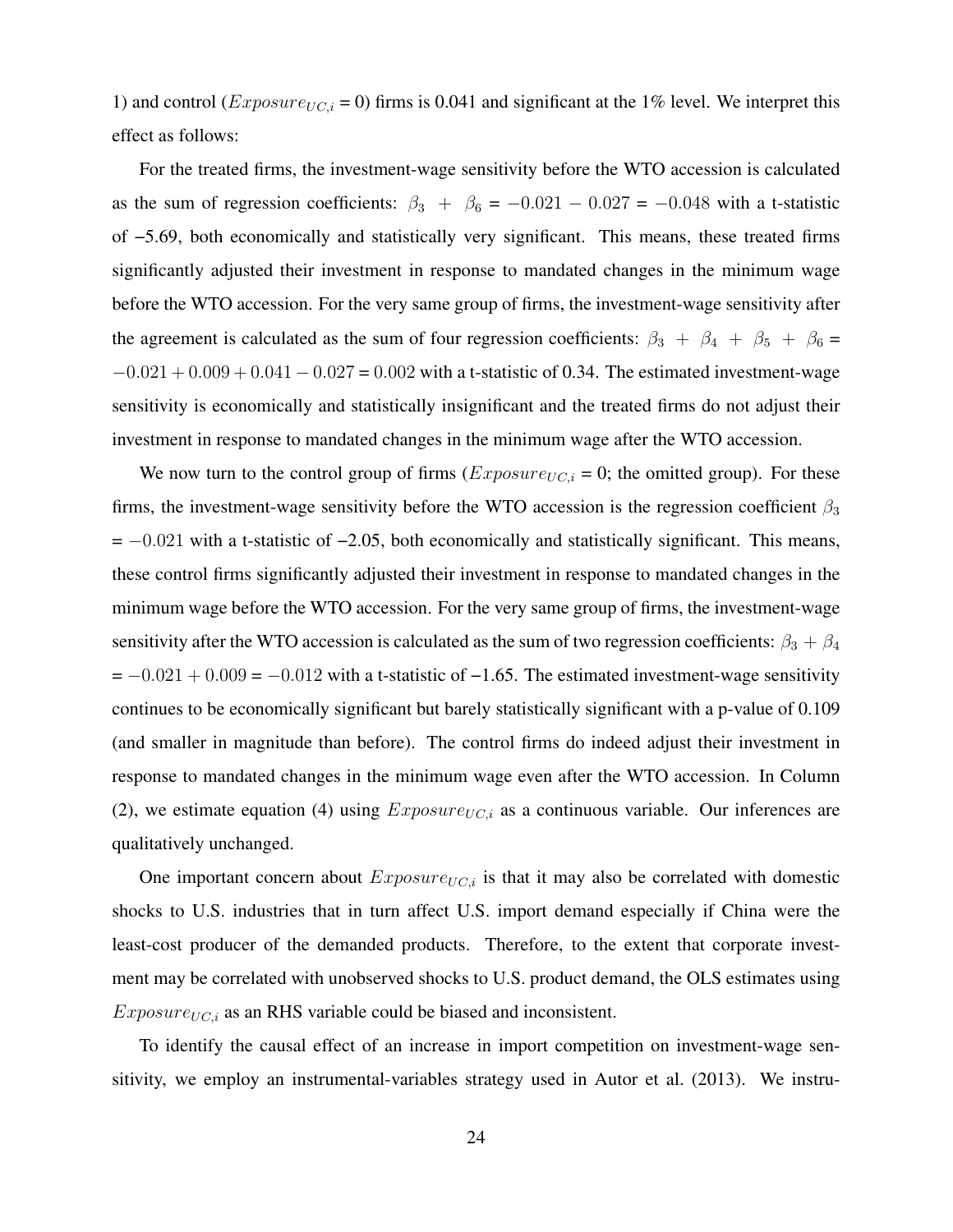1) and control ($Exposure_{UC,i}$ = 0) firms is 0.041 and significant at the 1% level. We interpret this effect as follows:

For the treated firms, the investment-wage sensitivity before the WTO accession is calculated as the sum of regression coefficients: $\beta_3 + \beta_6 = -0.021 - 0.027 = -0.048$ with a t-statistic of −5.69, both economically and statistically very significant. This means, these treated firms significantly adjusted their investment in response to mandated changes in the minimum wage before the WTO accession. For the very same group of firms, the investment-wage sensitivity after the agreement is calculated as the sum of four regression coefficients: $\beta_3 + \beta_4 + \beta_5 + \beta_6 = -0.021 + 0.009 + 0.041 - 0.027 = 0.002$ with a t-statistic of 0.34. The estimated investment-wage sensitivity is economically and statistically insignificant and the treated firms do not adjust their investment in response to mandated changes in the minimum wage after the WTO accession.

We now turn to the control group of firms ($Exposure_{UC,i}$ = 0; the omitted group). For these firms, the investment-wage sensitivity before the WTO accession is the regression coefficient $\beta_3 = -0.021$ with a t-statistic of −2.05, both economically and statistically significant. This means, these control firms significantly adjusted their investment in response to mandated changes in the minimum wage before the WTO accession. For the very same group of firms, the investment-wage sensitivity after the WTO accession is calculated as the sum of two regression coefficients: $\beta_3 + \beta_4 = -0.021 + 0.009 = -0.012$ with a t-statistic of −1.65. The estimated investment-wage sensitivity continues to be economically significant but barely statistically significant with a p-value of 0.109 (and smaller in magnitude than before). The control firms do indeed adjust their investment in response to mandated changes in the minimum wage even after the WTO accession. In Column (2), we estimate equation (4) using $Exposure_{UC,i}$ as a continuous variable. Our inferences are qualitatively unchanged.

One important concern about $Exposure_{UC,i}$ is that it may also be correlated with domestic shocks to U.S. industries that in turn affect U.S. import demand especially if China were the least-cost producer of the demanded products. Therefore, to the extent that corporate investment may be correlated with unobserved shocks to U.S. product demand, the OLS estimates using $Exposure_{UC,i}$ as an RHS variable could be biased and inconsistent.

To identify the causal effect of an increase in import competition on investment-wage sensitivity, we employ an instrumental-variables strategy used in Autor et al. (2013). We instru-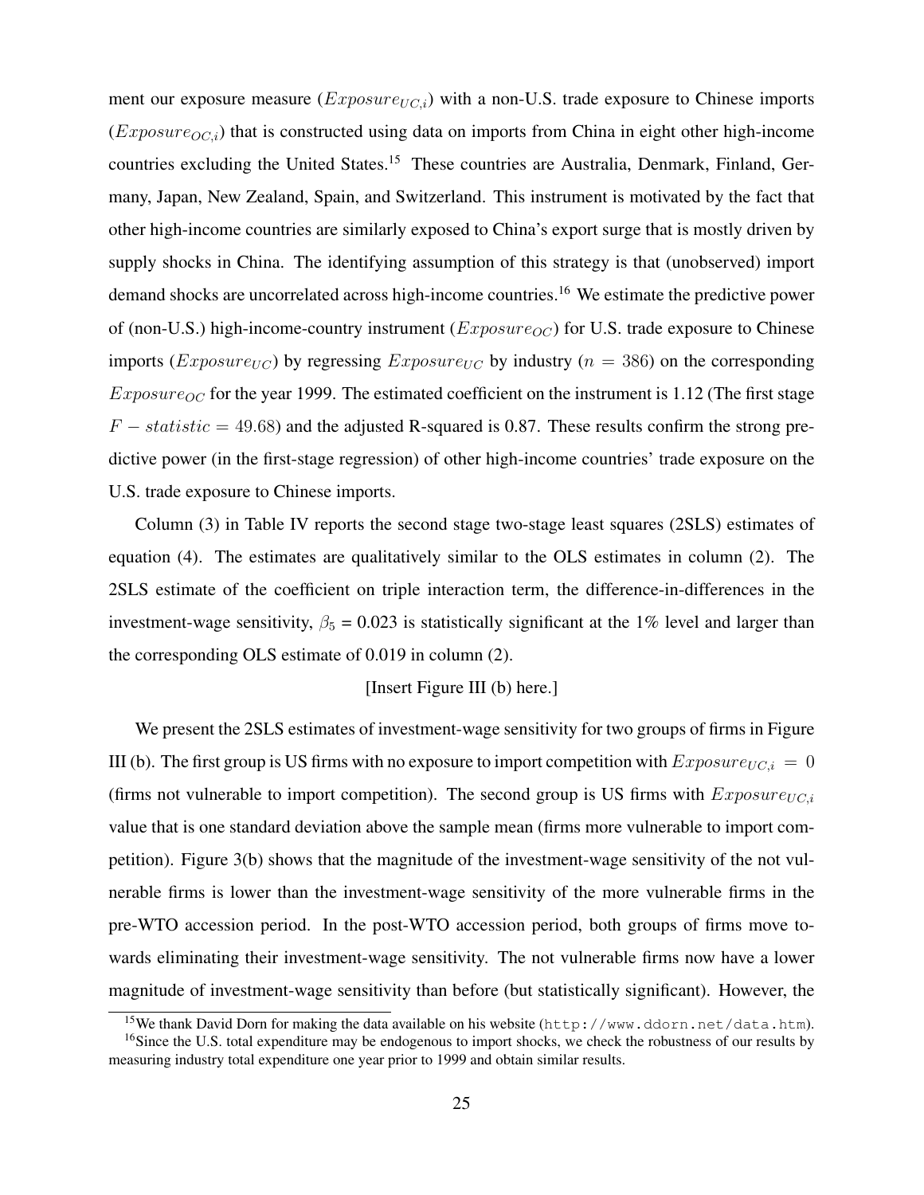ment our exposure measure ($Exposure_{UC,i}$) with a non-U.S. trade exposure to Chinese imports ($Exposure_{OC,i}$) that is constructed using data on imports from China in eight other high-income countries excluding the United States.[15] These countries are Australia, Denmark, Finland, Germany, Japan, New Zealand, Spain, and Switzerland. This instrument is motivated by the fact that other high-income countries are similarly exposed to China's export surge that is mostly driven by supply shocks in China. The identifying assumption of this strategy is that (unobserved) import demand shocks are uncorrelated across high-income countries.[16] We estimate the predictive power of (non-U.S.) high-income-country instrument ($Exposure_{OC}$) for U.S. trade exposure to Chinese imports ($Exposure_{UC}$) by regressing $Exposure_{UC}$ by industry ($n = 386$) on the corresponding $Exposure_{OC}$ for the year 1999. The estimated coefficient on the instrument is 1.12 (The first stage $F - statistic = 49.68$) and the adjusted R-squared is 0.87. These results confirm the strong predictive power (in the first-stage regression) of other high-income countries' trade exposure on the U.S. trade exposure to Chinese imports.

Column (3) in Table IV reports the second stage two-stage least squares (2SLS) estimates of equation (4). The estimates are qualitatively similar to the OLS estimates in column (2). The 2SLS estimate of the coefficient on triple interaction term, the difference-in-differences in the investment-wage sensitivity, $\beta_5$ = 0.023 is statistically significant at the 1% level and larger than the corresponding OLS estimate of 0.019 in column (2).

[Insert Figure III (b) here.]

We present the 2SLS estimates of investment-wage sensitivity for two groups of firms in Figure III (b). The first group is US firms with no exposure to import competition with $Exposure_{UC,i} = 0$ (firms not vulnerable to import competition). The second group is US firms with $Exposure_{UC,i}$ value that is one standard deviation above the sample mean (firms more vulnerable to import competition). Figure 3(b) shows that the magnitude of the investment-wage sensitivity of the not vulnerable firms is lower than the investment-wage sensitivity of the more vulnerable firms in the pre-WTO accession period. In the post-WTO accession period, both groups of firms move towards eliminating their investment-wage sensitivity. The not vulnerable firms now have a lower magnitude of investment-wage sensitivity than before (but statistically significant). However, the

[15] We thank David Dorn for making the data available on his website (`http://www.ddorn.net/data.htm`).

[16] Since the U.S. total expenditure may be endogenous to import shocks, we check the robustness of our results by measuring industry total expenditure one year prior to 1999 and obtain similar results.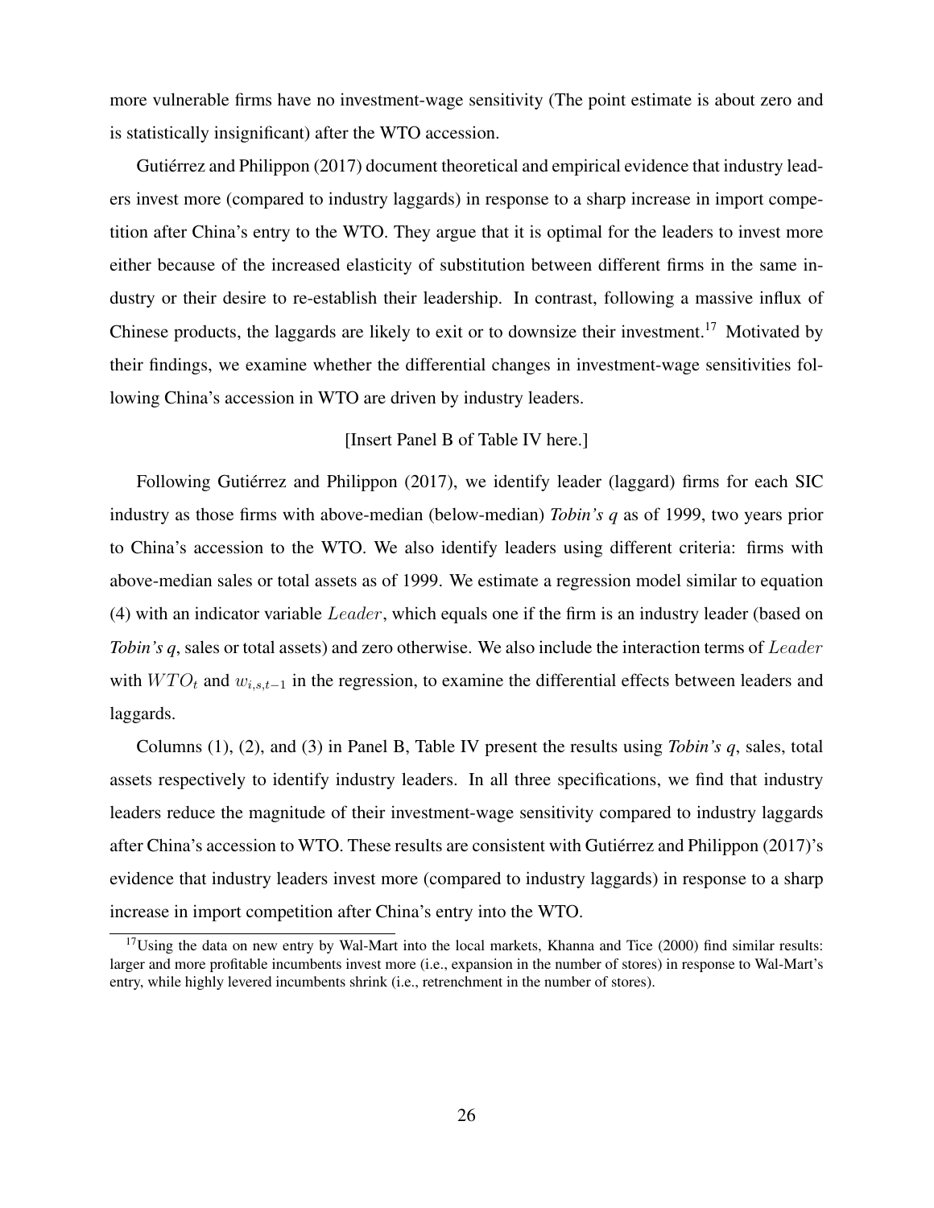more vulnerable firms have no investment-wage sensitivity (The point estimate is about zero and is statistically insignificant) after the WTO accession.

Gutiérrez and Philippon (2017) document theoretical and empirical evidence that industry leaders invest more (compared to industry laggards) in response to a sharp increase in import competition after China's entry to the WTO. They argue that it is optimal for the leaders to invest more either because of the increased elasticity of substitution between different firms in the same industry or their desire to re-establish their leadership. In contrast, following a massive influx of Chinese products, the laggards are likely to exit or to downsize their investment.[17] Motivated by their findings, we examine whether the differential changes in investment-wage sensitivities following China's accession in WTO are driven by industry leaders.

[Insert Panel B of Table IV here.]

Following Gutiérrez and Philippon (2017), we identify leader (laggard) firms for each SIC industry as those firms with above-median (below-median) ***Tobin's q*** as of 1999, two years prior to China's accession to the WTO. We also identify leaders using different criteria: firms with above-median sales or total assets as of 1999. We estimate a regression model similar to equation (4) with an indicator variable $Leader$, which equals one if the firm is an industry leader (based on ***Tobin's q***, sales or total assets) and zero otherwise. We also include the interaction terms of $Leader$ with $WTO_t$ and $w_{i,s,t-1}$ in the regression, to examine the differential effects between leaders and laggards.

Columns (1), (2), and (3) in Panel B, Table IV present the results using ***Tobin's q***, sales, total assets respectively to identify industry leaders. In all three specifications, we find that industry leaders reduce the magnitude of their investment-wage sensitivity compared to industry laggards after China's accession to WTO. These results are consistent with Gutiérrez and Philippon (2017)'s evidence that industry leaders invest more (compared to industry laggards) in response to a sharp increase in import competition after China's entry into the WTO.

[17] Using the data on new entry by Wal-Mart into the local markets, Khanna and Tice (2000) find similar results: larger and more profitable incumbents invest more (i.e., expansion in the number of stores) in response to Wal-Mart's entry, while highly levered incumbents shrink (i.e., retrenchment in the number of stores).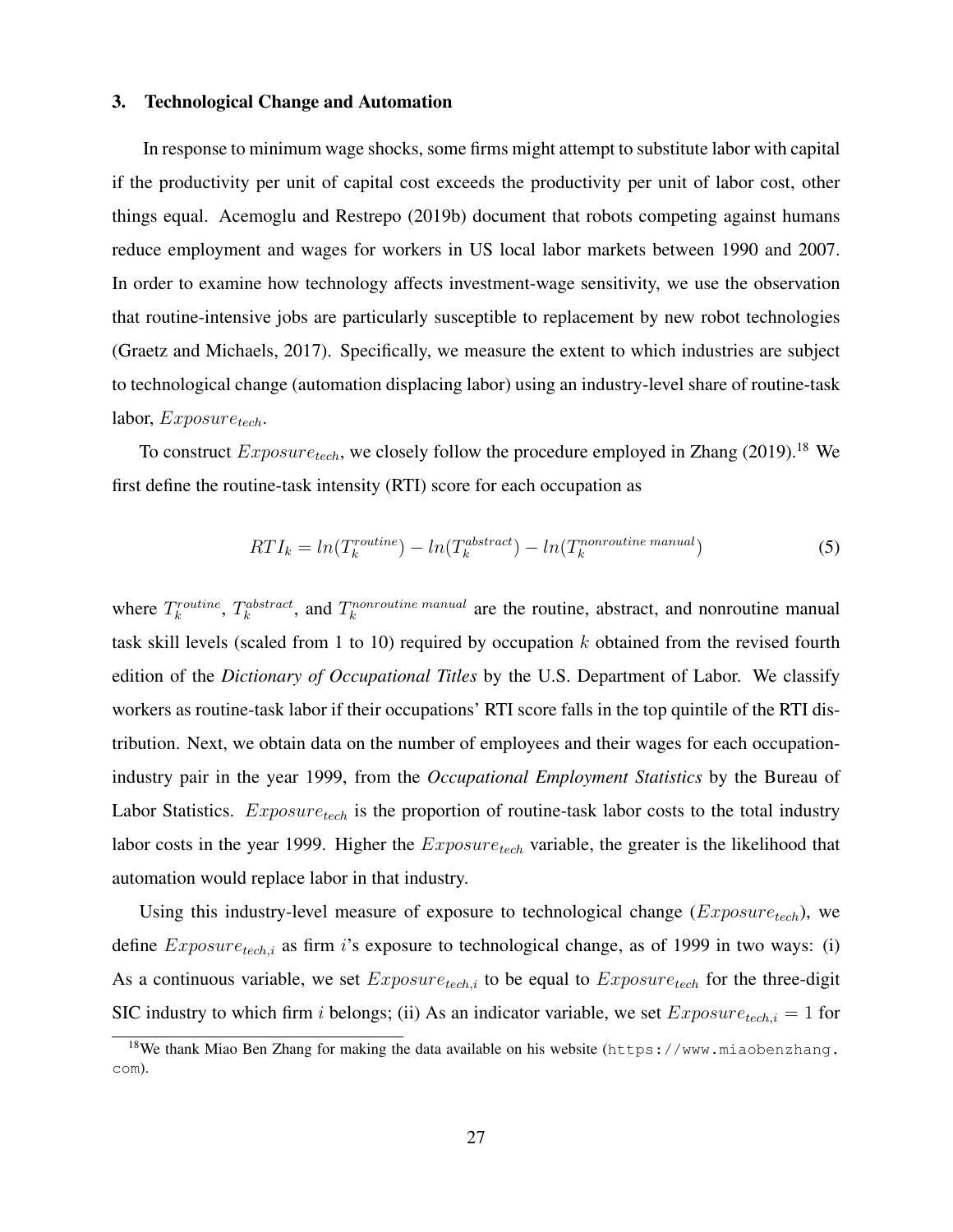### 3. Technological Change and Automation

In response to minimum wage shocks, some firms might attempt to substitute labor with capital if the productivity per unit of capital cost exceeds the productivity per unit of labor cost, other things equal. Acemoglu and Restrepo (2019b) document that robots competing against humans reduce employment and wages for workers in US local labor markets between 1990 and 2007. In order to examine how technology affects investment-wage sensitivity, we use the observation that routine-intensive jobs are particularly susceptible to replacement by new robot technologies (Graetz and Michaels, 2017). Specifically, we measure the extent to which industries are subject to technological change (automation displacing labor) using an industry-level share of routine-task labor, $Exposure_{tech}$.

To construct $Exposure_{tech}$, we closely follow the procedure employed in Zhang (2019).[18] We first define the routine-task intensity (RTI) score for each occupation as

$$RTI_k = ln(T_k^{routine}) - ln(T_k^{abstract}) - ln(T_k^{nonroutine\ manual}) \tag{5}$$

where $T_k^{routine}$, $T_k^{abstract}$, and $T_k^{nonroutine\ manual}$ are the routine, abstract, and nonroutine manual task skill levels (scaled from 1 to 10) required by occupation $k$ obtained from the revised fourth edition of the *Dictionary of Occupational Titles* by the U.S. Department of Labor. We classify workers as routine-task labor if their occupations' RTI score falls in the top quintile of the RTI distribution. Next, we obtain data on the number of employees and their wages for each occupation-industry pair in the year 1999, from the *Occupational Employment Statistics* by the Bureau of Labor Statistics. $Exposure_{tech}$ is the proportion of routine-task labor costs to the total industry labor costs in the year 1999. Higher the $Exposure_{tech}$ variable, the greater is the likelihood that automation would replace labor in that industry.

Using this industry-level measure of exposure to technological change ($Exposure_{tech}$), we define $Exposure_{tech,i}$ as firm $i$'s exposure to technological change, as of 1999 in two ways: (i) As a continuous variable, we set $Exposure_{tech,i}$ to be equal to $Exposure_{tech}$ for the three-digit SIC industry to which firm $i$ belongs; (ii) As an indicator variable, we set $Exposure_{tech,i} = 1$ for

[18] We thank Miao Ben Zhang for making the data available on his website (`https://www.miaobenzhang.com`).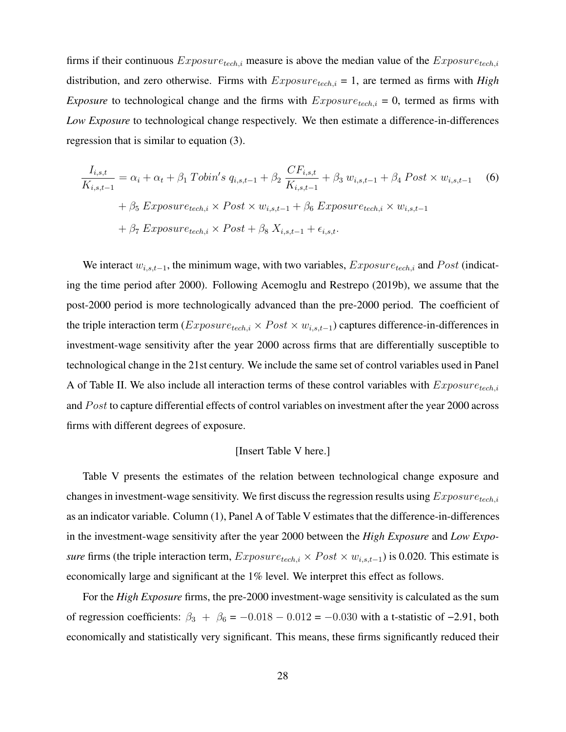firms if their continuous $Exposure_{tech,i}$ measure is above the median value of the $Exposure_{tech,i}$ distribution, and zero otherwise. Firms with $Exposure_{tech,i}$ = 1, are termed as firms with ***High Exposure*** to technological change and the firms with $Exposure_{tech,i}$ = 0, termed as firms with ***Low Exposure*** to technological change respectively. We then estimate a difference-in-differences regression that is similar to equation (3).

$$
\begin{aligned}
\frac{I_{i,s,t}}{K_{i,s,t-1}} &= \alpha_i + \alpha_t + \beta_1 \, Tobin's \; q_{i,s,t-1} + \beta_2 \, \frac{CF_{i,s,t}}{K_{i,s,t-1}} + \beta_3 \, w_{i,s,t-1} + \beta_4 \, Post \times w_{i,s,t-1} \\
&+ \beta_5 \, Exposure_{tech,i} \times Post \times w_{i,s,t-1} + \beta_6 \, Exposure_{tech,i} \times w_{i,s,t-1} \\
&+ \beta_7 \, Exposure_{tech,i} \times Post + \beta_8 \, X_{i,s,t-1} + \epsilon_{i,s,t}.
\end{aligned} \tag{6}
$$

We interact $w_{i,s,t-1}$, the minimum wage, with two variables, $Exposure_{tech,i}$ and $Post$ (indicating the time period after 2000). Following Acemoglu and Restrepo (2019b), we assume that the post-2000 period is more technologically advanced than the pre-2000 period. The coefficient of the triple interaction term ($Exposure_{tech,i} \times Post \times w_{i,s,t-1}$) captures difference-in-differences in investment-wage sensitivity after the year 2000 across firms that are differentially susceptible to technological change in the 21st century. We include the same set of control variables used in Panel A of Table II. We also include all interaction terms of these control variables with $Exposure_{tech,i}$ and $Post$ to capture differential effects of control variables on investment after the year 2000 across firms with different degrees of exposure.

[Insert Table V here.]

Table V presents the estimates of the relation between technological change exposure and changes in investment-wage sensitivity. We first discuss the regression results using $Exposure_{tech,i}$ as an indicator variable. Column (1), Panel A of Table V estimates that the difference-in-differences in the investment-wage sensitivity after the year 2000 between the ***High Exposure*** and ***Low Exposure*** firms (the triple interaction term, $Exposure_{tech,i} \times Post \times w_{i,s,t-1}$) is 0.020. This estimate is economically large and significant at the 1% level. We interpret this effect as follows.

For the ***High Exposure*** firms, the pre-2000 investment-wage sensitivity is calculated as the sum of regression coefficients: $\beta_3 \; + \; \beta_6 = -0.018 - 0.012 = -0.030$ with a t-statistic of −2.91, both economically and statistically very significant. This means, these firms significantly reduced their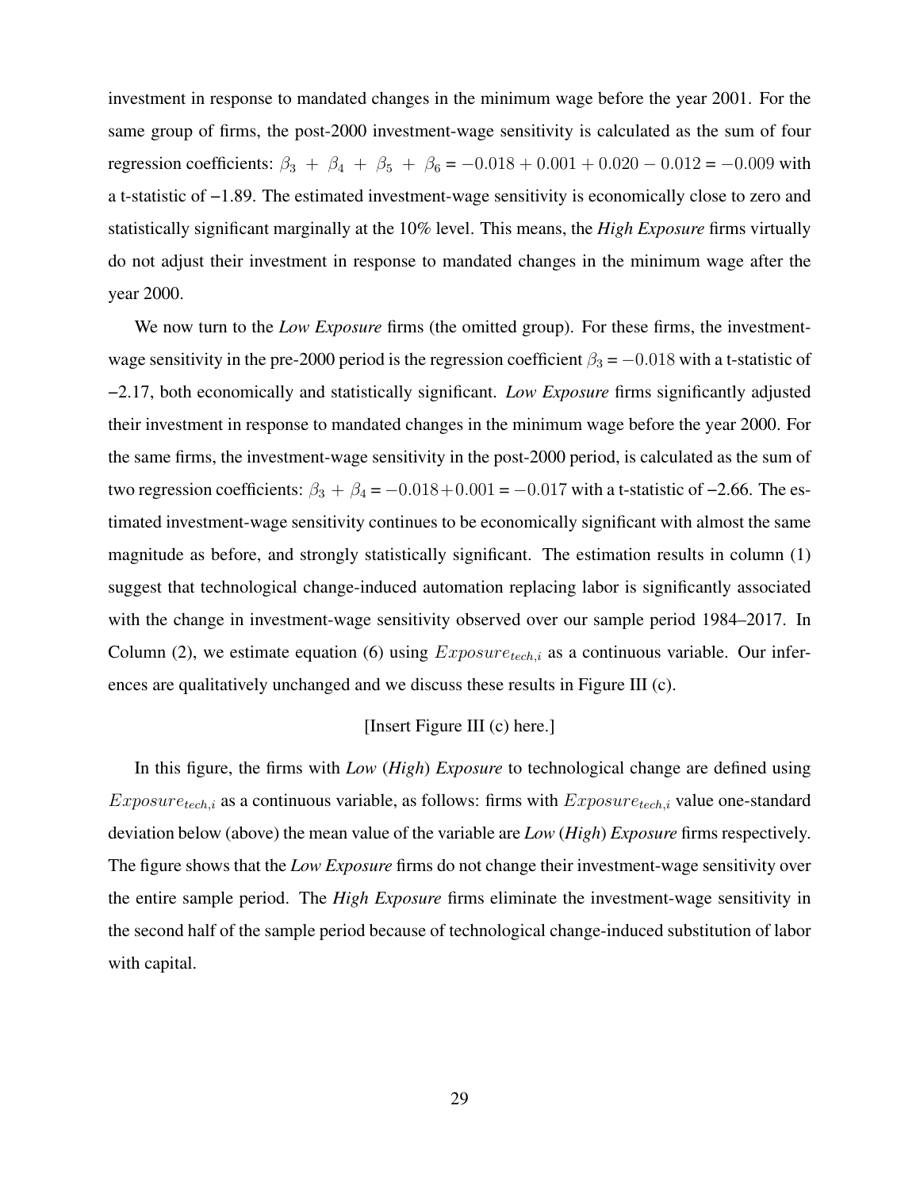investment in response to mandated changes in the minimum wage before the year 2001. For the same group of firms, the post-2000 investment-wage sensitivity is calculated as the sum of four regression coefficients: $\beta_3 + \beta_4 + \beta_5 + \beta_6 = -0.018 + 0.001 + 0.020 - 0.012 = -0.009$ with a t-statistic of −1.89. The estimated investment-wage sensitivity is economically close to zero and statistically significant marginally at the 10% level. This means, the *High Exposure* firms virtually do not adjust their investment in response to mandated changes in the minimum wage after the year 2000.

We now turn to the *Low Exposure* firms (the omitted group). For these firms, the investment-wage sensitivity in the pre-2000 period is the regression coefficient $\beta_3 = -0.018$ with a t-statistic of −2.17, both economically and statistically significant. *Low Exposure* firms significantly adjusted their investment in response to mandated changes in the minimum wage before the year 2000. For the same firms, the investment-wage sensitivity in the post-2000 period, is calculated as the sum of two regression coefficients: $\beta_3 + \beta_4 = -0.018 + 0.001 = -0.017$ with a t-statistic of −2.66. The estimated investment-wage sensitivity continues to be economically significant with almost the same magnitude as before, and strongly statistically significant. The estimation results in column (1) suggest that technological change-induced automation replacing labor is significantly associated with the change in investment-wage sensitivity observed over our sample period 1984–2017. In Column (2), we estimate equation (6) using $Exposure_{tech,i}$ as a continuous variable. Our inferences are qualitatively unchanged and we discuss these results in Figure III (c).

[Insert Figure III (c) here.]

In this figure, the firms with *Low* (*High*) *Exposure* to technological change are defined using $Exposure_{tech,i}$ as a continuous variable, as follows: firms with $Exposure_{tech,i}$ value one-standard deviation below (above) the mean value of the variable are *Low* (*High*) *Exposure* firms respectively. The figure shows that the *Low Exposure* firms do not change their investment-wage sensitivity over the entire sample period. The *High Exposure* firms eliminate the investment-wage sensitivity in the second half of the sample period because of technological change-induced substitution of labor with capital.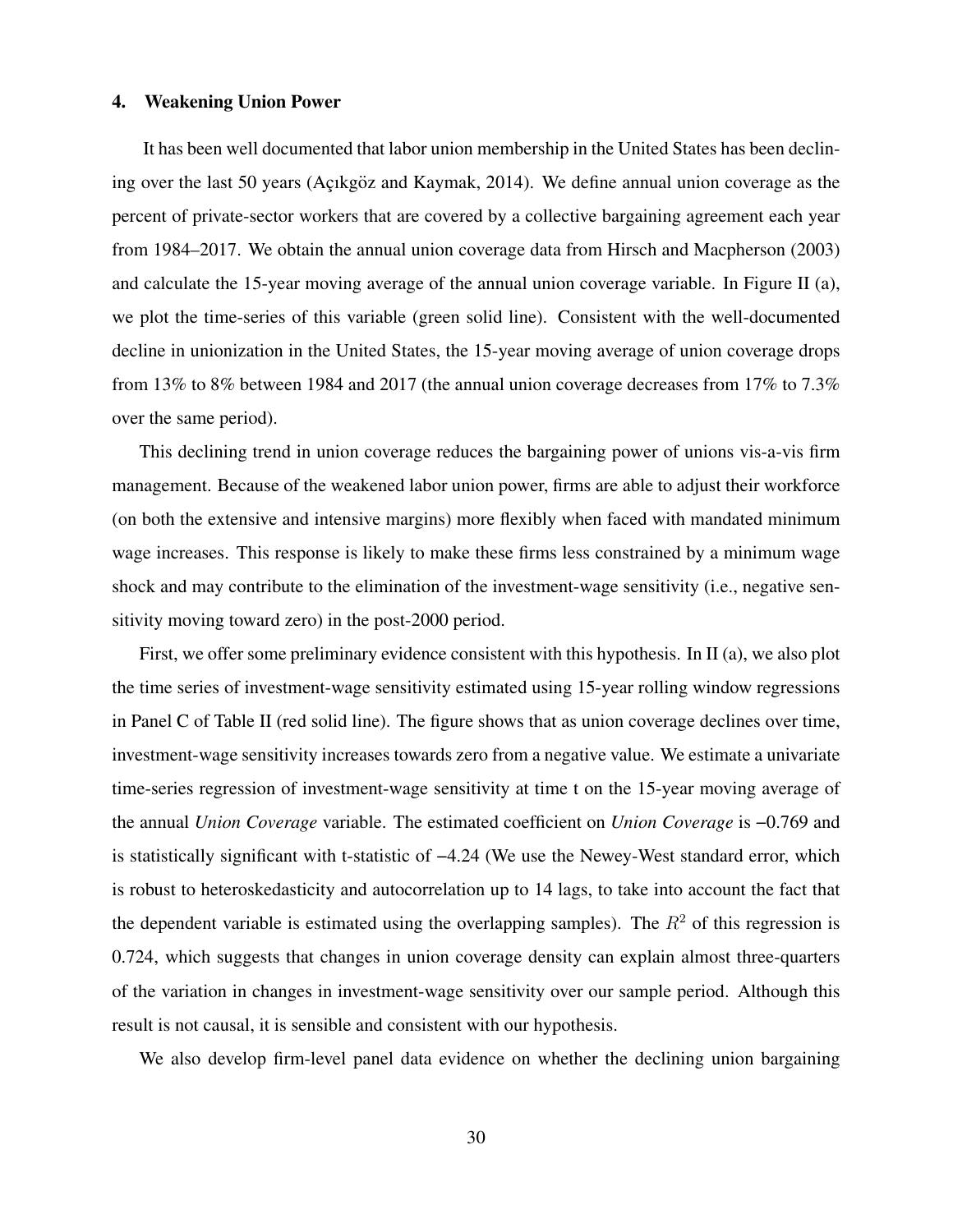## 4. Weakening Union Power

It has been well documented that labor union membership in the United States has been declining over the last 50 years (Açıkgöz and Kaymak, 2014). We define annual union coverage as the percent of private-sector workers that are covered by a collective bargaining agreement each year from 1984–2017. We obtain the annual union coverage data from Hirsch and Macpherson (2003) and calculate the 15-year moving average of the annual union coverage variable. In Figure II (a), we plot the time-series of this variable (green solid line). Consistent with the well-documented decline in unionization in the United States, the 15-year moving average of union coverage drops from 13% to 8% between 1984 and 2017 (the annual union coverage decreases from 17% to 7.3% over the same period).

This declining trend in union coverage reduces the bargaining power of unions vis-a-vis firm management. Because of the weakened labor union power, firms are able to adjust their workforce (on both the extensive and intensive margins) more flexibly when faced with mandated minimum wage increases. This response is likely to make these firms less constrained by a minimum wage shock and may contribute to the elimination of the investment-wage sensitivity (i.e., negative sensitivity moving toward zero) in the post-2000 period.

First, we offer some preliminary evidence consistent with this hypothesis. In II (a), we also plot the time series of investment-wage sensitivity estimated using 15-year rolling window regressions in Panel C of Table II (red solid line). The figure shows that as union coverage declines over time, investment-wage sensitivity increases towards zero from a negative value. We estimate a univariate time-series regression of investment-wage sensitivity at time t on the 15-year moving average of the annual *Union Coverage* variable. The estimated coefficient on *Union Coverage* is −0.769 and is statistically significant with t-statistic of −4.24 (We use the Newey-West standard error, which is robust to heteroskedasticity and autocorrelation up to 14 lags, to take into account the fact that the dependent variable is estimated using the overlapping samples). The $R^2$ of this regression is 0.724, which suggests that changes in union coverage density can explain almost three-quarters of the variation in changes in investment-wage sensitivity over our sample period. Although this result is not causal, it is sensible and consistent with our hypothesis.

We also develop firm-level panel data evidence on whether the declining union bargaining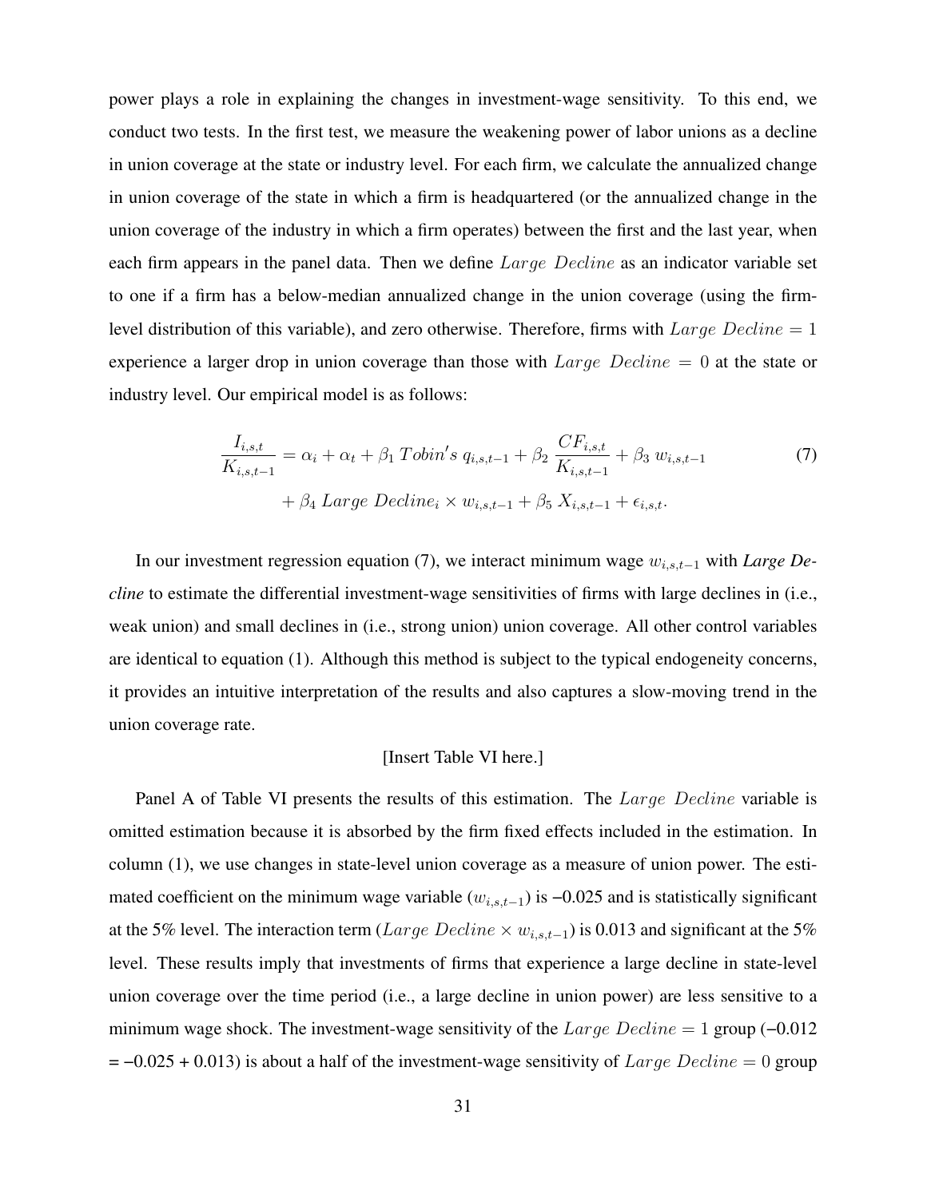power plays a role in explaining the changes in investment-wage sensitivity. To this end, we conduct two tests. In the first test, we measure the weakening power of labor unions as a decline in union coverage at the state or industry level. For each firm, we calculate the annualized change in union coverage of the state in which a firm is headquartered (or the annualized change in the union coverage of the industry in which a firm operates) between the first and the last year, when each firm appears in the panel data. Then we define $Large\ Decline$ as an indicator variable set to one if a firm has a below-median annualized change in the union coverage (using the firm-level distribution of this variable), and zero otherwise. Therefore, firms with $Large\ Decline = 1$ experience a larger drop in union coverage than those with $Large\ Decline = 0$ at the state or industry level. Our empirical model is as follows:

$$\frac{I_{i,s,t}}{K_{i,s,t-1}} = \alpha_i + \alpha_t + \beta_1\, Tobin's\ q_{i,s,t-1} + \beta_2\, \frac{CF_{i,s,t}}{K_{i,s,t-1}} + \beta_3\, w_{i,s,t-1} + \beta_4\, Large\ Decline_i \times w_{i,s,t-1} + \beta_5\, X_{i,s,t-1} + \epsilon_{i,s,t}. \tag{7}$$

In our investment regression equation (7), we interact minimum wage $w_{i,s,t-1}$ with *Large Decline* to estimate the differential investment-wage sensitivities of firms with large declines in (i.e., weak union) and small declines in (i.e., strong union) union coverage. All other control variables are identical to equation (1). Although this method is subject to the typical endogeneity concerns, it provides an intuitive interpretation of the results and also captures a slow-moving trend in the union coverage rate.

[Insert Table VI here.]

Panel A of Table VI presents the results of this estimation. The $Large\ Decline$ variable is omitted estimation because it is absorbed by the firm fixed effects included in the estimation. In column (1), we use changes in state-level union coverage as a measure of union power. The estimated coefficient on the minimum wage variable ($w_{i,s,t-1}$) is −0.025 and is statistically significant at the 5% level. The interaction term ($Large\ Decline \times w_{i,s,t-1}$) is 0.013 and significant at the 5% level. These results imply that investments of firms that experience a large decline in state-level union coverage over the time period (i.e., a large decline in union power) are less sensitive to a minimum wage shock. The investment-wage sensitivity of the $Large\ Decline = 1$ group (−0.012 = −0.025 + 0.013) is about a half of the investment-wage sensitivity of $Large\ Decline = 0$ group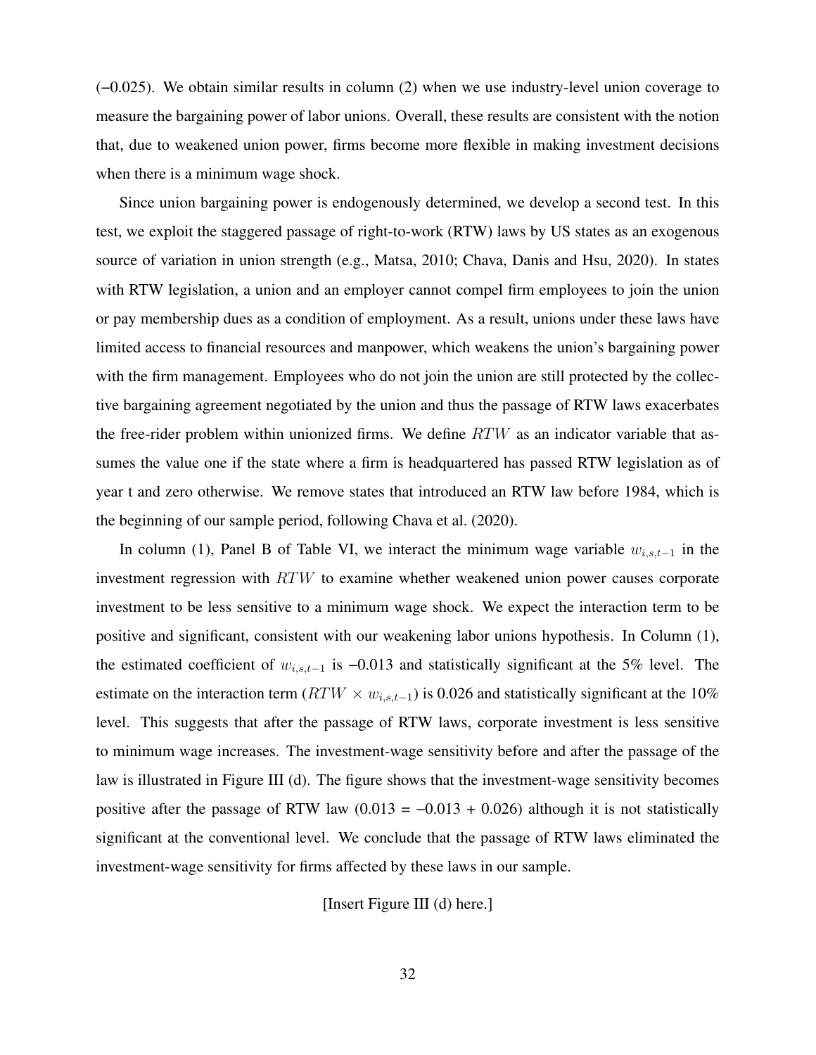(−0.025). We obtain similar results in column (2) when we use industry-level union coverage to measure the bargaining power of labor unions. Overall, these results are consistent with the notion that, due to weakened union power, firms become more flexible in making investment decisions when there is a minimum wage shock.

Since union bargaining power is endogenously determined, we develop a second test. In this test, we exploit the staggered passage of right-to-work (RTW) laws by US states as an exogenous source of variation in union strength (e.g., Matsa, 2010; Chava, Danis and Hsu, 2020). In states with RTW legislation, a union and an employer cannot compel firm employees to join the union or pay membership dues as a condition of employment. As a result, unions under these laws have limited access to financial resources and manpower, which weakens the union's bargaining power with the firm management. Employees who do not join the union are still protected by the collective bargaining agreement negotiated by the union and thus the passage of RTW laws exacerbates the free-rider problem within unionized firms. We define $RTW$ as an indicator variable that assumes the value one if the state where a firm is headquartered has passed RTW legislation as of year t and zero otherwise. We remove states that introduced an RTW law before 1984, which is the beginning of our sample period, following Chava et al. (2020).

In column (1), Panel B of Table VI, we interact the minimum wage variable $w_{i,s,t-1}$ in the investment regression with $RTW$ to examine whether weakened union power causes corporate investment to be less sensitive to a minimum wage shock. We expect the interaction term to be positive and significant, consistent with our weakening labor unions hypothesis. In Column (1), the estimated coefficient of $w_{i,s,t-1}$ is −0.013 and statistically significant at the 5% level. The estimate on the interaction term ($RTW \times w_{i,s,t-1}$) is 0.026 and statistically significant at the 10% level. This suggests that after the passage of RTW laws, corporate investment is less sensitive to minimum wage increases. The investment-wage sensitivity before and after the passage of the law is illustrated in Figure III (d). The figure shows that the investment-wage sensitivity becomes positive after the passage of RTW law (0.013 = −0.013 + 0.026) although it is not statistically significant at the conventional level. We conclude that the passage of RTW laws eliminated the investment-wage sensitivity for firms affected by these laws in our sample.

[Insert Figure III (d) here.]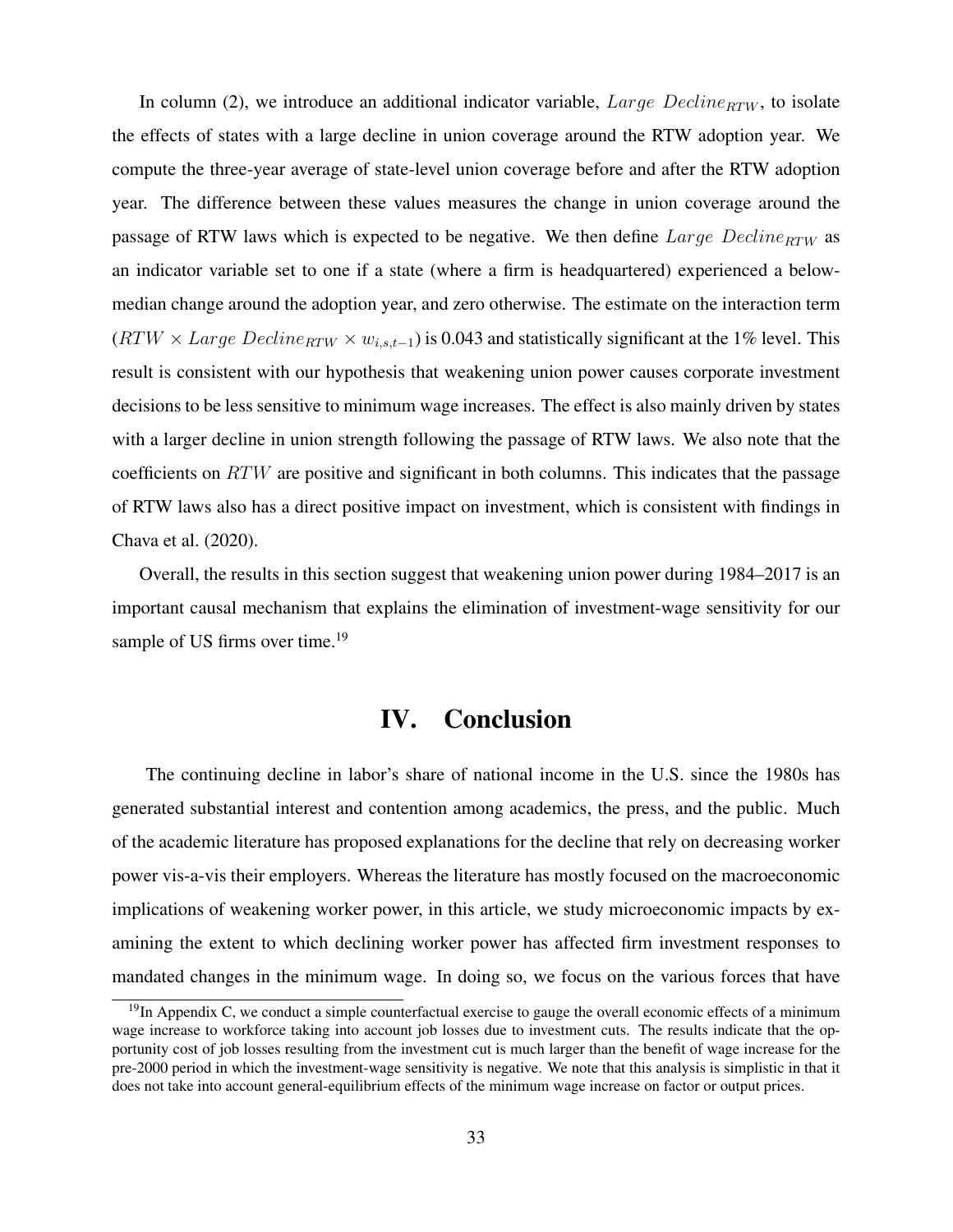In column (2), we introduce an additional indicator variable, $Large\ Decline_{RTW}$, to isolate the effects of states with a large decline in union coverage around the RTW adoption year. We compute the three-year average of state-level union coverage before and after the RTW adoption year. The difference between these values measures the change in union coverage around the passage of RTW laws which is expected to be negative. We then define $Large\ Decline_{RTW}$ as an indicator variable set to one if a state (where a firm is headquartered) experienced a below-median change around the adoption year, and zero otherwise. The estimate on the interaction term ($RTW \times Large\ Decline_{RTW} \times w_{i,s,t-1}$) is 0.043 and statistically significant at the 1% level. This result is consistent with our hypothesis that weakening union power causes corporate investment decisions to be less sensitive to minimum wage increases. The effect is also mainly driven by states with a larger decline in union strength following the passage of RTW laws. We also note that the coefficients on $RTW$ are positive and significant in both columns. This indicates that the passage of RTW laws also has a direct positive impact on investment, which is consistent with findings in Chava et al. (2020).

Overall, the results in this section suggest that weakening union power during 1984–2017 is an important causal mechanism that explains the elimination of investment-wage sensitivity for our sample of US firms over time.[19]

# IV. Conclusion

The continuing decline in labor's share of national income in the U.S. since the 1980s has generated substantial interest and contention among academics, the press, and the public. Much of the academic literature has proposed explanations for the decline that rely on decreasing worker power vis-a-vis their employers. Whereas the literature has mostly focused on the macroeconomic implications of weakening worker power, in this article, we study microeconomic impacts by examining the extent to which declining worker power has affected firm investment responses to mandated changes in the minimum wage. In doing so, we focus on the various forces that have

[19] In Appendix C, we conduct a simple counterfactual exercise to gauge the overall economic effects of a minimum wage increase to workforce taking into account job losses due to investment cuts. The results indicate that the opportunity cost of job losses resulting from the investment cut is much larger than the benefit of wage increase for the pre-2000 period in which the investment-wage sensitivity is negative. We note that this analysis is simplistic in that it does not take into account general-equilibrium effects of the minimum wage increase on factor or output prices.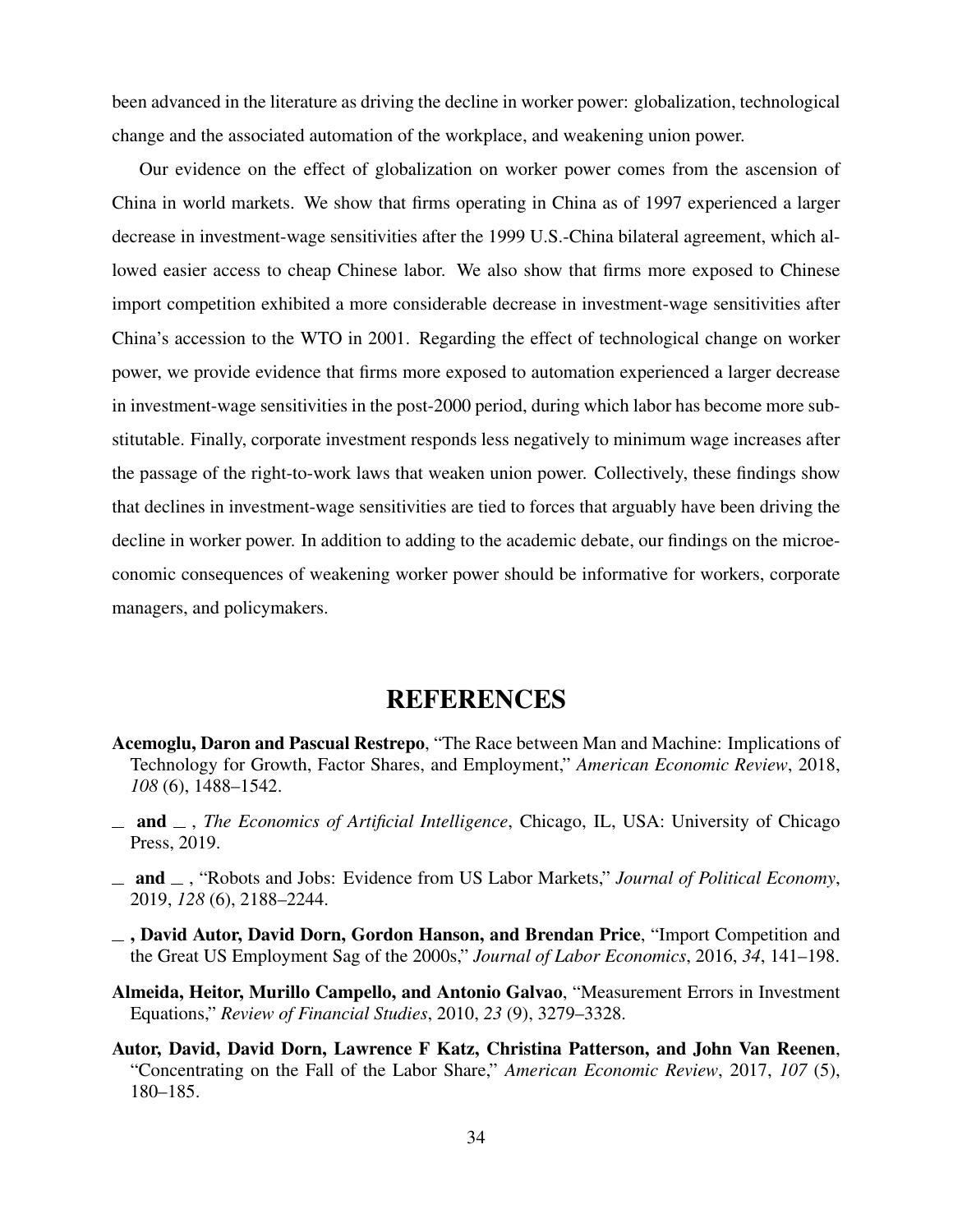been advanced in the literature as driving the decline in worker power: globalization, technological change and the associated automation of the workplace, and weakening union power.

Our evidence on the effect of globalization on worker power comes from the ascension of China in world markets. We show that firms operating in China as of 1997 experienced a larger decrease in investment-wage sensitivities after the 1999 U.S.-China bilateral agreement, which allowed easier access to cheap Chinese labor. We also show that firms more exposed to Chinese import competition exhibited a more considerable decrease in investment-wage sensitivities after China's accession to the WTO in 2001. Regarding the effect of technological change on worker power, we provide evidence that firms more exposed to automation experienced a larger decrease in investment-wage sensitivities in the post-2000 period, during which labor has become more substitutable. Finally, corporate investment responds less negatively to minimum wage increases after the passage of the right-to-work laws that weaken union power. Collectively, these findings show that declines in investment-wage sensitivities are tied to forces that arguably have been driving the decline in worker power. In addition to adding to the academic debate, our findings on the microeconomic consequences of weakening worker power should be informative for workers, corporate managers, and policymakers.

# REFERENCES

**Acemoglu, Daron and Pascual Restrepo**, "The Race between Man and Machine: Implications of Technology for Growth, Factor Shares, and Employment," *American Economic Review*, 2018, *108* (6), 1488–1542.

**_ and _** , *The Economics of Artificial Intelligence*, Chicago, IL, USA: University of Chicago Press, 2019.

**_ and _** , "Robots and Jobs: Evidence from US Labor Markets," *Journal of Political Economy*, 2019, *128* (6), 2188–2244.

**_ , David Autor, David Dorn, Gordon Hanson, and Brendan Price**, "Import Competition and the Great US Employment Sag of the 2000s," *Journal of Labor Economics*, 2016, *34*, 141–198.

**Almeida, Heitor, Murillo Campello, and Antonio Galvao**, "Measurement Errors in Investment Equations," *Review of Financial Studies*, 2010, *23* (9), 3279–3328.

**Autor, David, David Dorn, Lawrence F Katz, Christina Patterson, and John Van Reenen**, "Concentrating on the Fall of the Labor Share," *American Economic Review*, 2017, *107* (5), 180–185.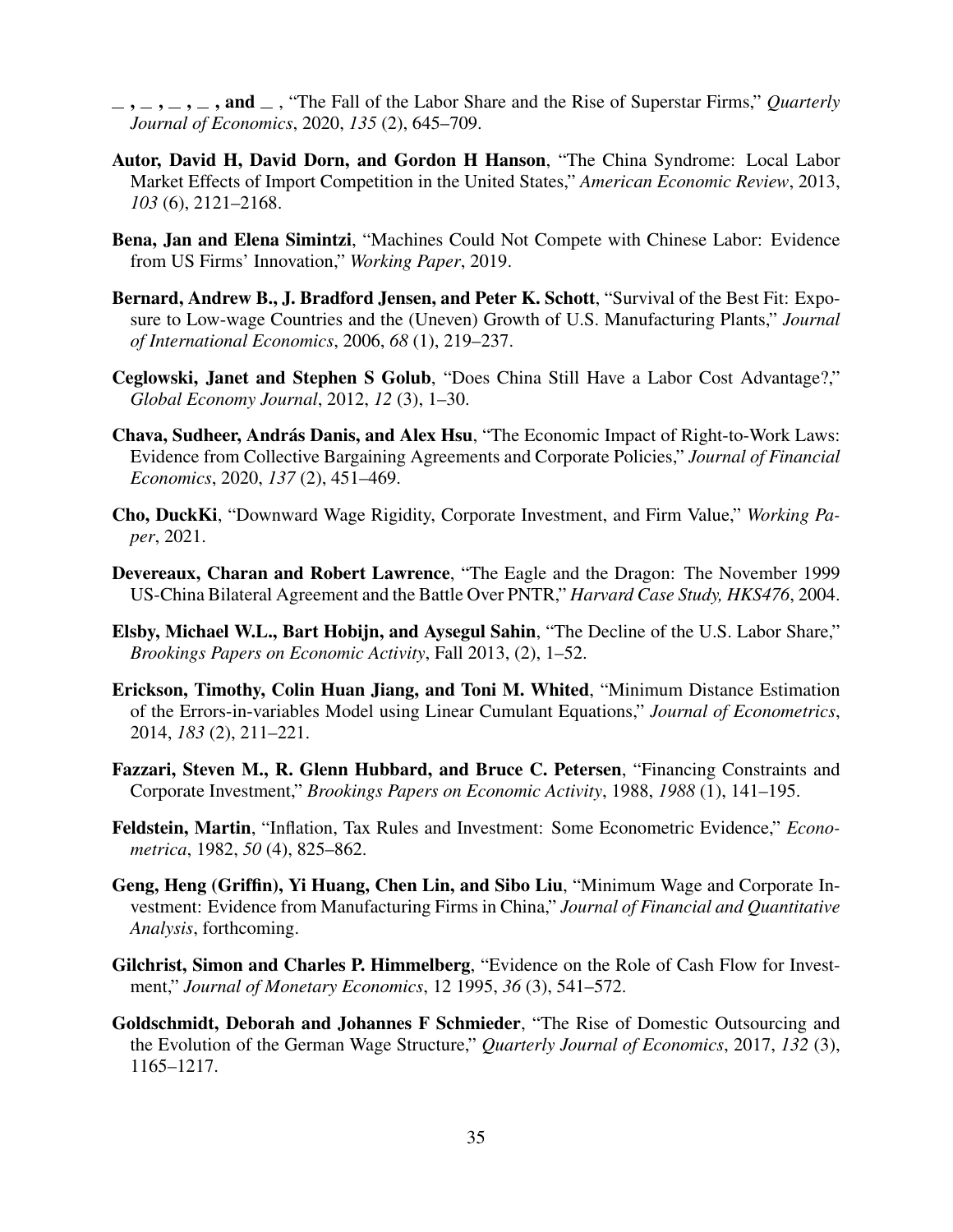**_ , _ , _ , _ , and _** , "The Fall of the Labor Share and the Rise of Superstar Firms," *Quarterly Journal of Economics*, 2020, *135* (2), 645–709.

**Autor, David H, David Dorn, and Gordon H Hanson**, "The China Syndrome: Local Labor Market Effects of Import Competition in the United States," *American Economic Review*, 2013, *103* (6), 2121–2168.

**Bena, Jan and Elena Simintzi**, "Machines Could Not Compete with Chinese Labor: Evidence from US Firms' Innovation," *Working Paper*, 2019.

**Bernard, Andrew B., J. Bradford Jensen, and Peter K. Schott**, "Survival of the Best Fit: Exposure to Low-wage Countries and the (Uneven) Growth of U.S. Manufacturing Plants," *Journal of International Economics*, 2006, *68* (1), 219–237.

**Ceglowski, Janet and Stephen S Golub**, "Does China Still Have a Labor Cost Advantage?," *Global Economy Journal*, 2012, *12* (3), 1–30.

**Chava, Sudheer, András Danis, and Alex Hsu**, "The Economic Impact of Right-to-Work Laws: Evidence from Collective Bargaining Agreements and Corporate Policies," *Journal of Financial Economics*, 2020, *137* (2), 451–469.

**Cho, DuckKi**, "Downward Wage Rigidity, Corporate Investment, and Firm Value," *Working Paper*, 2021.

**Devereaux, Charan and Robert Lawrence**, "The Eagle and the Dragon: The November 1999 US-China Bilateral Agreement and the Battle Over PNTR," *Harvard Case Study, HKS476*, 2004.

**Elsby, Michael W.L., Bart Hobijn, and Aysegul Sahin**, "The Decline of the U.S. Labor Share," *Brookings Papers on Economic Activity*, Fall 2013, (2), 1–52.

**Erickson, Timothy, Colin Huan Jiang, and Toni M. Whited**, "Minimum Distance Estimation of the Errors-in-variables Model using Linear Cumulant Equations," *Journal of Econometrics*, 2014, *183* (2), 211–221.

**Fazzari, Steven M., R. Glenn Hubbard, and Bruce C. Petersen**, "Financing Constraints and Corporate Investment," *Brookings Papers on Economic Activity*, 1988, *1988* (1), 141–195.

**Feldstein, Martin**, "Inflation, Tax Rules and Investment: Some Econometric Evidence," *Econometrica*, 1982, *50* (4), 825–862.

**Geng, Heng (Griffin), Yi Huang, Chen Lin, and Sibo Liu**, "Minimum Wage and Corporate Investment: Evidence from Manufacturing Firms in China," *Journal of Financial and Quantitative Analysis*, forthcoming.

**Gilchrist, Simon and Charles P. Himmelberg**, "Evidence on the Role of Cash Flow for Investment," *Journal of Monetary Economics*, 12 1995, *36* (3), 541–572.

**Goldschmidt, Deborah and Johannes F Schmieder**, "The Rise of Domestic Outsourcing and the Evolution of the German Wage Structure," *Quarterly Journal of Economics*, 2017, *132* (3), 1165–1217.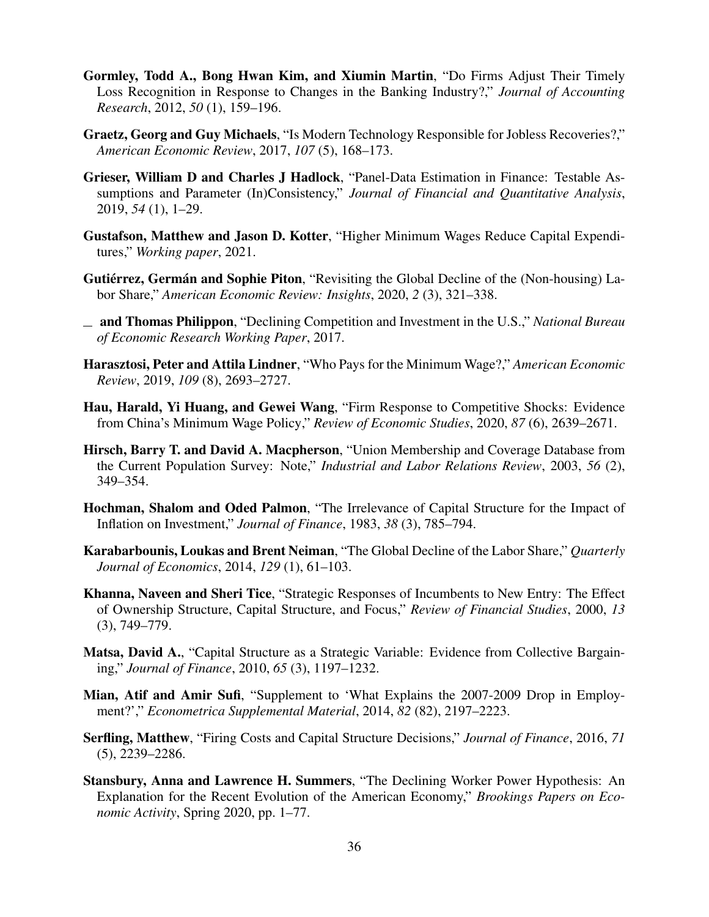**Gormley, Todd A., Bong Hwan Kim, and Xiumin Martin**, "Do Firms Adjust Their Timely Loss Recognition in Response to Changes in the Banking Industry?," *Journal of Accounting Research*, 2012, *50* (1), 159–196.

**Graetz, Georg and Guy Michaels**, "Is Modern Technology Responsible for Jobless Recoveries?," *American Economic Review*, 2017, *107* (5), 168–173.

**Grieser, William D and Charles J Hadlock**, "Panel-Data Estimation in Finance: Testable Assumptions and Parameter (In)Consistency," *Journal of Financial and Quantitative Analysis*, 2019, *54* (1), 1–29.

**Gustafson, Matthew and Jason D. Kotter**, "Higher Minimum Wages Reduce Capital Expenditures," *Working paper*, 2021.

**Gutiérrez, Germán and Sophie Piton**, "Revisiting the Global Decline of the (Non-housing) Labor Share," *American Economic Review: Insights*, 2020, *2* (3), 321–338.

_ **and Thomas Philippon**, "Declining Competition and Investment in the U.S.," *National Bureau of Economic Research Working Paper*, 2017.

**Harasztosi, Peter and Attila Lindner**, "Who Pays for the Minimum Wage?," *American Economic Review*, 2019, *109* (8), 2693–2727.

**Hau, Harald, Yi Huang, and Gewei Wang**, "Firm Response to Competitive Shocks: Evidence from China's Minimum Wage Policy," *Review of Economic Studies*, 2020, *87* (6), 2639–2671.

**Hirsch, Barry T. and David A. Macpherson**, "Union Membership and Coverage Database from the Current Population Survey: Note," *Industrial and Labor Relations Review*, 2003, *56* (2), 349–354.

**Hochman, Shalom and Oded Palmon**, "The Irrelevance of Capital Structure for the Impact of Inflation on Investment," *Journal of Finance*, 1983, *38* (3), 785–794.

**Karabarbounis, Loukas and Brent Neiman**, "The Global Decline of the Labor Share," *Quarterly Journal of Economics*, 2014, *129* (1), 61–103.

**Khanna, Naveen and Sheri Tice**, "Strategic Responses of Incumbents to New Entry: The Effect of Ownership Structure, Capital Structure, and Focus," *Review of Financial Studies*, 2000, *13* (3), 749–779.

**Matsa, David A.**, "Capital Structure as a Strategic Variable: Evidence from Collective Bargaining," *Journal of Finance*, 2010, *65* (3), 1197–1232.

**Mian, Atif and Amir Sufi**, "Supplement to 'What Explains the 2007-2009 Drop in Employment?'," *Econometrica Supplemental Material*, 2014, *82* (82), 2197–2223.

**Serfling, Matthew**, "Firing Costs and Capital Structure Decisions," *Journal of Finance*, 2016, *71* (5), 2239–2286.

**Stansbury, Anna and Lawrence H. Summers**, "The Declining Worker Power Hypothesis: An Explanation for the Recent Evolution of the American Economy," *Brookings Papers on Economic Activity*, Spring 2020, pp. 1–77.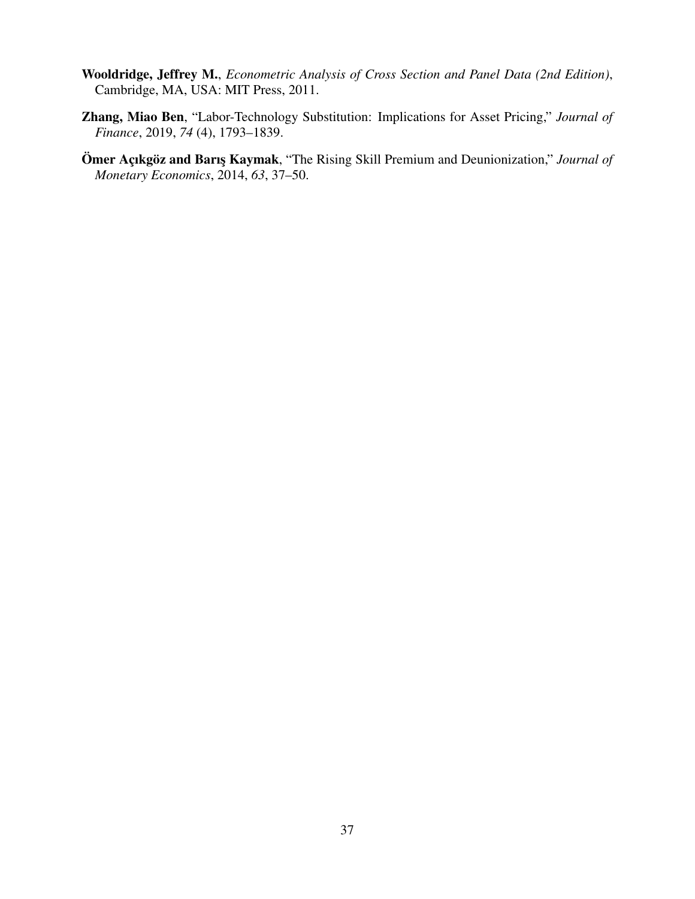**Wooldridge, Jeffrey M.**, *Econometric Analysis of Cross Section and Panel Data (2nd Edition)*, Cambridge, MA, USA: MIT Press, 2011.

**Zhang, Miao Ben**, "Labor-Technology Substitution: Implications for Asset Pricing," *Journal of Finance*, 2019, *74* (4), 1793–1839.

**Ömer Açıkgöz and Barış Kaymak**, "The Rising Skill Premium and Deunionization," *Journal of Monetary Economics*, 2014, *63*, 37–50.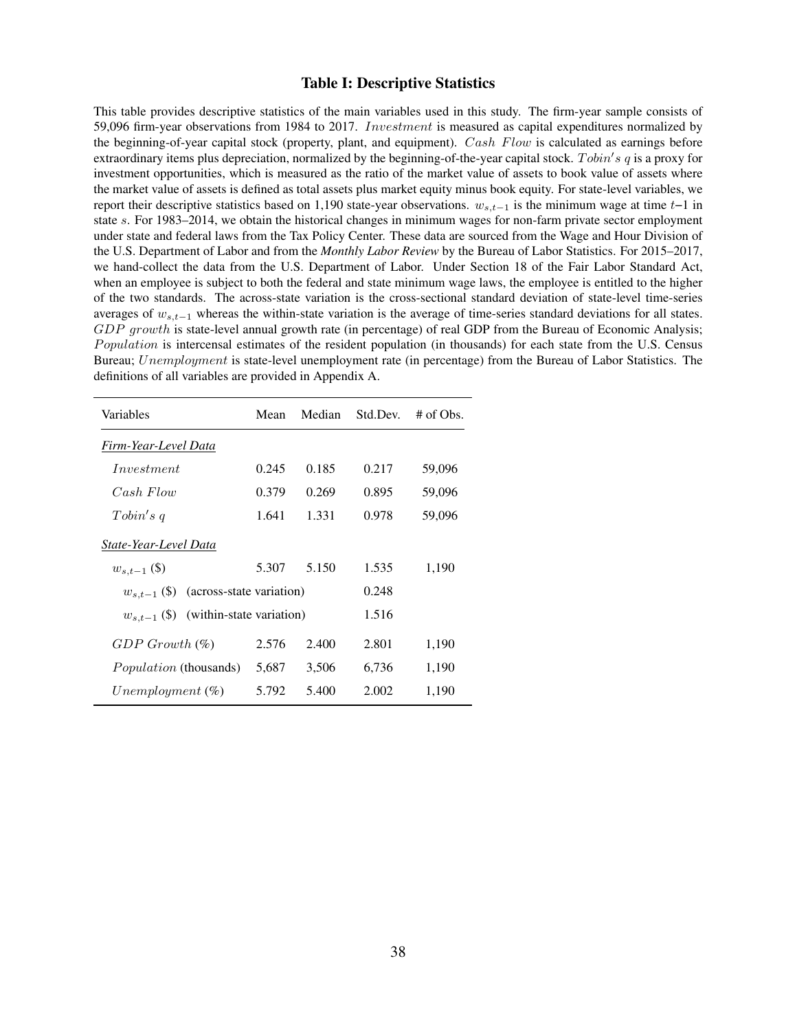## Table I: Descriptive Statistics

This table provides descriptive statistics of the main variables used in this study. The firm-year sample consists of 59,096 firm-year observations from 1984 to 2017. $Investment$ is measured as capital expenditures normalized by the beginning-of-year capital stock (property, plant, and equipment). $Cash\ Flow$ is calculated as earnings before extraordinary items plus depreciation, normalized by the beginning-of-the-year capital stock. $Tobin's\ q$ is a proxy for investment opportunities, which is measured as the ratio of the market value of assets to book value of assets where the market value of assets is defined as total assets plus market equity minus book equity. For state-level variables, we report their descriptive statistics based on 1,190 state-year observations. $w_{s,t-1}$ is the minimum wage at time $t$–1 in state $s$. For 1983–2014, we obtain the historical changes in minimum wages for non-farm private sector employment under state and federal laws from the Tax Policy Center. These data are sourced from the Wage and Hour Division of the U.S. Department of Labor and from the ***Monthly Labor Review*** by the Bureau of Labor Statistics. For 2015–2017, we hand-collect the data from the U.S. Department of Labor. Under Section 18 of the Fair Labor Standard Act, when an employee is subject to both the federal and state minimum wage laws, the employee is entitled to the higher of the two standards. The across-state variation is the cross-sectional standard deviation of state-level time-series averages of $w_{s,t-1}$ whereas the within-state variation is the average of time-series standard deviations for all states. $GDP\ growth$ is state-level annual growth rate (in percentage) of real GDP from the Bureau of Economic Analysis; $Population$ is intercensal estimates of the resident population (in thousands) for each state from the U.S. Census Bureau; $Unemployment$ is state-level unemployment rate (in percentage) from the Bureau of Labor Statistics. The definitions of all variables are provided in Appendix A.

| Variables | Mean | Median | Std.Dev. | # of Obs. |
|---|---|---|---|---|
| ***Firm-Year-Level Data*** | | | | |
| $Investment$ | 0.245 | 0.185 | 0.217 | 59,096 |
| $Cash\ Flow$ | 0.379 | 0.269 | 0.895 | 59,096 |
| $Tobin's\ q$ | 1.641 | 1.331 | 0.978 | 59,096 |
| ***State-Year-Level Data*** | | | | |
| $w_{s,t-1}$ (\$) | 5.307 | 5.150 | 1.535 | 1,190 |
| $w_{s,t-1}$ (\$) (across-state variation) | | | 0.248 | |
| $w_{s,t-1}$ (\$) (within-state variation) | | | 1.516 | |
| $GDP\ Growth$ (%) | 2.576 | 2.400 | 2.801 | 1,190 |
| $Population$ (thousands) | 5,687 | 3,506 | 6,736 | 1,190 |
| $Unemployment$ (%) | 5.792 | 5.400 | 2.002 | 1,190 |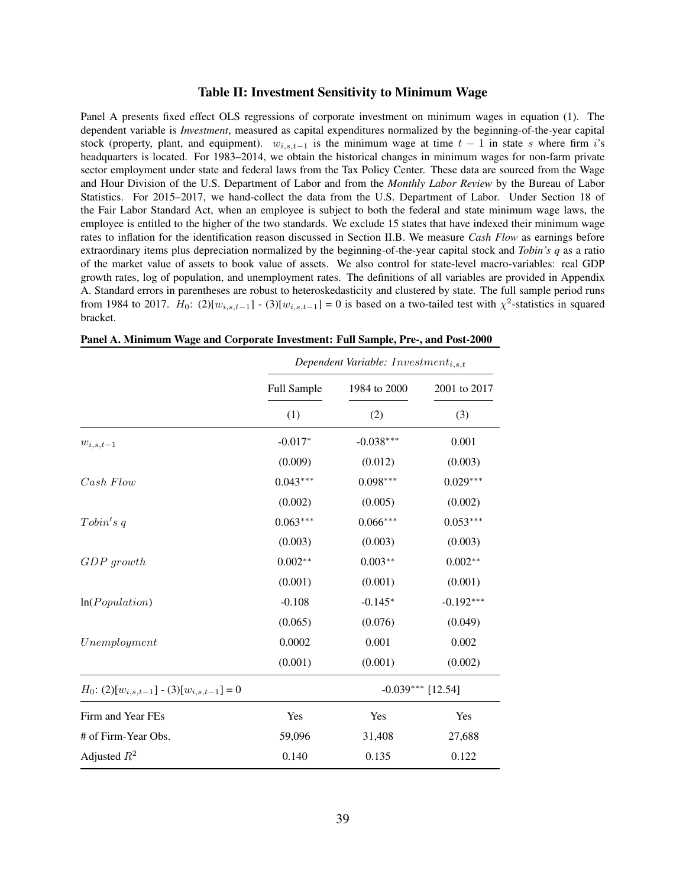# Table II: Investment Sensitivity to Minimum Wage

Panel A presents fixed effect OLS regressions of corporate investment on minimum wages in equation (1). The dependent variable is ***Investment***, measured as capital expenditures normalized by the beginning-of-the-year capital stock (property, plant, and equipment). $w_{i,s,t-1}$ is the minimum wage at time $t-1$ in state $s$ where firm $i$'s headquarters is located. For 1983–2014, we obtain the historical changes in minimum wages for non-farm private sector employment under state and federal laws from the Tax Policy Center. These data are sourced from the Wage and Hour Division of the U.S. Department of Labor and from the *Monthly Labor Review* by the Bureau of Labor Statistics. For 2015–2017, we hand-collect the data from the U.S. Department of Labor. Under Section 18 of the Fair Labor Standard Act, when an employee is subject to both the federal and state minimum wage laws, the employee is entitled to the higher of the two standards. We exclude 15 states that have indexed their minimum wage rates to inflation for the identification reason discussed in Section II.B. We measure ***Cash Flow*** as earnings before extraordinary items plus depreciation normalized by the beginning-of-the-year capital stock and ***Tobin's q*** as a ratio of the market value of assets to book value of assets. We also control for state-level macro-variables: real GDP growth rates, log of population, and unemployment rates. The definitions of all variables are provided in Appendix A. Standard errors in parentheses are robust to heteroskedasticity and clustered by state. The full sample period runs from 1984 to 2017. $H_0$: (2)[$w_{i,s,t-1}$] - (3)[$w_{i,s,t-1}$] = 0 is based on a two-tailed test with $\chi^2$-statistics in squared bracket.

**Panel A. Minimum Wage and Corporate Investment: Full Sample, Pre-, and Post-2000**

| | *Dependent Variable:* $Investment_{i,s,t}$ | | |
|---|---|---|---|
| | Full Sample | 1984 to 2000 | 2001 to 2017 |
| | (1) | (2) | (3) |
| $w_{i,s,t-1}$ | -0.017* | -0.038*** | 0.001 |
| | (0.009) | (0.012) | (0.003) |
| $Cash\ Flow$ | 0.043*** | 0.098*** | 0.029*** |
| | (0.002) | (0.005) | (0.002) |
| $Tobin's\ q$ | 0.063*** | 0.066*** | 0.053*** |
| | (0.003) | (0.003) | (0.003) |
| $GDP\ growth$ | 0.002** | 0.003** | 0.002** |
| | (0.001) | (0.001) | (0.001) |
| ln($Population$) | -0.108 | -0.145* | -0.192*** |
| | (0.065) | (0.076) | (0.049) |
| $Unemployment$ | 0.0002 | 0.001 | 0.002 |
| | (0.001) | (0.001) | (0.002) |
| $H_0$: (2)[$w_{i,s,t-1}$] - (3)[$w_{i,s,t-1}$] = 0 | | -0.039*** [12.54] | |
| Firm and Year FEs | Yes | Yes | Yes |
| # of Firm-Year Obs. | 59,096 | 31,408 | 27,688 |
| Adjusted $R^2$ | 0.140 | 0.135 | 0.122 |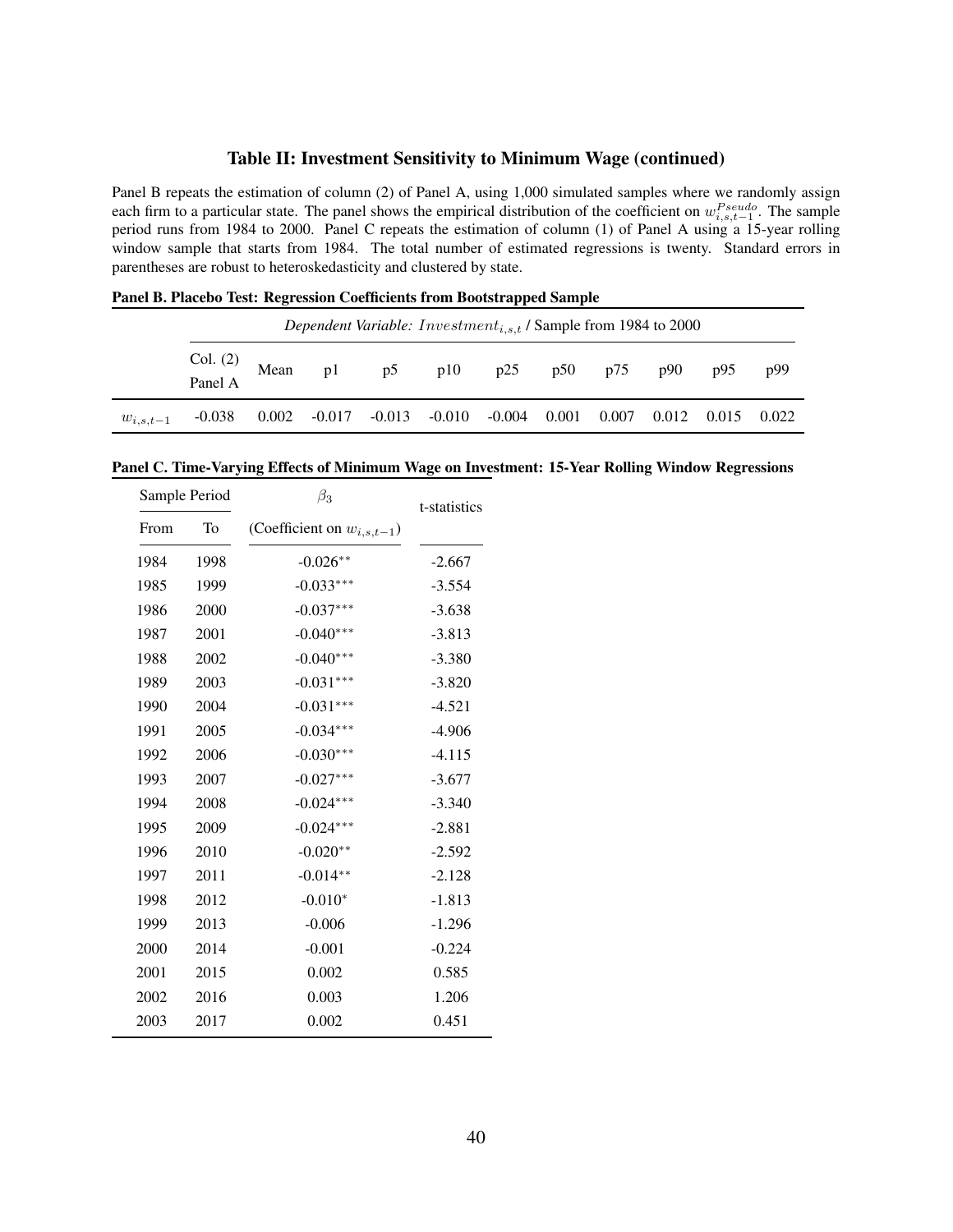### Table II: Investment Sensitivity to Minimum Wage (continued)

Panel B repeats the estimation of column (2) of Panel A, using 1,000 simulated samples where we randomly assign each firm to a particular state. The panel shows the empirical distribution of the coefficient on $w^{Pseudo}_{i,s,t-1}$. The sample period runs from 1984 to 2000. Panel C repeats the estimation of column (1) of Panel A using a 15-year rolling window sample that starts from 1984. The total number of estimated regressions is twenty. Standard errors in parentheses are robust to heteroskedasticity and clustered by state.

**Panel B. Placebo Test: Regression Coefficients from Bootstrapped Sample**

| | *Dependent Variable: $Investment_{i,s,t}$* / Sample from 1984 to 2000 | | | | | | | | | | |
|---|---|---|---|---|---|---|---|---|---|---|---|
| | Col. (2) Panel A | Mean | p1 | p5 | p10 | p25 | p50 | p75 | p90 | p95 | p99 |
| $w_{i,s,t-1}$ | -0.038 | 0.002 | -0.017 | -0.013 | -0.010 | -0.004 | 0.001 | 0.007 | 0.012 | 0.015 | 0.022 |

**Panel C. Time-Varying Effects of Minimum Wage on Investment: 15-Year Rolling Window Regressions**

| Sample Period | | $\beta_3$ | t-statistics |
|---|---|---|---|
| From | To | (Coefficient on $w_{i,s,t-1}$) | |
| 1984 | 1998 | -0.026** | -2.667 |
| 1985 | 1999 | -0.033*** | -3.554 |
| 1986 | 2000 | -0.037*** | -3.638 |
| 1987 | 2001 | -0.040*** | -3.813 |
| 1988 | 2002 | -0.040*** | -3.380 |
| 1989 | 2003 | -0.031*** | -3.820 |
| 1990 | 2004 | -0.031*** | -4.521 |
| 1991 | 2005 | -0.034*** | -4.906 |
| 1992 | 2006 | -0.030*** | -4.115 |
| 1993 | 2007 | -0.027*** | -3.677 |
| 1994 | 2008 | -0.024*** | -3.340 |
| 1995 | 2009 | -0.024*** | -2.881 |
| 1996 | 2010 | -0.020** | -2.592 |
| 1997 | 2011 | -0.014** | -2.128 |
| 1998 | 2012 | -0.010* | -1.813 |
| 1999 | 2013 | -0.006 | -1.296 |
| 2000 | 2014 | -0.001 | -0.224 |
| 2001 | 2015 | 0.002 | 0.585 |
| 2002 | 2016 | 0.003 | 1.206 |
| 2003 | 2017 | 0.002 | 0.451 |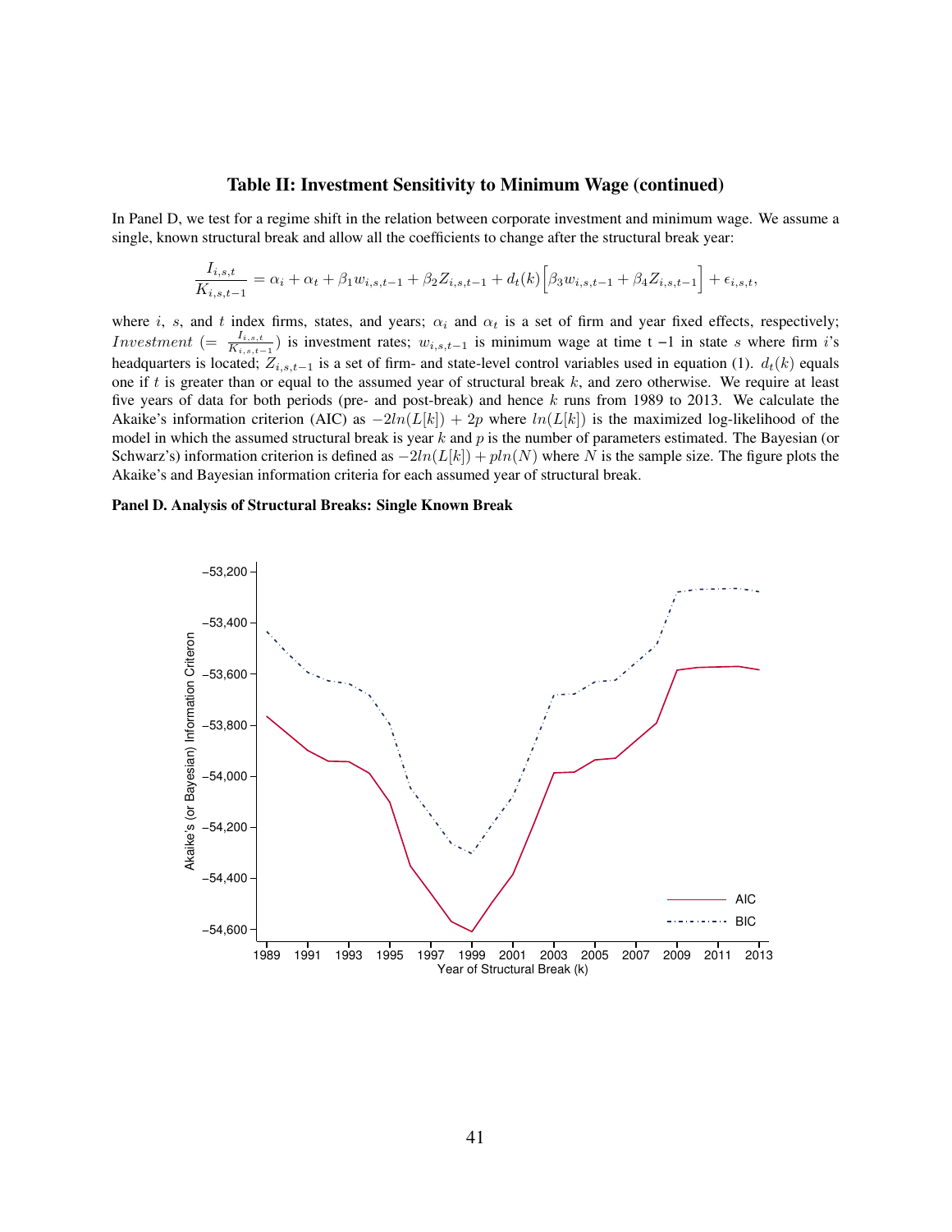### Table II: Investment Sensitivity to Minimum Wage (continued)

In Panel D, we test for a regime shift in the relation between corporate investment and minimum wage. We assume a single, known structural break and allow all the coefficients to change after the structural break year:

$$\frac{I_{i,s,t}}{K_{i,s,t-1}} = \alpha_i + \alpha_t + \beta_1 w_{i,s,t-1} + \beta_2 Z_{i,s,t-1} + d_t(k)\Big[\beta_3 w_{i,s,t-1} + \beta_4 Z_{i,s,t-1}\Big] + \epsilon_{i,s,t},$$

where $i$, $s$, and $t$ index firms, states, and years; $\alpha_i$ and $\alpha_t$ is a set of firm and year fixed effects, respectively; $Investment$ $(= \frac{I_{i,s,t}}{K_{i,s,t-1}})$ is investment rates; $w_{i,s,t-1}$ is minimum wage at time t $-1$ in state $s$ where firm $i$'s headquarters is located; $Z_{i,s,t-1}$ is a set of firm- and state-level control variables used in equation (1). $d_t(k)$ equals one if $t$ is greater than or equal to the assumed year of structural break $k$, and zero otherwise. We require at least five years of data for both periods (pre- and post-break) and hence $k$ runs from 1989 to 2013. We calculate the Akaike's information criterion (AIC) as $-2ln(L[k]) + 2p$ where $ln(L[k])$ is the maximized log-likelihood of the model in which the assumed structural break is year $k$ and $p$ is the number of parameters estimated. The Bayesian (or Schwarz's) information criterion is defined as $-2ln(L[k]) + pln(N)$ where $N$ is the sample size. The figure plots the Akaike's and Bayesian information criteria for each assumed year of structural break.

**Panel D. Analysis of Structural Breaks: Single Known Break**

Akaike's (or Bayesian) Information Criteron

−53,200
−53,400
−53,600
−53,800
−54,000
−54,200
−54,400
−54,600

1989 1991 1993 1995 1997 1999 2001 2003 2005 2007 2009 2011 2013

Year of Structural Break (k)

AIC

BIC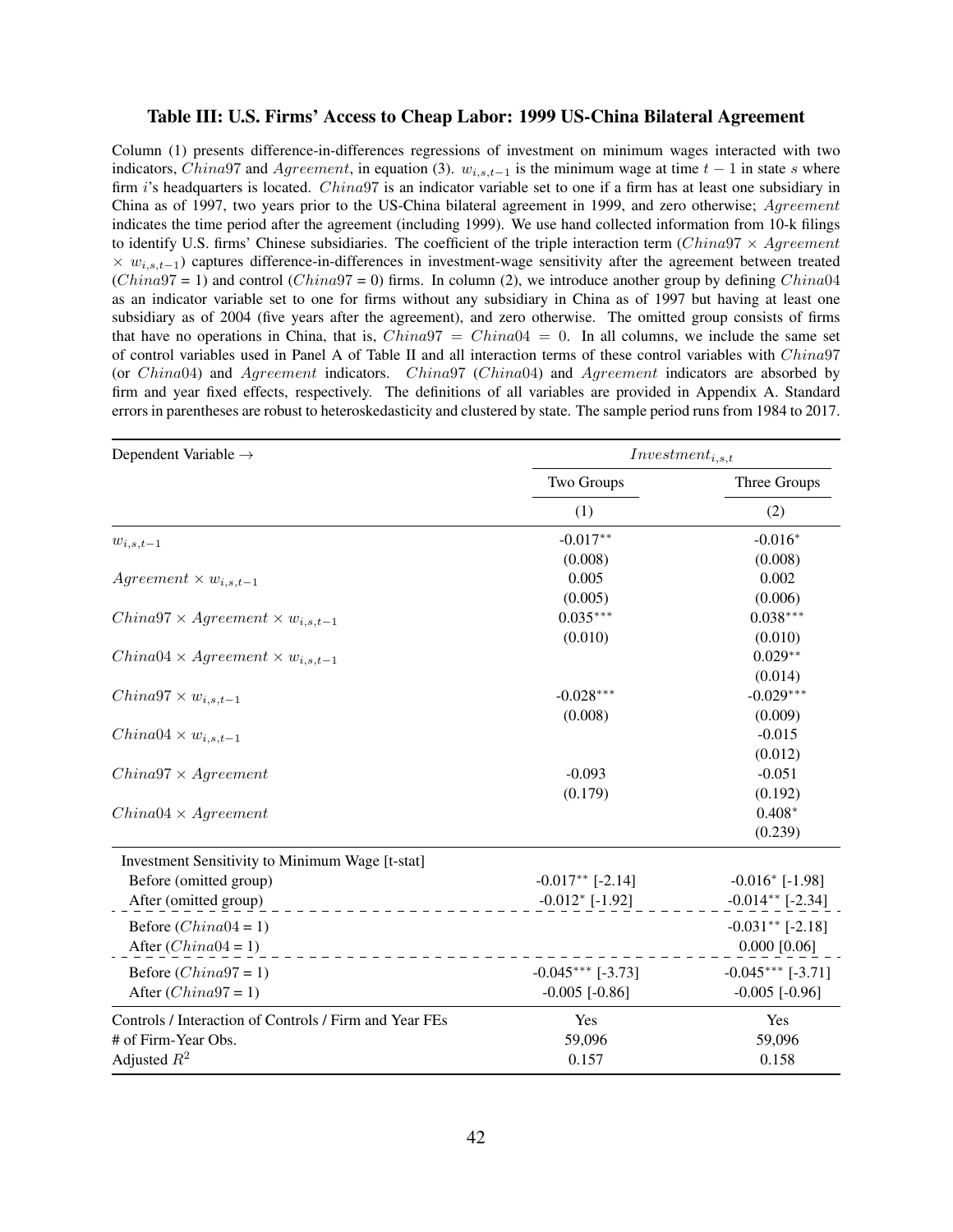### Table III: U.S. Firms' Access to Cheap Labor: 1999 US-China Bilateral Agreement

Column (1) presents difference-in-differences regressions of investment on minimum wages interacted with two indicators, $China97$ and $Agreement$, in equation (3). $w_{i,s,t-1}$ is the minimum wage at time $t-1$ in state $s$ where firm $i$'s headquarters is located. $China97$ is an indicator variable set to one if a firm has at least one subsidiary in China as of 1997, two years prior to the US-China bilateral agreement in 1999, and zero otherwise; $Agreement$ indicates the time period after the agreement (including 1999). We use hand collected information from 10-k filings to identify U.S. firms' Chinese subsidiaries. The coefficient of the triple interaction term ($China97 \times Agreement \times w_{i,s,t-1}$) captures difference-in-differences in investment-wage sensitivity after the agreement between treated ($China97$ = 1) and control ($China97$ = 0) firms. In column (2), we introduce another group by defining $China04$ as an indicator variable set to one for firms without any subsidiary in China as of 1997 but having at least one subsidiary as of 2004 (five years after the agreement), and zero otherwise. The omitted group consists of firms that have no operations in China, that is, $China97 = China04 = 0$. In all columns, we include the same set of control variables used in Panel A of Table II and all interaction terms of these control variables with $China97$ (or $China04$) and $Agreement$ indicators. $China97$ ($China04$) and $Agreement$ indicators are absorbed by firm and year fixed effects, respectively. The definitions of all variables are provided in Appendix A. Standard errors in parentheses are robust to heteroskedasticity and clustered by state. The sample period runs from 1984 to 2017.

| Dependent Variable → | $Investment_{i,s,t}$ | |
|---|---|---|
| | Two Groups | Three Groups |
| | (1) | (2) |
| $w_{i,s,t-1}$ | -0.017** | -0.016* |
| | (0.008) | (0.008) |
| $Agreement \times w_{i,s,t-1}$ | 0.005 | 0.002 |
| | (0.005) | (0.006) |
| $China97 \times Agreement \times w_{i,s,t-1}$ | 0.035*** | 0.038*** |
| | (0.010) | (0.010) |
| $China04 \times Agreement \times w_{i,s,t-1}$ | | 0.029** |
| | | (0.014) |
| $China97 \times w_{i,s,t-1}$ | -0.028*** | -0.029*** |
| | (0.008) | (0.009) |
| $China04 \times w_{i,s,t-1}$ | | -0.015 |
| | | (0.012) |
| $China97 \times Agreement$ | -0.093 | -0.051 |
| | (0.179) | (0.192) |
| $China04 \times Agreement$ | | 0.408* |
| | | (0.239) |
| Investment Sensitivity to Minimum Wage [t-stat] | | |
| Before (omitted group) | -0.017** [-2.14] | -0.016* [-1.98] |
| After (omitted group) | -0.012* [-1.92] | -0.014** [-2.34] |
| Before ($China04$ = 1) | | -0.031** [-2.18] |
| After ($China04$ = 1) | | 0.000 [0.06] |
| Before ($China97$ = 1) | -0.045*** [-3.73] | -0.045*** [-3.71] |
| After ($China97$ = 1) | -0.005 [-0.86] | -0.005 [-0.96] |
| Controls / Interaction of Controls / Firm and Year FEs | Yes | Yes |
| # of Firm-Year Obs. | 59,096 | 59,096 |
| Adjusted $R^2$ | 0.157 | 0.158 |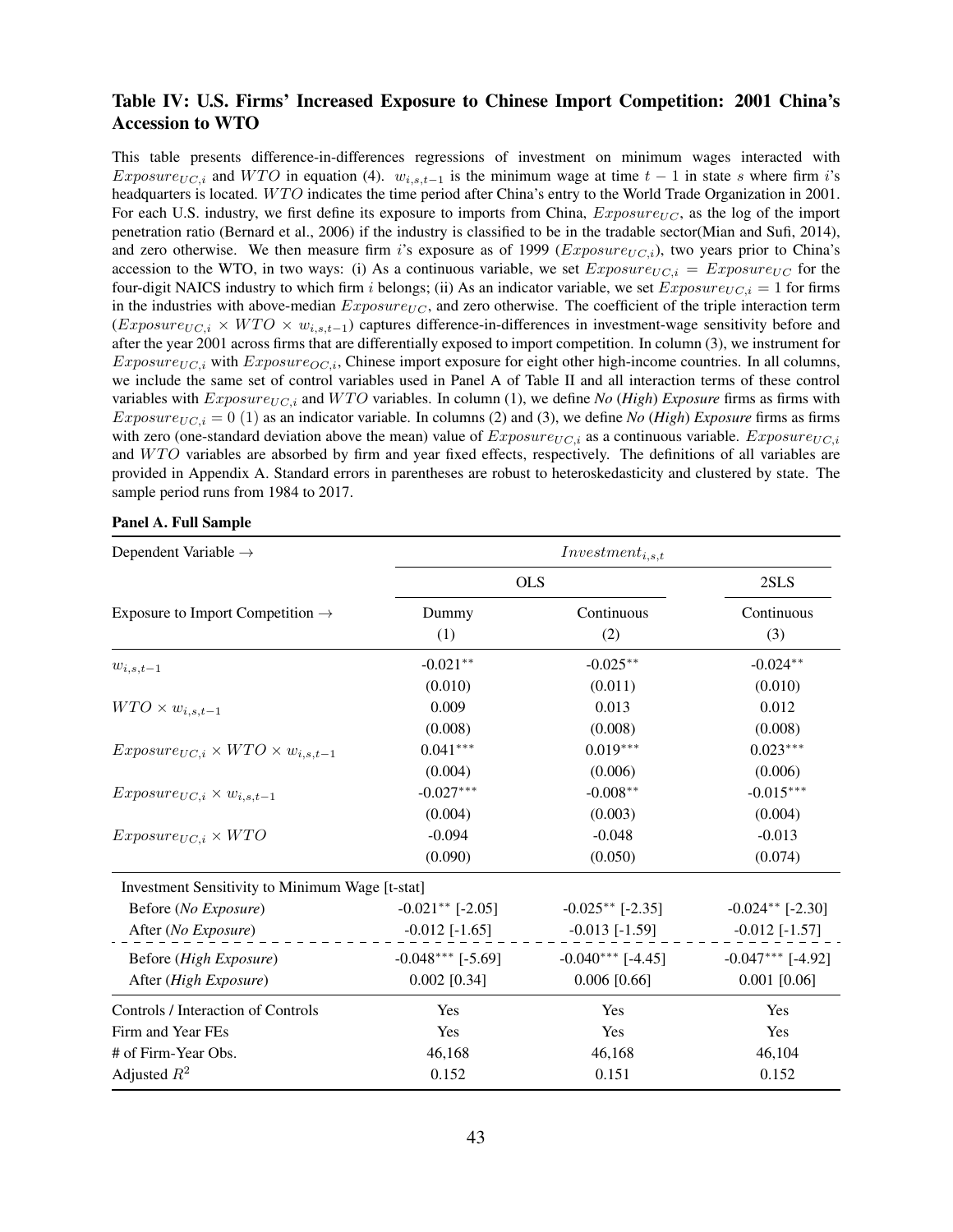## Table IV: U.S. Firms' Increased Exposure to Chinese Import Competition: 2001 China's Accession to WTO

This table presents difference-in-differences regressions of investment on minimum wages interacted with $Exposure_{UC,i}$ and $WTO$ in equation (4). $w_{i,s,t-1}$ is the minimum wage at time $t-1$ in state $s$ where firm $i$'s headquarters is located. $WTO$ indicates the time period after China's entry to the World Trade Organization in 2001. For each U.S. industry, we first define its exposure to imports from China, $Exposure_{UC}$, as the log of the import penetration ratio (Bernard et al., 2006) if the industry is classified to be in the tradable sector(Mian and Sufi, 2014), and zero otherwise. We then measure firm $i$'s exposure as of 1999 ($Exposure_{UC,i}$), two years prior to China's accession to the WTO, in two ways: (i) As a continuous variable, we set $Exposure_{UC,i} = Exposure_{UC}$ for the four-digit NAICS industry to which firm $i$ belongs; (ii) As an indicator variable, we set $Exposure_{UC,i} = 1$ for firms in the industries with above-median $Exposure_{UC}$, and zero otherwise. The coefficient of the triple interaction term ($Exposure_{UC,i} \times WTO \times w_{i,s,t-1}$) captures difference-in-differences in investment-wage sensitivity before and after the year 2001 across firms that are differentially exposed to import competition. In column (3), we instrument for $Exposure_{UC,i}$ with $Exposure_{OC,i}$, Chinese import exposure for eight other high-income countries. In all columns, we include the same set of control variables used in Panel A of Table II and all interaction terms of these control variables with $Exposure_{UC,i}$ and $WTO$ variables. In column (1), we define *No* (*High*) *Exposure* firms as firms with $Exposure_{UC,i} = 0$ (1) as an indicator variable. In columns (2) and (3), we define *No* (*High*) *Exposure* firms as firms with zero (one-standard deviation above the mean) value of $Exposure_{UC,i}$ as a continuous variable. $Exposure_{UC,i}$ and $WTO$ variables are absorbed by firm and year fixed effects, respectively. The definitions of all variables are provided in Appendix A. Standard errors in parentheses are robust to heteroskedasticity and clustered by state. The sample period runs from 1984 to 2017.

**Panel A. Full Sample**

| Dependent Variable → | $Investment_{i,s,t}$ | | |
|---|---|---|---|
| | OLS | | 2SLS |
| Exposure to Import Competition → | Dummy | Continuous | Continuous |
| | (1) | (2) | (3) |
| $w_{i,s,t-1}$ | -0.021** | -0.025** | -0.024** |
| | (0.010) | (0.011) | (0.010) |
| $WTO \times w_{i,s,t-1}$ | 0.009 | 0.013 | 0.012 |
| | (0.008) | (0.008) | (0.008) |
| $Exposure_{UC,i} \times WTO \times w_{i,s,t-1}$ | 0.041*** | 0.019*** | 0.023*** |
| | (0.004) | (0.006) | (0.006) |
| $Exposure_{UC,i} \times w_{i,s,t-1}$ | -0.027*** | -0.008** | -0.015*** |
| | (0.004) | (0.003) | (0.004) |
| $Exposure_{UC,i} \times WTO$ | -0.094 | -0.048 | -0.013 |
| | (0.090) | (0.050) | (0.074) |
| Investment Sensitivity to Minimum Wage [t-stat] | | | |
| Before (*No Exposure*) | -0.021** [-2.05] | -0.025** [-2.35] | -0.024** [-2.30] |
| After (*No Exposure*) | -0.012 [-1.65] | -0.013 [-1.59] | -0.012 [-1.57] |
| Before (*High Exposure*) | -0.048*** [-5.69] | -0.040*** [-4.45] | -0.047*** [-4.92] |
| After (*High Exposure*) | 0.002 [0.34] | 0.006 [0.66] | 0.001 [0.06] |
| Controls / Interaction of Controls | Yes | Yes | Yes |
| Firm and Year FEs | Yes | Yes | Yes |
| # of Firm-Year Obs. | 46,168 | 46,168 | 46,104 |
| Adjusted $R^2$ | 0.152 | 0.151 | 0.152 |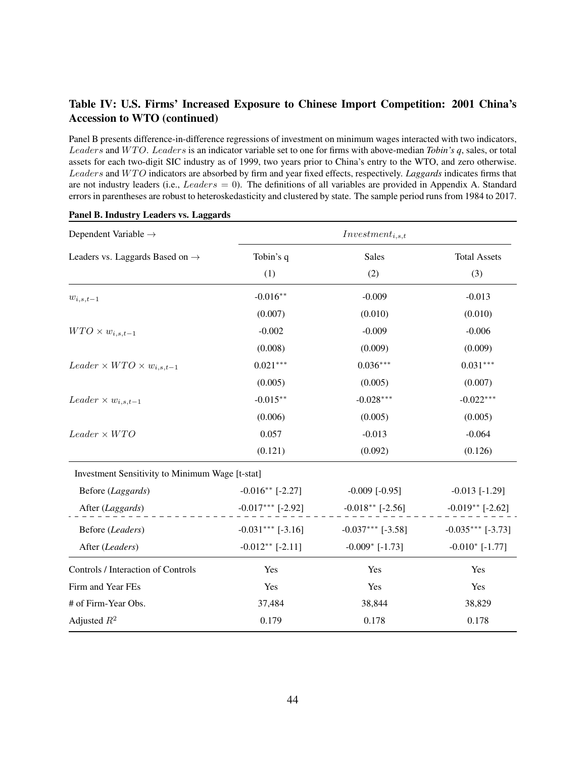### Table IV: U.S. Firms' Increased Exposure to Chinese Import Competition: 2001 China's Accession to WTO (continued)

Panel B presents difference-in-difference regressions of investment on minimum wages interacted with two indicators, $Leaders$ and $WTO$. $Leaders$ is an indicator variable set to one for firms with above-median *Tobin's q*, sales, or total assets for each two-digit SIC industry as of 1999, two years prior to China's entry to the WTO, and zero otherwise. $Leaders$ and $WTO$ indicators are absorbed by firm and year fixed effects, respectively. *Laggards* indicates firms that are not industry leaders (i.e., $Leaders = 0$). The definitions of all variables are provided in Appendix A. Standard errors in parentheses are robust to heteroskedasticity and clustered by state. The sample period runs from 1984 to 2017.

**Panel B. Industry Leaders vs. Laggards**

| Dependent Variable → | $Investment_{i,s,t}$ | | |
|---|---|---|---|
| Leaders vs. Laggards Based on → | Tobin's q | Sales | Total Assets |
| | (1) | (2) | (3) |
| $w_{i,s,t-1}$ | -0.016** | -0.009 | -0.013 |
| | (0.007) | (0.010) | (0.010) |
| $WTO \times w_{i,s,t-1}$ | -0.002 | -0.009 | -0.006 |
| | (0.008) | (0.009) | (0.009) |
| $Leader \times WTO \times w_{i,s,t-1}$ | 0.021*** | 0.036*** | 0.031*** |
| | (0.005) | (0.005) | (0.007) |
| $Leader \times w_{i,s,t-1}$ | -0.015** | -0.028*** | -0.022*** |
| | (0.006) | (0.005) | (0.005) |
| $Leader \times WTO$ | 0.057 | -0.013 | -0.064 |
| | (0.121) | (0.092) | (0.126) |
| Investment Sensitivity to Minimum Wage [t-stat] | | | |
| Before (*Laggards*) | -0.016** [-2.27] | -0.009 [-0.95] | -0.013 [-1.29] |
| After (*Laggards*) | -0.017*** [-2.92] | -0.018** [-2.56] | -0.019** [-2.62] |
| Before (*Leaders*) | -0.031*** [-3.16] | -0.037*** [-3.58] | -0.035*** [-3.73] |
| After (*Leaders*) | -0.012** [-2.11] | -0.009* [-1.73] | -0.010* [-1.77] |
| Controls / Interaction of Controls | Yes | Yes | Yes |
| Firm and Year FEs | Yes | Yes | Yes |
| # of Firm-Year Obs. | 37,484 | 38,844 | 38,829 |
| Adjusted $R^2$ | 0.179 | 0.178 | 0.178 |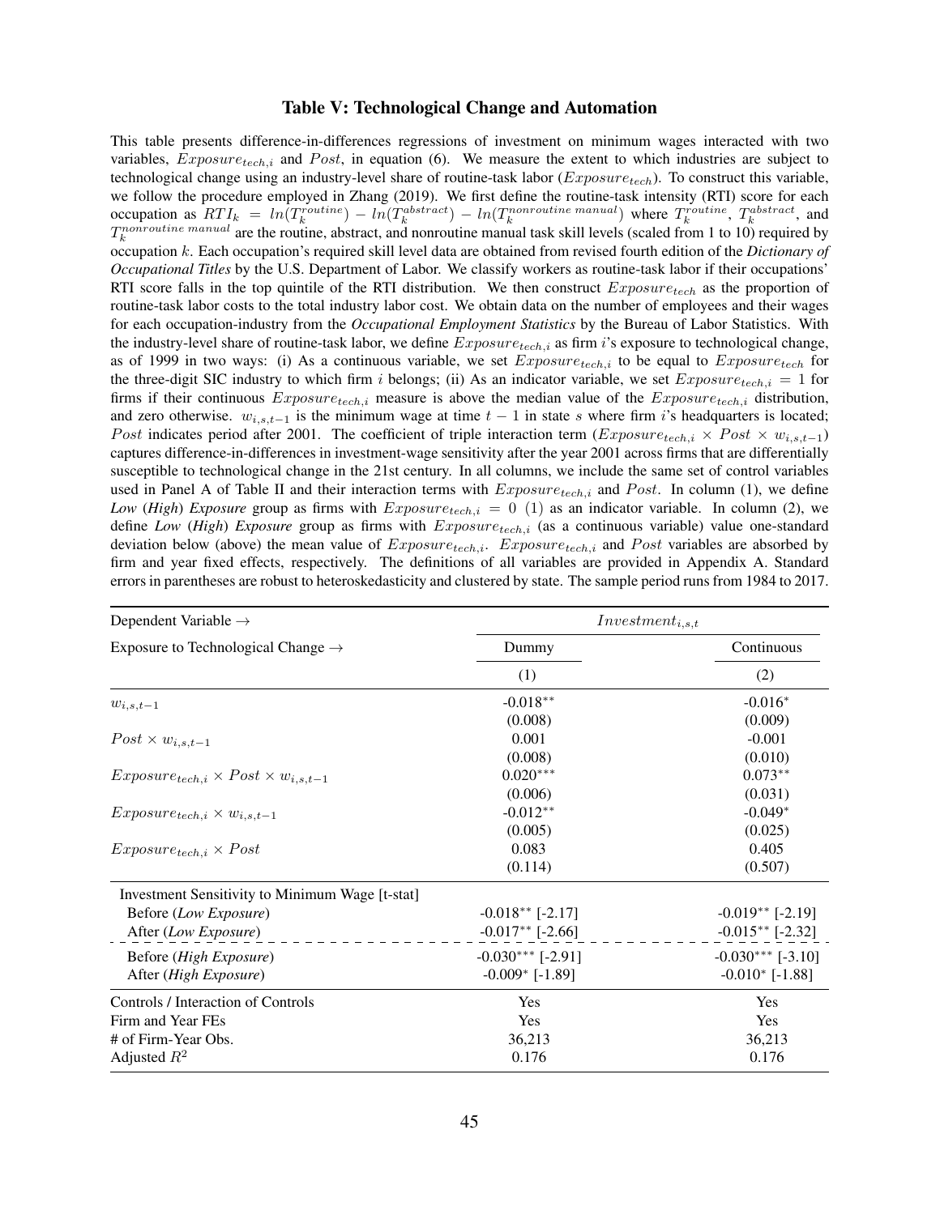## Table V: Technological Change and Automation

This table presents difference-in-differences regressions of investment on minimum wages interacted with two variables, $Exposure_{tech,i}$ and $Post$, in equation (6). We measure the extent to which industries are subject to technological change using an industry-level share of routine-task labor ($Exposure_{tech}$). To construct this variable, we follow the procedure employed in Zhang (2019). We first define the routine-task intensity (RTI) score for each occupation as $RTI_k = ln(T_k^{routine}) - ln(T_k^{abstract}) - ln(T_k^{nonroutine\ manual})$ where $T_k^{routine}$, $T_k^{abstract}$, and $T_k^{nonroutine\ manual}$ are the routine, abstract, and nonroutine manual task skill levels (scaled from 1 to 10) required by occupation $k$. Each occupation's required skill level data are obtained from revised fourth edition of the *Dictionary of Occupational Titles* by the U.S. Department of Labor. We classify workers as routine-task labor if their occupations' RTI score falls in the top quintile of the RTI distribution. We then construct $Exposure_{tech}$ as the proportion of routine-task labor costs to the total industry labor cost. We obtain data on the number of employees and their wages for each occupation-industry from the *Occupational Employment Statistics* by the Bureau of Labor Statistics. With the industry-level share of routine-task labor, we define $Exposure_{tech,i}$ as firm $i$'s exposure to technological change, as of 1999 in two ways: (i) As a continuous variable, we set $Exposure_{tech,i}$ to be equal to $Exposure_{tech}$ for the three-digit SIC industry to which firm $i$ belongs; (ii) As an indicator variable, we set $Exposure_{tech,i} = 1$ for firms if their continuous $Exposure_{tech,i}$ measure is above the median value of the $Exposure_{tech,i}$ distribution, and zero otherwise. $w_{i,s,t-1}$ is the minimum wage at time $t-1$ in state $s$ where firm $i$'s headquarters is located; $Post$ indicates period after 2001. The coefficient of triple interaction term ($Exposure_{tech,i} \times Post \times w_{i,s,t-1}$) captures difference-in-differences in investment-wage sensitivity after the year 2001 across firms that are differentially susceptible to technological change in the 21st century. In all columns, we include the same set of control variables used in Panel A of Table II and their interaction terms with $Exposure_{tech,i}$ and $Post$. In column (1), we define ***Low*** **(*High*)** ***Exposure*** group as firms with $Exposure_{tech,i} = 0$ (1) as an indicator variable. In column (2), we define ***Low*** **(*High*)** ***Exposure*** group as firms with $Exposure_{tech,i}$ (as a continuous variable) value one-standard deviation below (above) the mean value of $Exposure_{tech,i}$. $Exposure_{tech,i}$ and $Post$ variables are absorbed by firm and year fixed effects, respectively. The definitions of all variables are provided in Appendix A. Standard errors in parentheses are robust to heteroskedasticity and clustered by state. The sample period runs from 1984 to 2017.

| Dependent Variable → | $Investment_{i,s,t}$ | |
|---|---|---|
| Exposure to Technological Change → | Dummy | Continuous |
| | (1) | (2) |
| $w_{i,s,t-1}$ | -0.018** | -0.016* |
| | (0.008) | (0.009) |
| $Post \times w_{i,s,t-1}$ | 0.001 | -0.001 |
| | (0.008) | (0.010) |
| $Exposure_{tech,i} \times Post \times w_{i,s,t-1}$ | 0.020*** | 0.073** |
| | (0.006) | (0.031) |
| $Exposure_{tech,i} \times w_{i,s,t-1}$ | -0.012** | -0.049* |
| | (0.005) | (0.025) |
| $Exposure_{tech,i} \times Post$ | 0.083 | 0.405 |
| | (0.114) | (0.507) |
| Investment Sensitivity to Minimum Wage [t-stat] | | |
| Before (*Low Exposure*) | -0.018** [-2.17] | -0.019** [-2.19] |
| After (*Low Exposure*) | -0.017** [-2.66] | -0.015** [-2.32] |
| Before (*High Exposure*) | -0.030*** [-2.91] | -0.030*** [-3.10] |
| After (*High Exposure*) | -0.009* [-1.89] | -0.010* [-1.88] |
| Controls / Interaction of Controls | Yes | Yes |
| Firm and Year FEs | Yes | Yes |
| # of Firm-Year Obs. | 36,213 | 36,213 |
| Adjusted $R^2$ | 0.176 | 0.176 |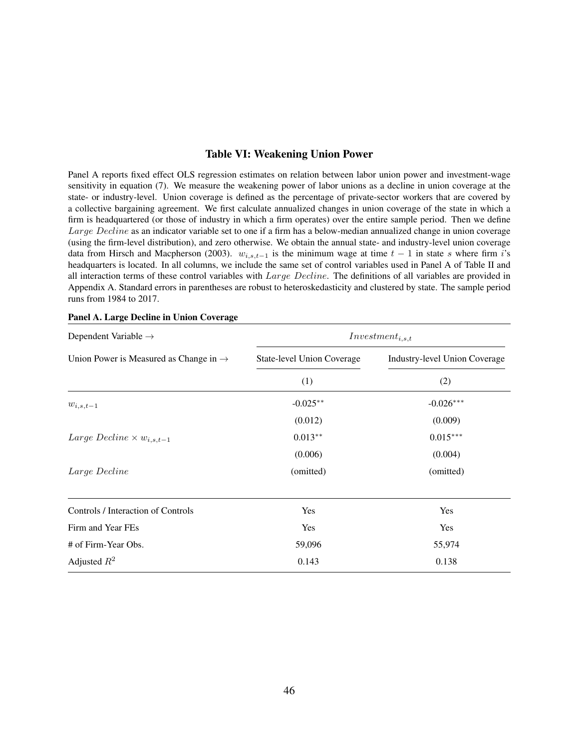## Table VI: Weakening Union Power

Panel A reports fixed effect OLS regression estimates on relation between labor union power and investment-wage sensitivity in equation (7). We measure the weakening power of labor unions as a decline in union coverage at the state- or industry-level. Union coverage is defined as the percentage of private-sector workers that are covered by a collective bargaining agreement. We first calculate annualized changes in union coverage of the state in which a firm is headquartered (or those of industry in which a firm operates) over the entire sample period. Then we define $Large\ Decline$ as an indicator variable set to one if a firm has a below-median annualized change in union coverage (using the firm-level distribution), and zero otherwise. We obtain the annual state- and industry-level union coverage data from Hirsch and Macpherson (2003). $w_{i,s,t-1}$ is the minimum wage at time $t-1$ in state $s$ where firm $i$'s headquarters is located. In all columns, we include the same set of control variables used in Panel A of Table II and all interaction terms of these control variables with $Large\ Decline$. The definitions of all variables are provided in Appendix A. Standard errors in parentheses are robust to heteroskedasticity and clustered by state. The sample period runs from 1984 to 2017.

**Panel A. Large Decline in Union Coverage**

| Dependent Variable → | $Investment_{i,s,t}$ | |
|---|---|---|
| Union Power is Measured as Change in → | State-level Union Coverage | Industry-level Union Coverage |
| | (1) | (2) |
| $w_{i,s,t-1}$ | -0.025** | -0.026*** |
| | (0.012) | (0.009) |
| $Large\ Decline \times w_{i,s,t-1}$ | 0.013** | 0.015*** |
| | (0.006) | (0.004) |
| $Large\ Decline$ | (omitted) | (omitted) |
| Controls / Interaction of Controls | Yes | Yes |
| Firm and Year FEs | Yes | Yes |
| # of Firm-Year Obs. | 59,096 | 55,974 |
| Adjusted $R^2$ | 0.143 | 0.138 |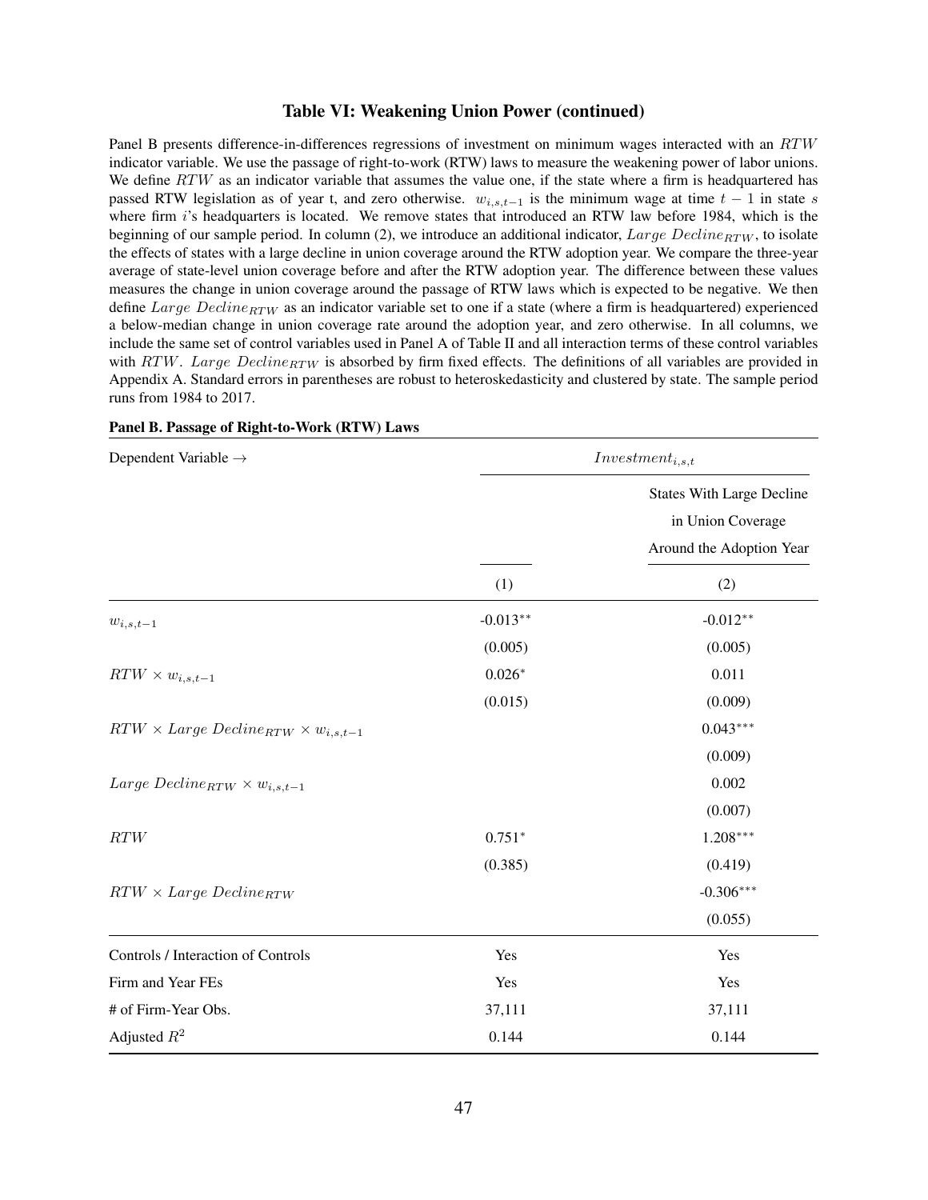# Table VI: Weakening Union Power (continued)

Panel B presents difference-in-differences regressions of investment on minimum wages interacted with an $RTW$ indicator variable. We use the passage of right-to-work (RTW) laws to measure the weakening power of labor unions. We define $RTW$ as an indicator variable that assumes the value one, if the state where a firm is headquartered has passed RTW legislation as of year t, and zero otherwise. $w_{i,s,t-1}$ is the minimum wage at time $t-1$ in state $s$ where firm $i$'s headquarters is located. We remove states that introduced an RTW law before 1984, which is the beginning of our sample period. In column (2), we introduce an additional indicator, $Large\ Decline_{RTW}$, to isolate the effects of states with a large decline in union coverage around the RTW adoption year. We compare the three-year average of state-level union coverage before and after the RTW adoption year. The difference between these values measures the change in union coverage around the passage of RTW laws which is expected to be negative. We then define $Large\ Decline_{RTW}$ as an indicator variable set to one if a state (where a firm is headquartered) experienced a below-median change in union coverage rate around the adoption year, and zero otherwise. In all columns, we include the same set of control variables used in Panel A of Table II and all interaction terms of these control variables with $RTW$. $Large\ Decline_{RTW}$ is absorbed by firm fixed effects. The definitions of all variables are provided in Appendix A. Standard errors in parentheses are robust to heteroskedasticity and clustered by state. The sample period runs from 1984 to 2017.

**Panel B. Passage of Right-to-Work (RTW) Laws**

| Dependent Variable → | $Investment_{i,s,t}$ | |
|---|---|---|
| | | States With Large Decline in Union Coverage Around the Adoption Year |
| | (1) | (2) |
| $w_{i,s,t-1}$ | -0.013** | -0.012** |
| | (0.005) | (0.005) |
| $RTW \times w_{i,s,t-1}$ | 0.026* | 0.011 |
| | (0.015) | (0.009) |
| $RTW \times Large\ Decline_{RTW} \times w_{i,s,t-1}$ | | 0.043*** |
| | | (0.009) |
| $Large\ Decline_{RTW} \times w_{i,s,t-1}$ | | 0.002 |
| | | (0.007) |
| $RTW$ | 0.751* | 1.208*** |
| | (0.385) | (0.419) |
| $RTW \times Large\ Decline_{RTW}$ | | -0.306*** |
| | | (0.055) |
| Controls / Interaction of Controls | Yes | Yes |
| Firm and Year FEs | Yes | Yes |
| # of Firm-Year Obs. | 37,111 | 37,111 |
| Adjusted $R^2$ | 0.144 | 0.144 |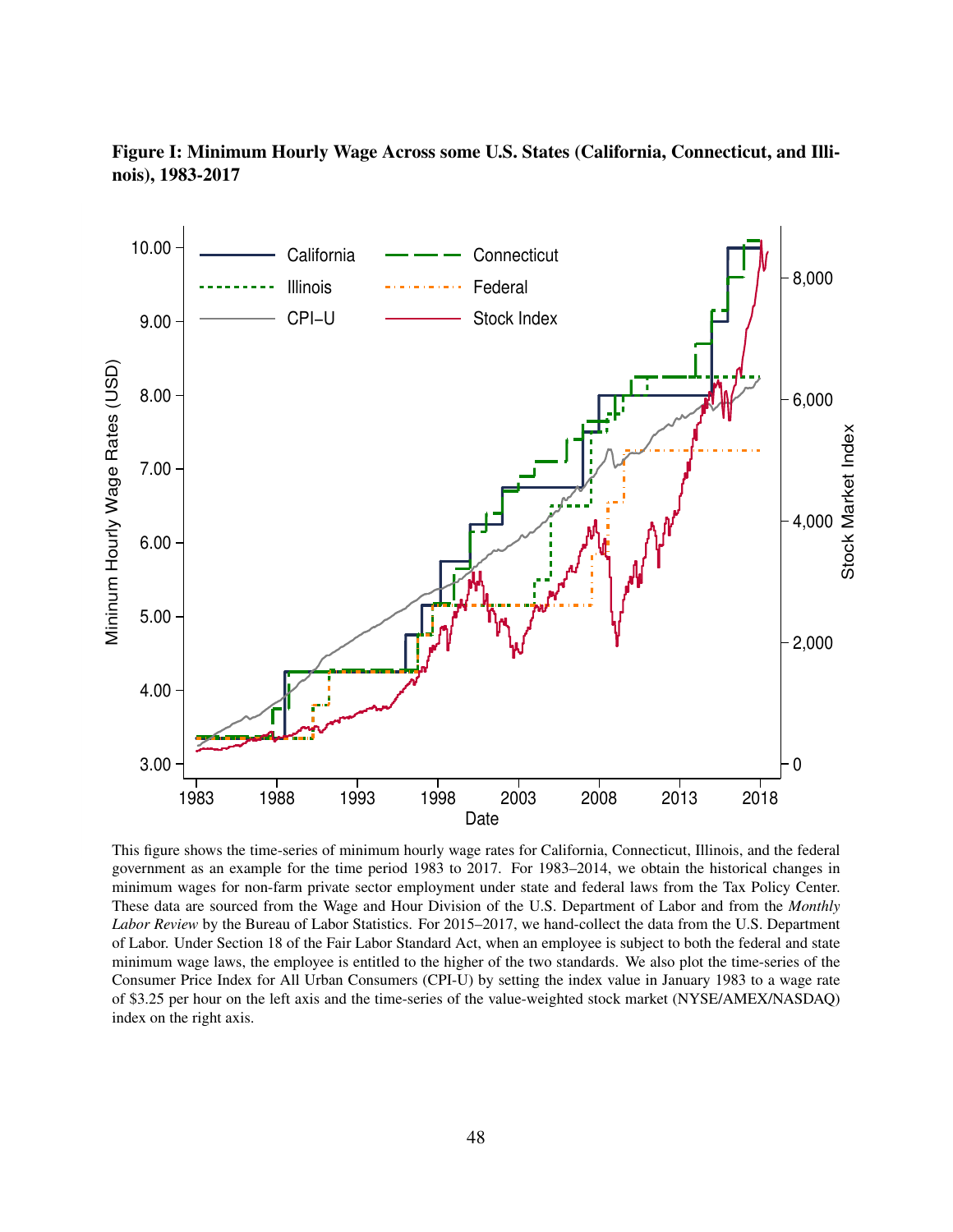**Figure I: Minimum Hourly Wage Across some U.S. States (California, Connecticut, and Illinois), 1983-2017**

California
Connecticut
Illinois
Federal
CPI–U
Stock Index

Mininum Hourly Wage Rates (USD)
10.00
9.00
8.00
7.00
6.00
5.00
4.00
3.00

Stock Market Index
8,000
6,000
4,000
2,000
0

1983 1988 1993 1998 2003 2008 2013 2018
Date

This figure shows the time-series of minimum hourly wage rates for California, Connecticut, Illinois, and the federal government as an example for the time period 1983 to 2017. For 1983–2014, we obtain the historical changes in minimum wages for non-farm private sector employment under state and federal laws from the Tax Policy Center. These data are sourced from the Wage and Hour Division of the U.S. Department of Labor and from the *Monthly Labor Review* by the Bureau of Labor Statistics. For 2015–2017, we hand-collect the data from the U.S. Department of Labor. Under Section 18 of the Fair Labor Standard Act, when an employee is subject to both the federal and state minimum wage laws, the employee is entitled to the higher of the two standards. We also plot the time-series of the Consumer Price Index for All Urban Consumers (CPI-U) by setting the index value in January 1983 to a wage rate of \$3.25 per hour on the left axis and the time-series of the value-weighted stock market (NYSE/AMEX/NASDAQ) index on the right axis.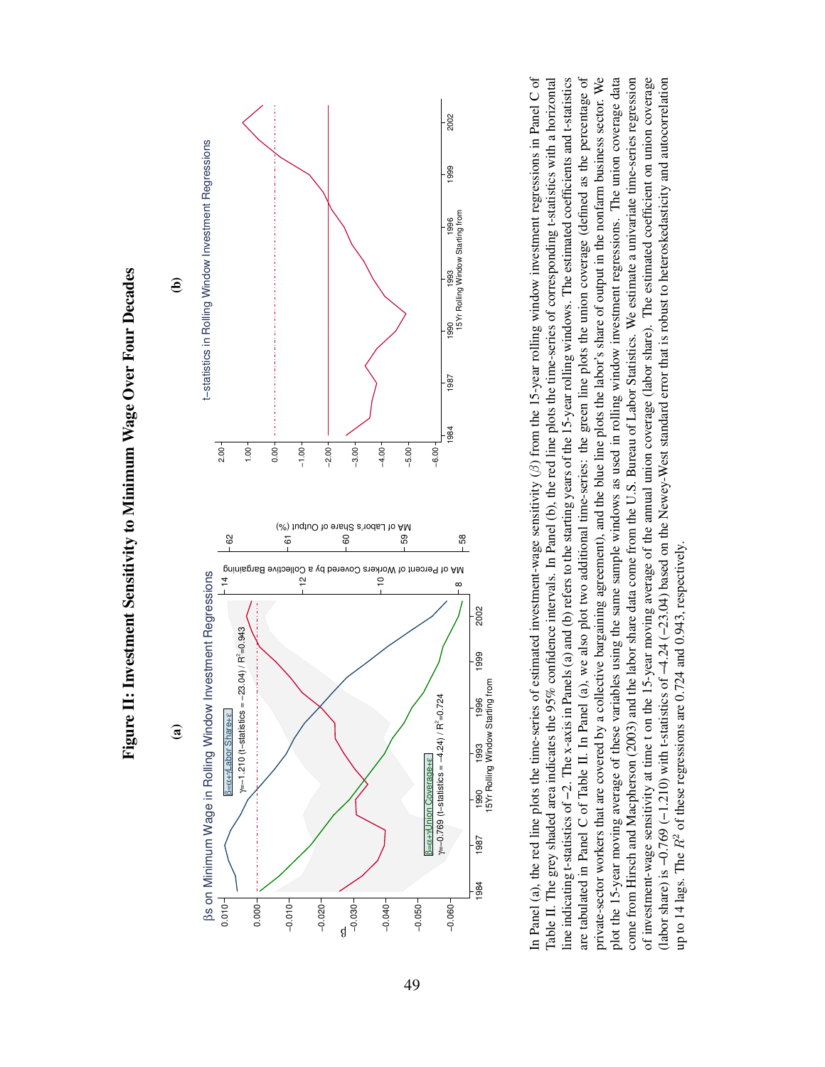# Figure II: Investment Sensitivity to Minimum Wage Over Four Decades

(a)

βs on Minimum Wage in Rolling Window Investment Regressions

β=α+γLabor Share+ε

γ=−1.210 (t−statistics = −23.04) / R²=0.943

β=α+γUnion Coverage+ε

γ=−0.769 (t−statistics = −4.24) / R²=0.724

β

0.010
0.000
−0.010
−0.020
−0.030
−0.040
−0.050
−0.060

1984 1987 1990 1993 1996 1999 2002

15Yr Rolling Window Starting from

MA of Percent of Workers Covered by a Collective Bargaining

14 12 10 8

MA of Labor's Share of Output (%)

62 61 60 59 58

(b)

t−statistics in Rolling Window Investment Regressions

2.00
1.00
0.00
−1.00
−2.00
−3.00
−4.00
−5.00
−6.00

1984 1987 1990 1993 1996 1999 2002

15Yr Rolling Window Starting from

In Panel (a), the red line plots the time-series of estimated investment-wage sensitivity ($\beta$) from the 15-year rolling window investment regressions in Panel C of Table II. The grey shaded area indicates the 95% confidence intervals. In Panel (b), the red line plots the time-series of corresponding t-statistics with a horizontal line indicating t-statistics of −2. The x-axis in Panels (a) and (b) refers to the starting years of the 15-year rolling windows. The estimated coefficients and t-statistics are tabulated in Panel C of Table II. In Panel (a), we also plot two additional time-series: the green line plots the union coverage (defined as the percentage of private-sector workers that are covered by a collective bargaining agreement), and the blue line plots the labor's share of output in the nonfarm business sector. We plot the 15-year moving average of these variables using the same sample windows as used in rolling window investment regressions. The union coverage data come from Hirsch and Macpherson (2003) and the labor share data come from the U.S. Bureau of Labor Statistics. We estimate a univariate time-series regression of investment-wage sensitivity at time t on the 15-year moving average of the annual union coverage (labor share). The estimated coefficient on union coverage (labor share) is −0.769 (−1.210) with t-statistics of −4.24 (−23.04) based on the Newey-West standard error that is robust to heteroskedasticity and autocorrelation up to 14 lags. The $R^2$ of these regressions are 0.724 and 0.943, respectively.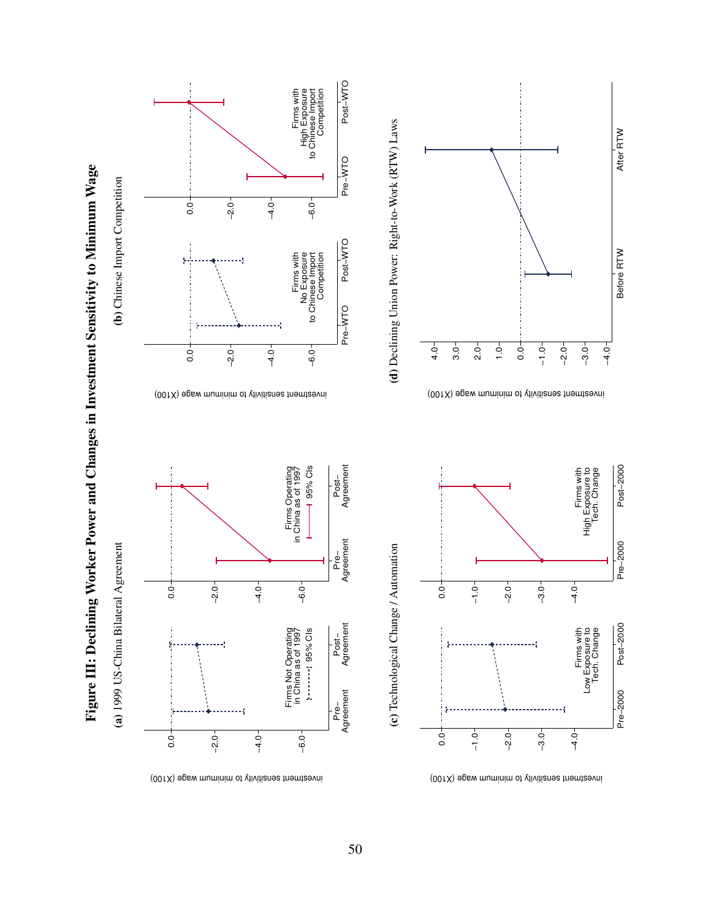# Figure III: Declining Worker Power and Changes in Investment Sensitivity to Minimum Wage

**(a)** 1999 US-China Bilateral Agreement

investment sensitivity to minimum wage (X100)

0.0
−2.0
−4.0
−6.0

Pre–Agreement
Post–Agreement

Firms Not Operating in China as of 1997
95% CIs

Firms Operating in China as of 1997
95% CIs

**(b)** Chinese Import Competition

investment sensitivity to minimum wage (X100)

0.0
−2.0
−4.0
−6.0

Pre–WTO
Post–WTO

Firms with No Exposure to Chinese Import Competition

Firms with High Exposure to Chinese Import Competition

**(c)** Technological Change / Automation

investment sensitivity to minimum wage (X100)

0.0
−1.0
−2.0
−3.0
−4.0

Pre–2000
Post–2000

Firms with Low Exposure to Tech. Change

Firms with High Exposure to Tech. Change

**(d)** Declining Union Power: Right-to-Work (RTW) Laws

investment sensitivity to minimum wage (X100)

4.0
3.0
2.0
1.0
0.0
−1.0
−2.0
−3.0
−4.0

Before RTW
After RTW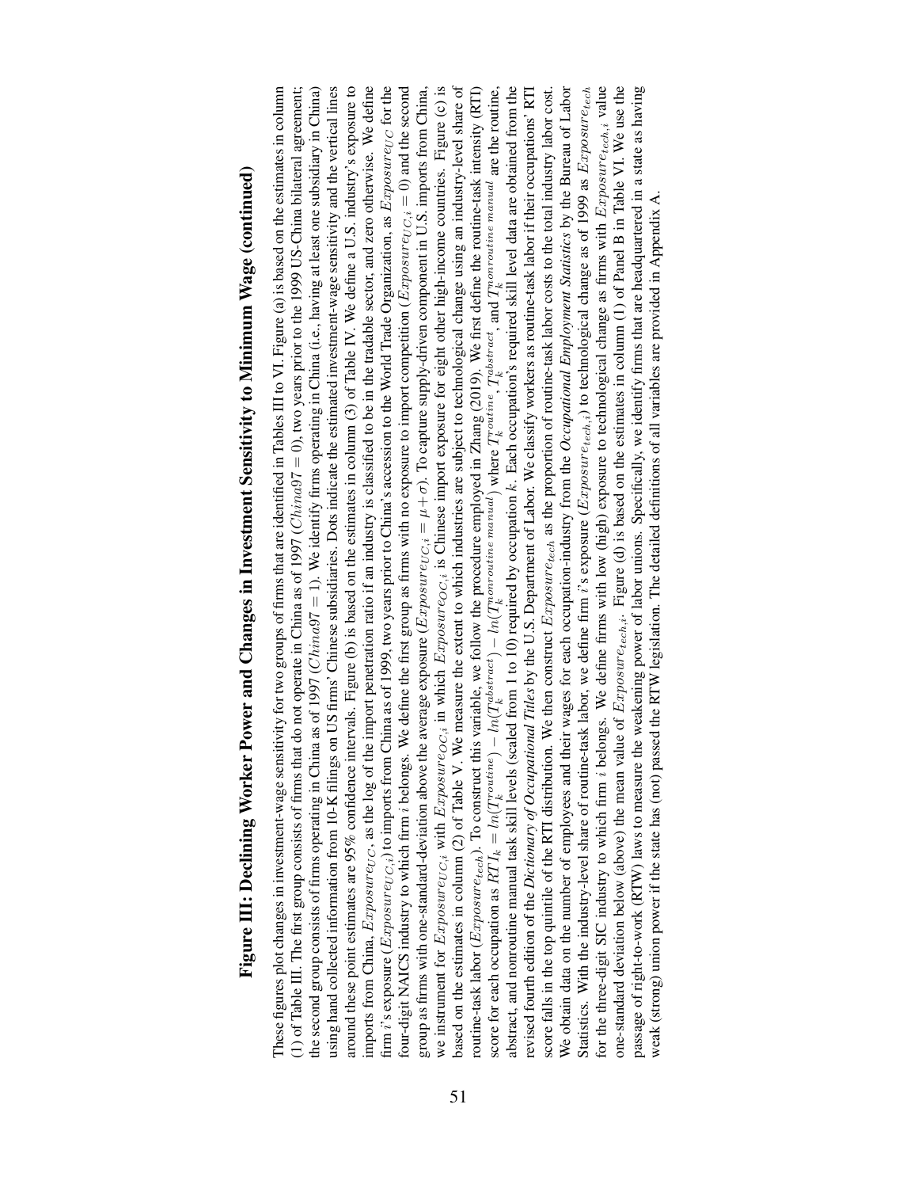# Figure III: Declining Worker Power and Changes in Investment Sensitivity to Minimum Wage (continued)

These figures plot changes in investment-wage sensitivity for two groups of firms that are identified in Tables III to VI. Figure (a) is based on the estimates in column (1) of Table III. The first group consists of firms that do not operate in China as of 1997 ($China97 = 0$), two years prior to the 1999 US-China bilateral agreement; the second group consists of firms operating in China as of 1997 ($China97 = 1$). We identify firms operating in China (i.e., having at least one subsidiary in China) using hand collected information from 10-K filings on US firms' Chinese subsidiaries. Dots indicate the estimated investment-wage sensitivity and the vertical lines around these point estimates are 95% confidence intervals. Figure (b) is based on the estimates in column (3) of Table IV. We define a U.S. industry's exposure to imports from China, $Exposure_{UC}$, as the log of the import penetration ratio if an industry is classified to be in the tradable sector, and zero otherwise. We define firm $i$'s exposure ($Exposure_{UC,i}$) to imports from China as of 1999, two years prior to China's accession to the World Trade Organization, as $Exposure_{UC}$ for the four-digit NAICS industry to which firm $i$ belongs. We define the first group as firms with no exposure to import competition ($Exposure_{UC,i} = 0$) and the second group as firms with one-standard-deviation above the average exposure ($Exposure_{UC,i} = \mu + \sigma$). To capture supply-driven component in U.S. imports from China, we instrument for $Exposure_{UC,i}$ with $Exposure_{OC,i}$ in which $Exposure_{OC,i}$ is Chinese import exposure for eight other high-income countries. Figure (c) is based on the estimates in column (2) of Table V. We measure the extent to which industries are subject to technological change using an industry-level share of routine-task labor ($Exposure_{tech}$). To construct this variable, we follow the procedure employed in Zhang (2019). We first define the routine-task intensity (RTI) score for each occupation as $RTI_k = ln(T_k^{routine}) - ln(T_k^{abstract}) - ln(T_k^{nonroutine\ manual})$ where $T_k^{routine}$, $T_k^{abstract}$, and $T_k^{nonroutine\ manual}$ are the routine, abstract, and nonroutine manual task skill levels (scaled from 1 to 10) required by occupation $k$. Each occupation's required skill level data are obtained from the revised fourth edition of the *Dictionary of Occupational Titles* by the U.S. Department of Labor. We classify workers as routine-task labor if their occupations' RTI score falls in the top quintile of the RTI distribution. We then construct $Exposure_{tech}$ as the proportion of routine-task labor costs to the total industry labor cost. We obtain data on the number of employees and their wages for each occupation-industry from the *Occupational Employment Statistics* by the Bureau of Labor Statistics. With the industry-level share of routine-task labor, we define firm $i$'s exposure ($Exposure_{tech,i}$) to technological change as of 1999 as $Exposure_{tech}$ for the three-digit SIC industry to which firm $i$ belongs. We define firms with low (high) exposure to technological change as firms with $Exposure_{tech,i}$ value one-standard deviation below (above) the mean value of $Exposure_{tech,i}$. Figure (d) is based on the estimates in column (1) of Panel B in Table VI. We use the passage of right-to-work (RTW) laws to measure the weakening power of labor unions. Specifically, we identify firms that are headquartered in a state as having weak (strong) union power if the state has (not) passed the RTW legislation. The detailed definitions of all variables are provided in Appendix A.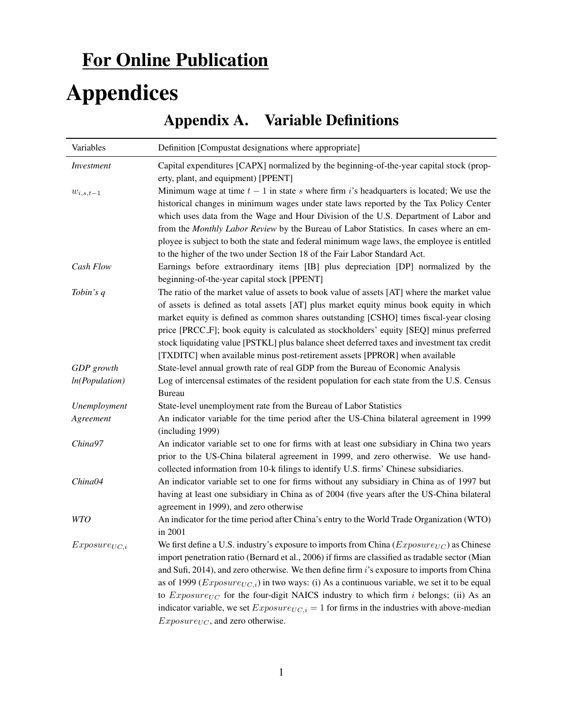# **For Online Publication**

# Appendices

## Appendix A. Variable Definitions

| Variables | Definition [Compustat designations where appropriate] |
| --- | --- |
| *Investment* | Capital expenditures [CAPX] normalized by the beginning-of-the-year capital stock (property, plant, and equipment) [PPENT] |
| $w_{i,s,t-1}$ | Minimum wage at time $t-1$ in state $s$ where firm $i$'s headquarters is located; We use the historical changes in minimum wages under state laws reported by the Tax Policy Center which uses data from the Wage and Hour Division of the U.S. Department of Labor and from the *Monthly Labor Review* by the Bureau of Labor Statistics. In cases where an employee is subject to both the state and federal minimum wage laws, the employee is entitled to the higher of the two under Section 18 of the Fair Labor Standard Act. |
| *Cash Flow* | Earnings before extraordinary items [IB] plus depreciation [DP] normalized by the beginning-of-the-year capital stock [PPENT] |
| *Tobin's q* | The ratio of the market value of assets to book value of assets [AT] where the market value of assets is defined as total assets [AT] plus market equity minus book equity in which market equity is defined as common shares outstanding [CSHO] times fiscal-year closing price [PRCC_F]; book equity is calculated as stockholders' equity [SEQ] minus preferred stock liquidating value [PSTKL] plus balance sheet deferred taxes and investment tax credit [TXDITC] when available minus post-retirement assets [PPROR] when available |
| *GDP growth* | State-level annual growth rate of real GDP from the Bureau of Economic Analysis |
| *ln(Population)* | Log of intercensal estimates of the resident population for each state from the U.S. Census Bureau |
| *Unemployment* | State-level unemployment rate from the Bureau of Labor Statistics |
| *Agreement* | An indicator variable for the time period after the US-China bilateral agreement in 1999 (including 1999) |
| *China97* | An indicator variable set to one for firms with at least one subsidiary in China two years prior to the US-China bilateral agreement in 1999, and zero otherwise. We use hand-collected information from 10-k filings to identify U.S. firms' Chinese subsidiaries. |
| *China04* | An indicator variable set to one for firms without any subsidiary in China as of 1997 but having at least one subsidiary in China as of 2004 (five years after the US-China bilateral agreement in 1999), and zero otherwise |
| *WTO* | An indicator for the time period after China's entry to the World Trade Organization (WTO) in 2001 |
| $Exposure_{UC,i}$ | We first define a U.S. industry's exposure to imports from China ($Exposure_{UC}$) as Chinese import penetration ratio (Bernard et al., 2006) if firms are classified as tradable sector (Mian and Sufi, 2014), and zero otherwise. We then define firm $i$'s exposure to imports from China as of 1999 ($Exposure_{UC,i}$) in two ways: (i) As a continuous variable, we set it to be equal to $Exposure_{UC}$ for the four-digit NAICS industry to which firm $i$ belongs; (ii) As an indicator variable, we set $Exposure_{UC,i} = 1$ for firms in the industries with above-median $Exposure_{UC}$, and zero otherwise. |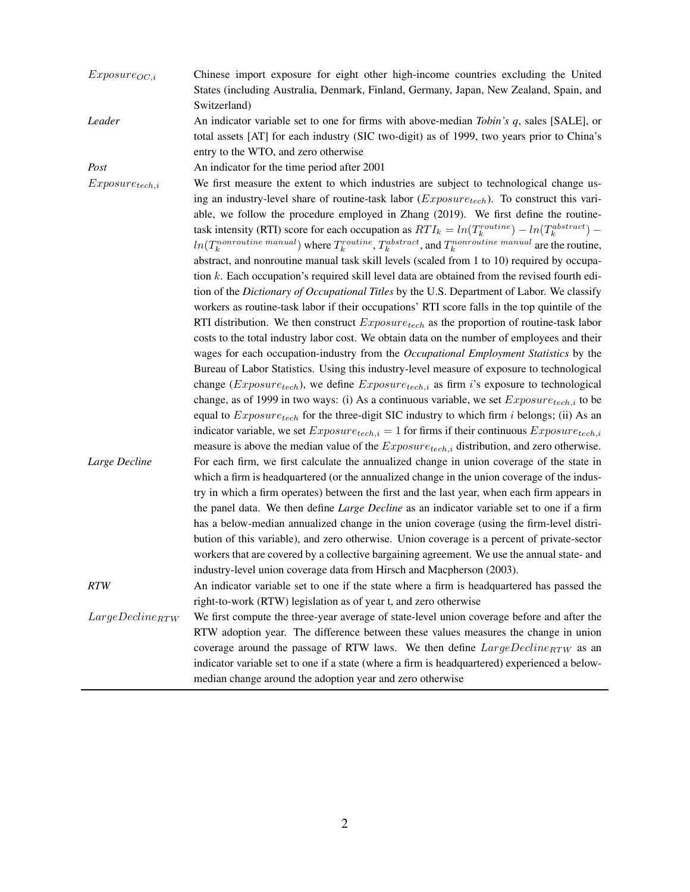| | |
|---|---|
| $Exposure_{OC,i}$ | Chinese import exposure for eight other high-income countries excluding the United States (including Australia, Denmark, Finland, Germany, Japan, New Zealand, Spain, and Switzerland) |
| *Leader* | An indicator variable set to one for firms with above-median *Tobin's q*, sales [SALE], or total assets [AT] for each industry (SIC two-digit) as of 1999, two years prior to China's entry to the WTO, and zero otherwise |
| *Post* | An indicator for the time period after 2001 |
| $Exposure_{tech,i}$ | We first measure the extent to which industries are subject to technological change using an industry-level share of routine-task labor ($Exposure_{tech}$). To construct this variable, we follow the procedure employed in Zhang (2019). We first define the routine-task intensity (RTI) score for each occupation as $RTI_k = ln(T_k^{routine}) - ln(T_k^{abstract}) - ln(T_k^{nonroutine\ manual})$ where $T_k^{routine}$, $T_k^{abstract}$, and $T_k^{nonroutine\ manual}$ are the routine, abstract, and nonroutine manual task skill levels (scaled from 1 to 10) required by occupation $k$. Each occupation's required skill level data are obtained from the revised fourth edition of the *Dictionary of Occupational Titles* by the U.S. Department of Labor. We classify workers as routine-task labor if their occupations' RTI score falls in the top quintile of the RTI distribution. We then construct $Exposure_{tech}$ as the proportion of routine-task labor costs to the total industry labor cost. We obtain data on the number of employees and their wages for each occupation-industry from the *Occupational Employment Statistics* by the Bureau of Labor Statistics. Using this industry-level measure of exposure to technological change ($Exposure_{tech}$), we define $Exposure_{tech,i}$ as firm $i$'s exposure to technological change, as of 1999 in two ways: (i) As a continuous variable, we set $Exposure_{tech,i}$ to be equal to $Exposure_{tech}$ for the three-digit SIC industry to which firm $i$ belongs; (ii) As an indicator variable, we set $Exposure_{tech,i} = 1$ for firms if their continuous $Exposure_{tech,i}$ measure is above the median value of the $Exposure_{tech,i}$ distribution, and zero otherwise. |
| *Large Decline* | For each firm, we first calculate the annualized change in union coverage of the state in which a firm is headquartered (or the annualized change in the union coverage of the industry in which a firm operates) between the first and the last year, when each firm appears in the panel data. We then define *Large Decline* as an indicator variable set to one if a firm has a below-median annualized change in the union coverage (using the firm-level distribution of this variable), and zero otherwise. Union coverage is a percent of private-sector workers that are covered by a collective bargaining agreement. We use the annual state- and industry-level union coverage data from Hirsch and Macpherson (2003). |
| *RTW* | An indicator variable set to one if the state where a firm is headquartered has passed the right-to-work (RTW) legislation as of year t, and zero otherwise |
| $LargeDecline_{RTW}$ | We first compute the three-year average of state-level union coverage before and after the RTW adoption year. The difference between these values measures the change in union coverage around the passage of RTW laws. We then define $LargeDecline_{RTW}$ as an indicator variable set to one if a state (where a firm is headquartered) experienced a below-median change around the adoption year and zero otherwise |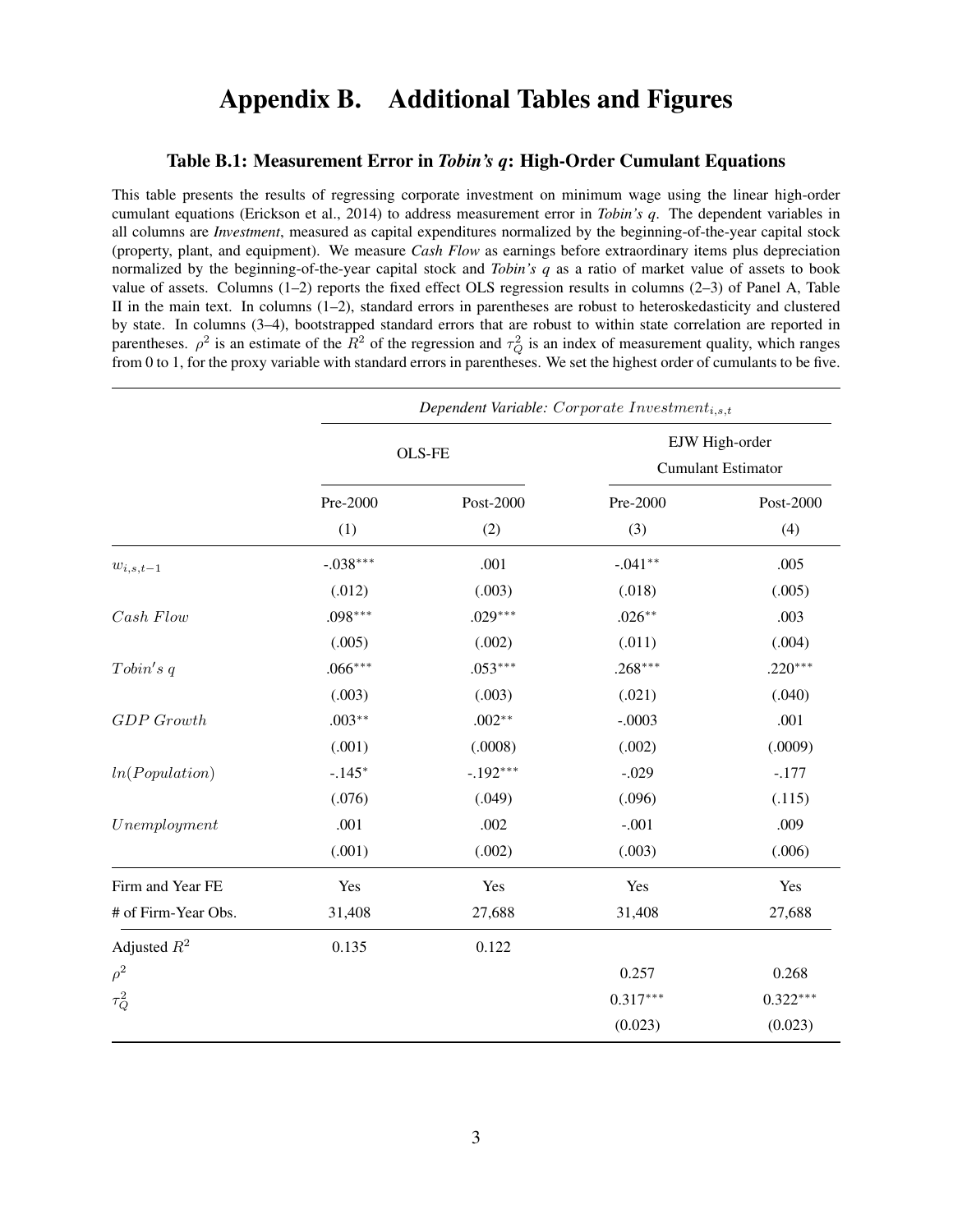# Appendix B. Additional Tables and Figures

### Table B.1: Measurement Error in *Tobin's q*: High-Order Cumulant Equations

This table presents the results of regressing corporate investment on minimum wage using the linear high-order cumulant equations (Erickson et al., 2014) to address measurement error in *Tobin's q*. The dependent variables in all columns are *Investment*, measured as capital expenditures normalized by the beginning-of-the-year capital stock (property, plant, and equipment). We measure *Cash Flow* as earnings before extraordinary items plus depreciation normalized by the beginning-of-the-year capital stock and *Tobin's q* as a ratio of market value of assets to book value of assets. Columns (1–2) reports the fixed effect OLS regression results in columns (2–3) of Panel A, Table II in the main text. In columns (1–2), standard errors in parentheses are robust to heteroskedasticity and clustered by state. In columns (3–4), bootstrapped standard errors that are robust to within state correlation are reported in parentheses. $\rho^2$ is an estimate of the $R^2$ of the regression and $\tau_Q^2$ is an index of measurement quality, which ranges from 0 to 1, for the proxy variable with standard errors in parentheses. We set the highest order of cumulants to be five.

| | *Dependent Variable: $Corporate\ Investment_{i,s,t}$* | | | |
|---|---|---|---|---|
| | OLS-FE | | EJW High-order Cumulant Estimator | |
| | Pre-2000 | Post-2000 | Pre-2000 | Post-2000 |
| | (1) | (2) | (3) | (4) |
| $w_{i,s,t-1}$ | -.038*** | .001 | -.041** | .005 |
| | (.012) | (.003) | (.018) | (.005) |
| $Cash\ Flow$ | .098*** | .029*** | .026** | .003 |
| | (.005) | (.002) | (.011) | (.004) |
| $Tobin's\ q$ | .066*** | .053*** | .268*** | .220*** |
| | (.003) | (.003) | (.021) | (.040) |
| $GDP\ Growth$ | .003** | .002** | -.0003 | .001 |
| | (.001) | (.0008) | (.002) | (.0009) |
| $ln(Population)$ | -.145* | -.192*** | -.029 | -.177 |
| | (.076) | (.049) | (.096) | (.115) |
| $Unemployment$ | .001 | .002 | -.001 | .009 |
| | (.001) | (.002) | (.003) | (.006) |
| Firm and Year FE | Yes | Yes | Yes | Yes |
| # of Firm-Year Obs. | 31,408 | 27,688 | 31,408 | 27,688 |
| Adjusted $R^2$ | 0.135 | 0.122 | | |
| $\rho^2$ | | | 0.257 | 0.268 |
| $\tau_Q^2$ | | | 0.317*** | 0.322*** |
| | | | (0.023) | (0.023) |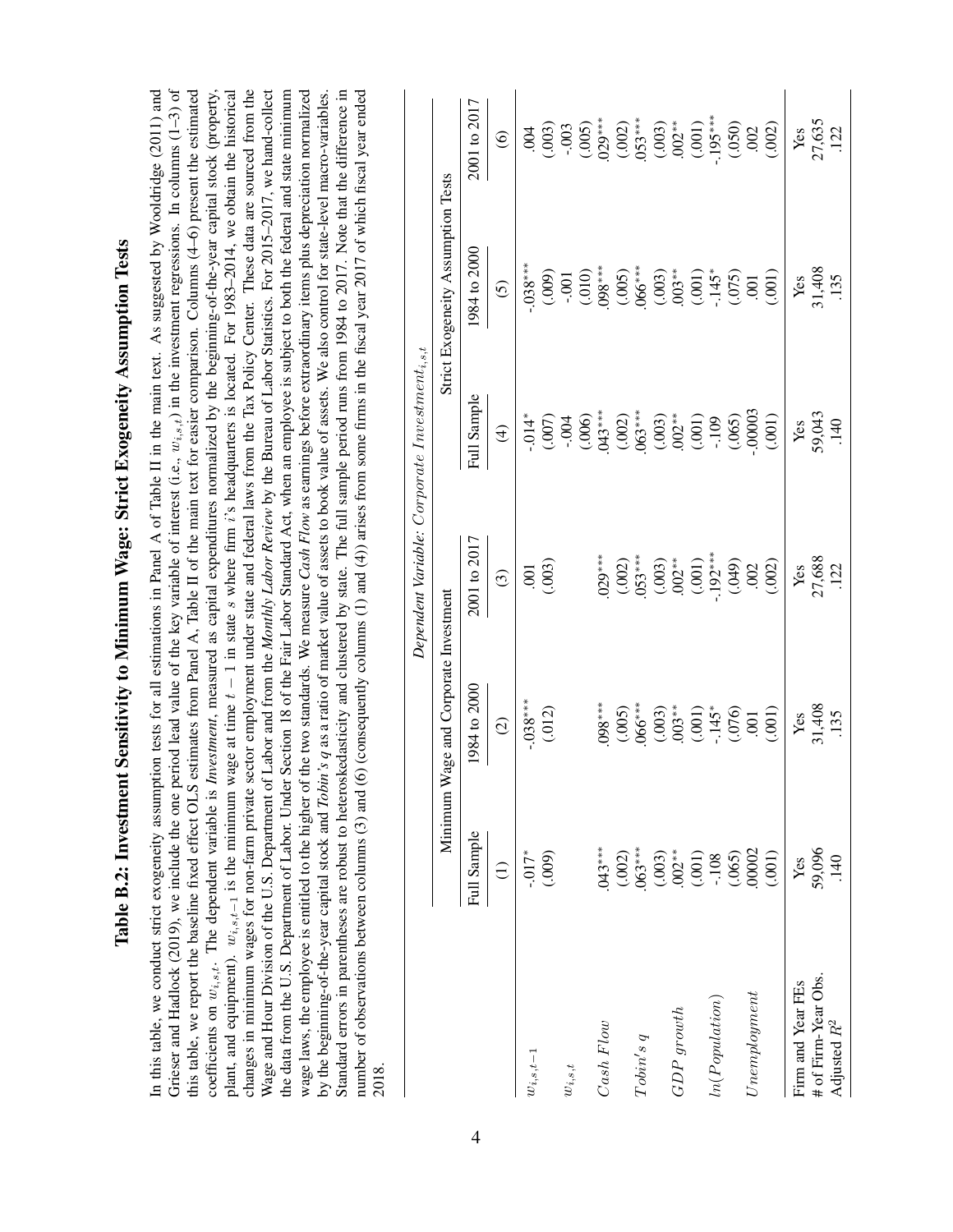# Table B.2: Investment Sensitivity to Minimum Wage: Strict Exogeneity Assumption Tests

In this table, we conduct strict exogeneity assumption tests for all estimations in Panel A of Table II in the main text. As suggested by Wooldridge (2011) and Grieser and Hadlock (2019), we include the one period lead value of the key variable of interest (i.e., $w_{i,s,t}$) in the investment regressions. In columns (1–3) of this table, we report the baseline fixed effect OLS estimates from Panel A, Table II of the main text for easier comparison. Columns (4–6) present the estimated coefficients on $w_{i,s,t}$. The dependent variable is *Investment*, measured as capital expenditures normalized by the beginning-of-the-year capital stock (property, plant, and equipment). $w_{i,s,t-1}$ is the minimum wage at time $t-1$ in state $s$ where firm $i$'s headquarters is located. For 1983–2014, we obtain the historical changes in minimum wages for non-farm private sector employment under state and federal laws from the Tax Policy Center. These data are sourced from the Wage and Hour Division of the U.S. Department of Labor and from the *Monthly Labor Review* by the Bureau of Labor Statistics. For 2015–2017, we hand-collect the data from the U.S. Department of Labor. Under Section 18 of the Fair Labor Standard Act, when an employee is subject to both the federal and state minimum wage laws, the employee is entitled to the higher of the two standards. We measure *Cash Flow* as earnings before extraordinary items plus depreciation normalized by the beginning-of-the-year capital stock and *Tobin's q* as a ratio of market value of assets to book value of assets. We also control for state-level macro-variables. Standard errors in parentheses are robust to heteroskedasticity and clustered by state. The full sample period runs from 1984 to 2017. Note that the difference in number of observations between columns (3) and (6) (consequently columns (1) and (4)) arises from some firms in the fiscal year 2017 of which fiscal year ended 2018.

| | *Dependent Variable: Corporate Investment$_{i,s,t}$* | | | | | |
|---|---|---|---|---|---|---|
| | Minimum Wage and Corporate Investment | | | Strict Exogeneity Assumption Tests | | |
| | Full Sample | 1984 to 2000 | 2001 to 2017 | Full Sample | 1984 to 2000 | 2001 to 2017 |
| | (1) | (2) | (3) | (4) | (5) | (6) |
| $w_{i,s,t-1}$ | -.017* | -.038*** | .001 | -.014* | -.038*** | .004 |
| | (.009) | (.012) | (.003) | (.007) | (.009) | (.003) |
| $w_{i,s,t}$ | | | | -.004 | -.001 | -.003 |
| | | | | (.006) | (.010) | (.005) |
| $Cash\ Flow$ | .043*** | .098*** | .029*** | .043*** | .098*** | .029*** |
| | (.002) | (.005) | (.002) | (.002) | (.005) | (.002) |
| $Tobin's\ q$ | .063*** | .066*** | .053*** | .063*** | .066*** | .053*** |
| | (.003) | (.003) | (.003) | (.003) | (.003) | (.003) |
| $GDP\ growth$ | .002** | .003** | .002** | .002** | .003** | .002** |
| | (.001) | (.001) | (.001) | (.001) | (.001) | (.001) |
| $ln(Population)$ | -.108 | -.145* | -.192*** | -.109 | -.145* | -.195*** |
| | (.065) | (.076) | (.049) | (.065) | (.075) | (.050) |
| $Unemployment$ | .00002 | .001 | .002 | -.00003 | .001 | .002 |
| | (.001) | (.001) | (.002) | (.001) | (.001) | (.002) |
| Firm and Year FEs | Yes | Yes | Yes | Yes | Yes | Yes |
| # of Firm-Year Obs. | 59,096 | 31,408 | 27,688 | 59,043 | 31,408 | 27,635 |
| Adjusted $R^2$ | .140 | .135 | .122 | .140 | .135 | .122 |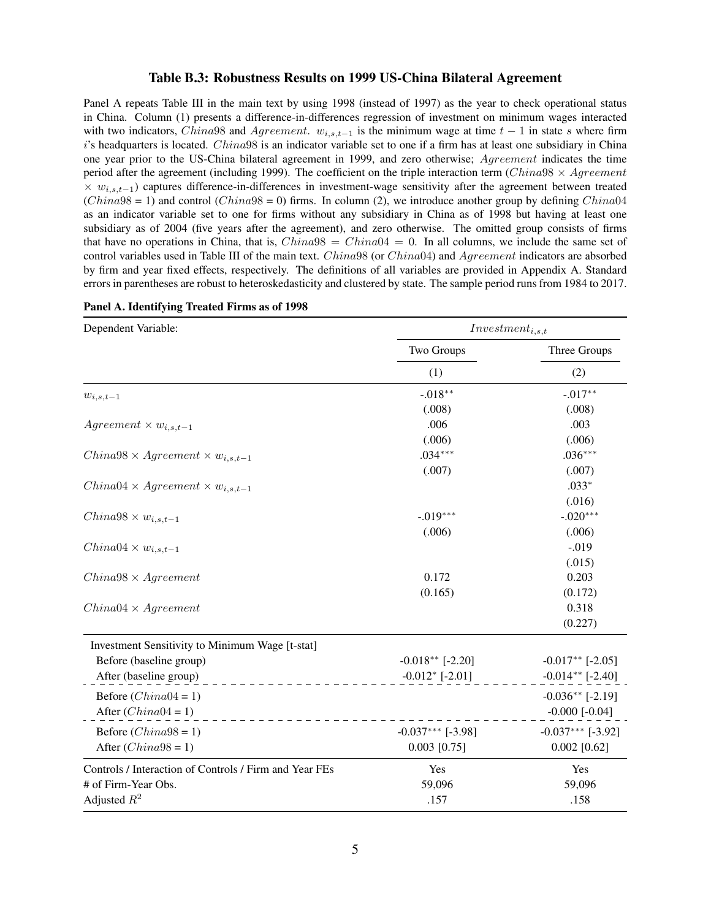### Table B.3: Robustness Results on 1999 US-China Bilateral Agreement

Panel A repeats Table III in the main text by using 1998 (instead of 1997) as the year to check operational status in China. Column (1) presents a difference-in-differences regression of investment on minimum wages interacted with two indicators, $China98$ and $Agreement$. $w_{i,s,t-1}$ is the minimum wage at time $t-1$ in state $s$ where firm $i$'s headquarters is located. $China98$ is an indicator variable set to one if a firm has at least one subsidiary in China one year prior to the US-China bilateral agreement in 1999, and zero otherwise; $Agreement$ indicates the time period after the agreement (including 1999). The coefficient on the triple interaction term ($China98 \times Agreement \times w_{i,s,t-1}$) captures difference-in-differences in investment-wage sensitivity after the agreement between treated ($China98$ = 1) and control ($China98$ = 0) firms. In column (2), we introduce another group by defining $China04$ as an indicator variable set to one for firms without any subsidiary in China as of 1998 but having at least one subsidiary as of 2004 (five years after the agreement), and zero otherwise. The omitted group consists of firms that have no operations in China, that is, $China98 = China04 = 0$. In all columns, we include the same set of control variables used in Table III of the main text. $China98$ (or $China04$) and $Agreement$ indicators are absorbed by firm and year fixed effects, respectively. The definitions of all variables are provided in Appendix A. Standard errors in parentheses are robust to heteroskedasticity and clustered by state. The sample period runs from 1984 to 2017.

**Panel A. Identifying Treated Firms as of 1998**

| Dependent Variable: | $Investment_{i,s,t}$ | |
|---|---|---|
| | Two Groups | Three Groups |
| | (1) | (2) |
| $w_{i,s,t-1}$ | -.018** | -.017** |
| | (.008) | (.008) |
| $Agreement \times w_{i,s,t-1}$ | .006 | .003 |
| | (.006) | (.006) |
| $China98 \times Agreement \times w_{i,s,t-1}$ | .034*** | .036*** |
| | (.007) | (.007) |
| $China04 \times Agreement \times w_{i,s,t-1}$ | | .033* |
| | | (.016) |
| $China98 \times w_{i,s,t-1}$ | -.019*** | -.020*** |
| | (.006) | (.006) |
| $China04 \times w_{i,s,t-1}$ | | -.019 |
| | | (.015) |
| $China98 \times Agreement$ | 0.172 | 0.203 |
| | (0.165) | (0.172) |
| $China04 \times Agreement$ | | 0.318 |
| | | (0.227) |
| Investment Sensitivity to Minimum Wage [t-stat] | | |
| Before (baseline group) | -0.018** [-2.20] | -0.017** [-2.05] |
| After (baseline group) | -0.012* [-2.01] | -0.014** [-2.40] |
| Before ($China04$ = 1) | | -0.036** [-2.19] |
| After ($China04$ = 1) | | -0.000 [-0.04] |
| Before ($China98$ = 1) | -0.037*** [-3.98] | -0.037*** [-3.92] |
| After ($China98$ = 1) | 0.003 [0.75] | 0.002 [0.62] |
| Controls / Interaction of Controls / Firm and Year FEs | Yes | Yes |
| # of Firm-Year Obs. | 59,096 | 59,096 |
| Adjusted $R^2$ | .157 | .158 |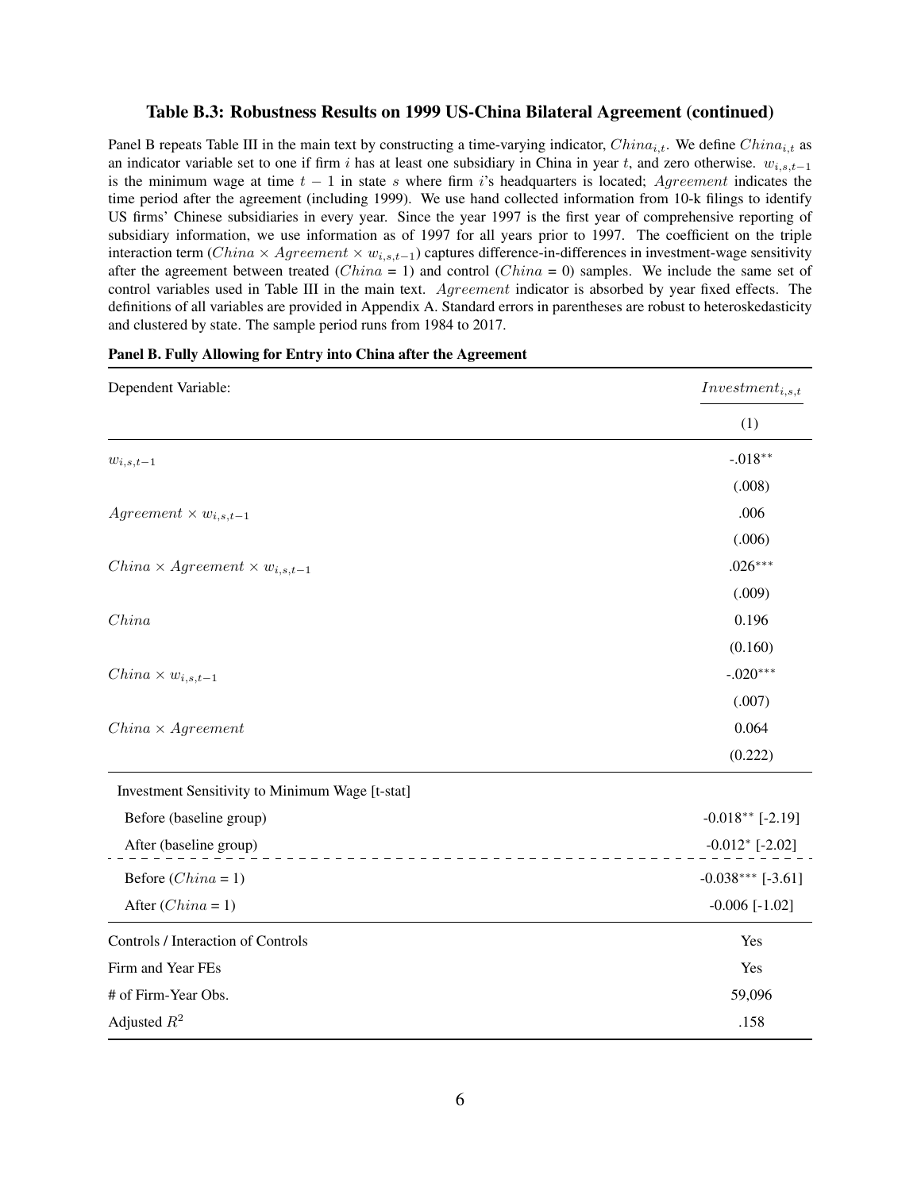### Table B.3: Robustness Results on 1999 US-China Bilateral Agreement (continued)

Panel B repeats Table III in the main text by constructing a time-varying indicator, $China_{i,t}$. We define $China_{i,t}$ as an indicator variable set to one if firm $i$ has at least one subsidiary in China in year $t$, and zero otherwise. $w_{i,s,t-1}$ is the minimum wage at time $t-1$ in state $s$ where firm $i$'s headquarters is located; $Agreement$ indicates the time period after the agreement (including 1999). We use hand collected information from 10-k filings to identify US firms' Chinese subsidiaries in every year. Since the year 1997 is the first year of comprehensive reporting of subsidiary information, we use information as of 1997 for all years prior to 1997. The coefficient on the triple interaction term ($China \times Agreement \times w_{i,s,t-1}$) captures difference-in-differences in investment-wage sensitivity after the agreement between treated ($China$ = 1) and control ($China$ = 0) samples. We include the same set of control variables used in Table III in the main text. $Agreement$ indicator is absorbed by year fixed effects. The definitions of all variables are provided in Appendix A. Standard errors in parentheses are robust to heteroskedasticity and clustered by state. The sample period runs from 1984 to 2017.

**Panel B. Fully Allowing for Entry into China after the Agreement**

| Dependent Variable: | $Investment_{i,s,t}$ |
|---|---|
| | (1) |
| $w_{i,s,t-1}$ | -.018** |
| | (.008) |
| $Agreement \times w_{i,s,t-1}$ | .006 |
| | (.006) |
| $China \times Agreement \times w_{i,s,t-1}$ | .026*** |
| | (.009) |
| $China$ | 0.196 |
| | (0.160) |
| $China \times w_{i,s,t-1}$ | -.020*** |
| | (.007) |
| $China \times Agreement$ | 0.064 |
| | (0.222) |
| Investment Sensitivity to Minimum Wage [t-stat] | |
| Before (baseline group) | -0.018** [-2.19] |
| After (baseline group) | -0.012* [-2.02] |
| Before ($China$ = 1) | -0.038*** [-3.61] |
| After ($China$ = 1) | -0.006 [-1.02] |
| Controls / Interaction of Controls | Yes |
| Firm and Year FEs | Yes |
| # of Firm-Year Obs. | 59,096 |
| Adjusted $R^2$ | .158 |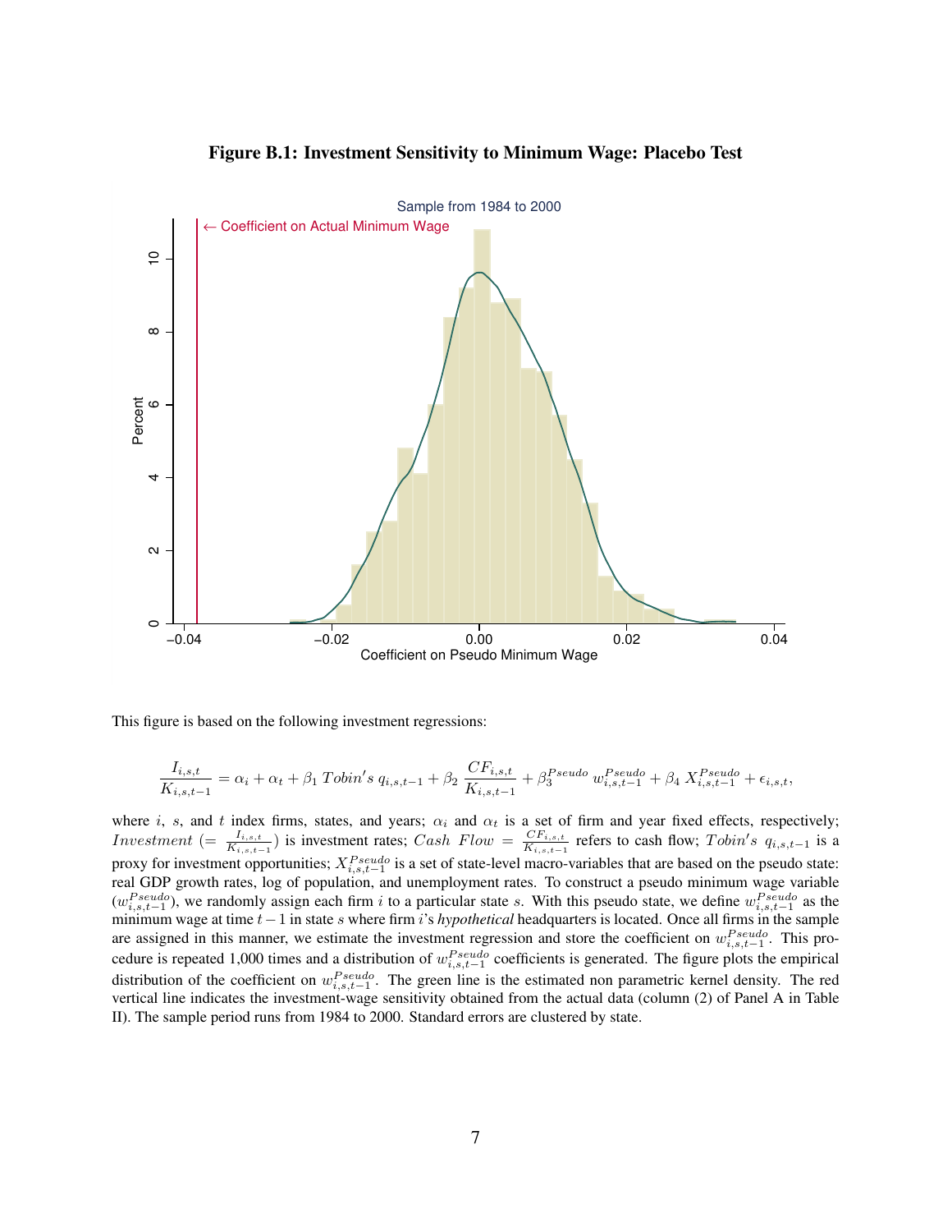**Figure B.1: Investment Sensitivity to Minimum Wage: Placebo Test**

Sample from 1984 to 2000

← Coefficient on Actual Minimum Wage

Percent

0
2
4
6
8
10

−0.04 −0.02 0.00 0.02 0.04

Coefficient on Pseudo Minimum Wage

This figure is based on the following investment regressions:

$$\frac{I_{i,s,t}}{K_{i,s,t-1}} = \alpha_i + \alpha_t + \beta_1 \, Tobin's \; q_{i,s,t-1} + \beta_2 \, \frac{CF_{i,s,t}}{K_{i,s,t-1}} + \beta_3^{Pseudo} \, w_{i,s,t-1}^{Pseudo} + \beta_4 \, X_{i,s,t-1}^{Pseudo} + \epsilon_{i,s,t},$$

where $i$, $s$, and $t$ index firms, states, and years; $\alpha_i$ and $\alpha_t$ is a set of firm and year fixed effects, respectively; $Investment \; (= \frac{I_{i,s,t}}{K_{i,s,t-1}})$ is investment rates; $Cash \; Flow = \frac{CF_{i,s,t}}{K_{i,s,t-1}}$ refers to cash flow; $Tobin's \; q_{i,s,t-1}$ is a proxy for investment opportunities; $X_{i,s,t-1}^{Pseudo}$ is a set of state-level macro-variables that are based on the pseudo state: real GDP growth rates, log of population, and unemployment rates. To construct a pseudo minimum wage variable ($w_{i,s,t-1}^{Pseudo}$), we randomly assign each firm $i$ to a particular state $s$. With this pseudo state, we define $w_{i,s,t-1}^{Pseudo}$ as the minimum wage at time $t-1$ in state $s$ where firm $i$'s *hypothetical* headquarters is located. Once all firms in the sample are assigned in this manner, we estimate the investment regression and store the coefficient on $w_{i,s,t-1}^{Pseudo}$. This procedure is repeated 1,000 times and a distribution of $w_{i,s,t-1}^{Pseudo}$ coefficients is generated. The figure plots the empirical distribution of the coefficient on $w_{i,s,t-1}^{Pseudo}$. The green line is the estimated non parametric kernel density. The red vertical line indicates the investment-wage sensitivity obtained from the actual data (column (2) of Panel A in Table II). The sample period runs from 1984 to 2000. Standard errors are clustered by state.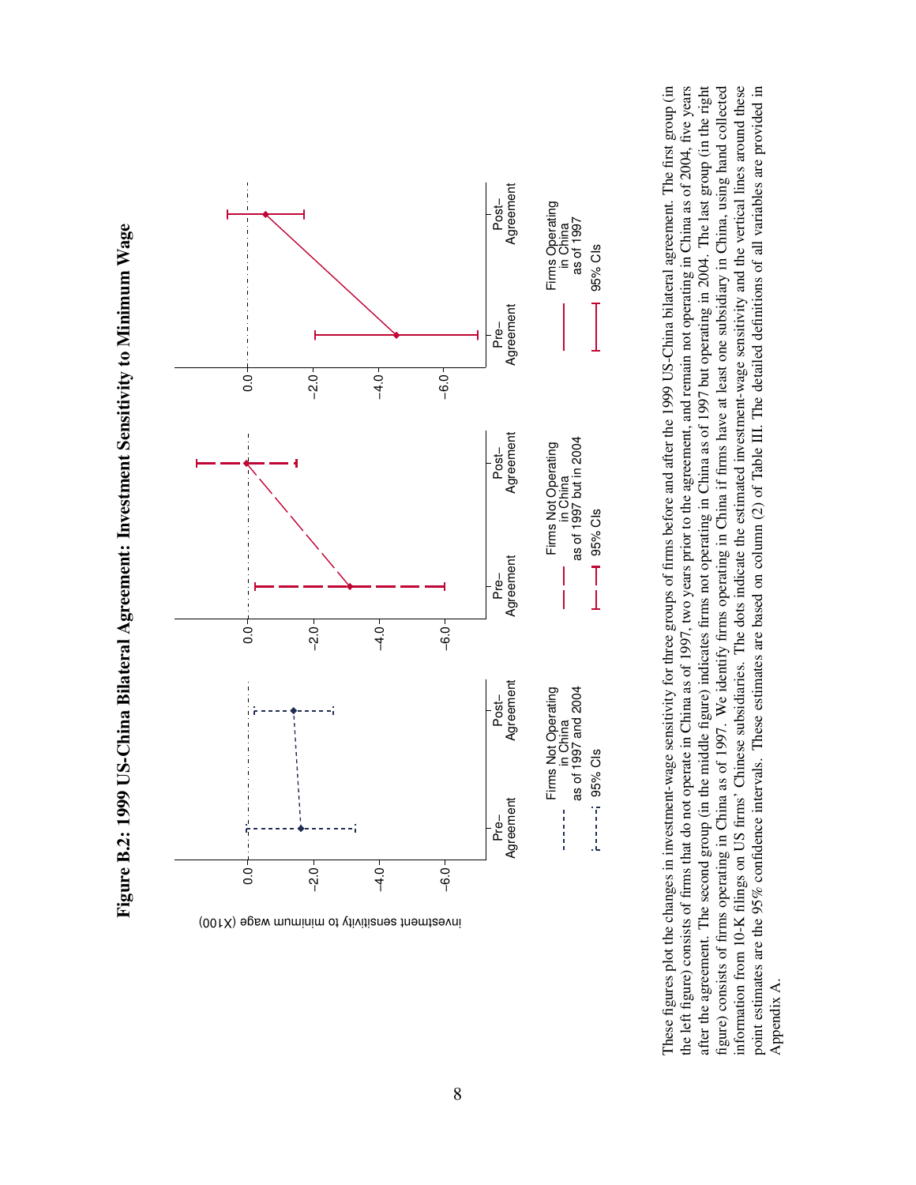# Figure B.2: 1999 US-China Bilateral Agreement: Investment Sensitivity to Minimum Wage

investment sensitivity to minimum wage (X100)

0.0
-2.0
-4.0
-6.0

Pre–Agreement
Post–Agreement

Firms Not Operating in China as of 1997 and 2004
95% CIs

0.0
-2.0
-4.0
-6.0

Pre–Agreement
Post–Agreement

Firms Not Operating in China as of 1997 but in 2004
95% CIs

0.0
-2.0
-4.0
-6.0

Pre–Agreement
Post–Agreement

Firms Operating in China as of 1997
95% CIs

These figures plot the changes in investment-wage sensitivity for three groups of firms before and after the 1999 US-China bilateral agreement. The first group (in the left figure) consists of firms that do not operate in China as of 1997, two years prior to the agreement, and remain not operating in China as of 2004, five years after the agreement. The second group (in the middle figure) indicates firms not operating in China as of 1997 but operating in 2004. The last group (in the right figure) consists of firms operating in China as of 1997. We identify firms operating in China if firms have at least one subsidiary in China, using hand collected information from 10-K filings on US firms' Chinese subsidiaries. The dots indicate the estimated investment-wage sensitivity and the vertical lines around these point estimates are the 95% confidence intervals. These estimates are based on column (2) of Table III. The detailed definitions of all variables are provided in Appendix A.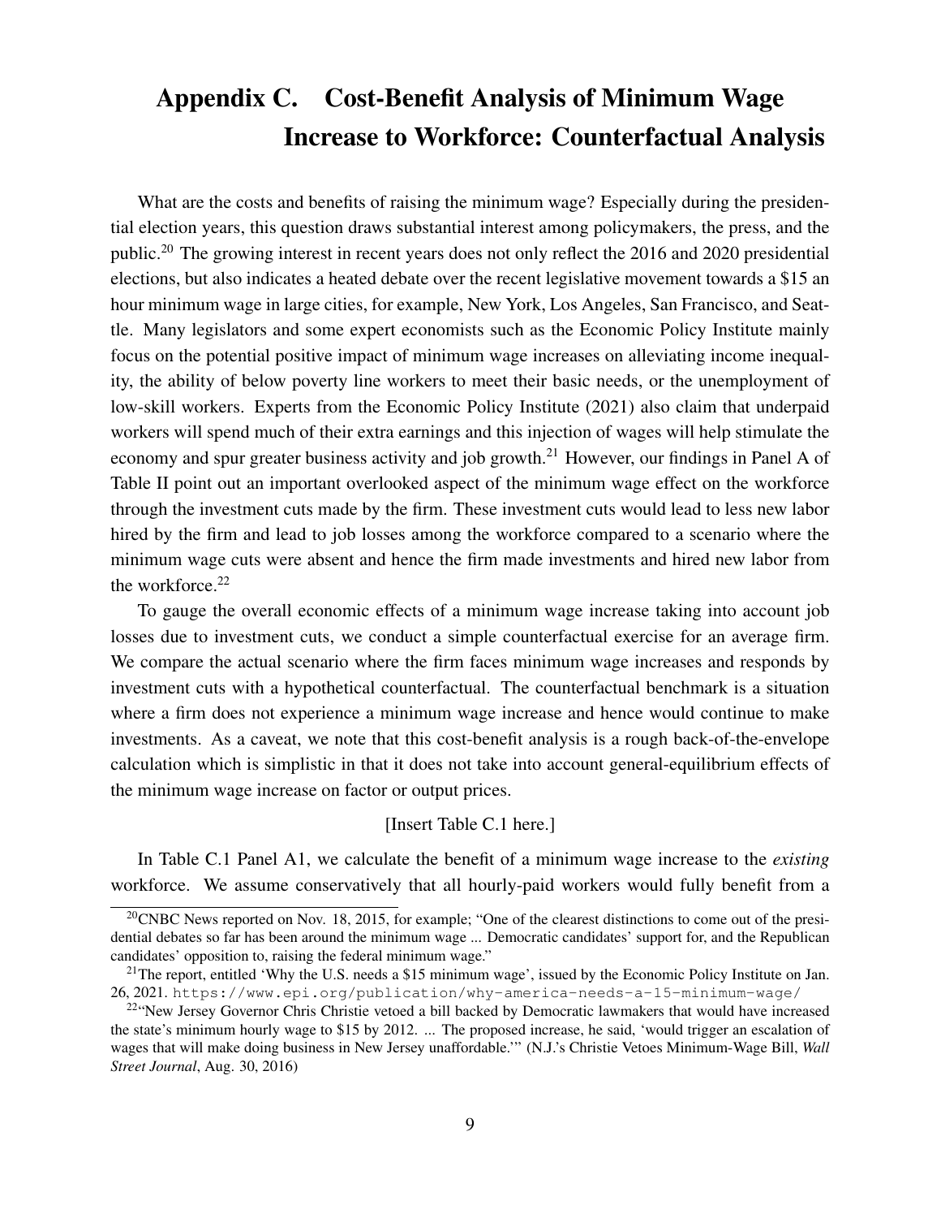# Appendix C. Cost-Benefit Analysis of Minimum Wage Increase to Workforce: Counterfactual Analysis

What are the costs and benefits of raising the minimum wage? Especially during the presidential election years, this question draws substantial interest among policymakers, the press, and the public.[20] The growing interest in recent years does not only reflect the 2016 and 2020 presidential elections, but also indicates a heated debate over the recent legislative movement towards a $15 an hour minimum wage in large cities, for example, New York, Los Angeles, San Francisco, and Seattle. Many legislators and some expert economists such as the Economic Policy Institute mainly focus on the potential positive impact of minimum wage increases on alleviating income inequality, the ability of below poverty line workers to meet their basic needs, or the unemployment of low-skill workers. Experts from the Economic Policy Institute (2021) also claim that underpaid workers will spend much of their extra earnings and this injection of wages will help stimulate the economy and spur greater business activity and job growth.[21] However, our findings in Panel A of Table II point out an important overlooked aspect of the minimum wage effect on the workforce through the investment cuts made by the firm. These investment cuts would lead to less new labor hired by the firm and lead to job losses among the workforce compared to a scenario where the minimum wage cuts were absent and hence the firm made investments and hired new labor from the workforce.[22]

To gauge the overall economic effects of a minimum wage increase taking into account job losses due to investment cuts, we conduct a simple counterfactual exercise for an average firm. We compare the actual scenario where the firm faces minimum wage increases and responds by investment cuts with a hypothetical counterfactual. The counterfactual benchmark is a situation where a firm does not experience a minimum wage increase and hence would continue to make investments. As a caveat, we note that this cost-benefit analysis is a rough back-of-the-envelope calculation which is simplistic in that it does not take into account general-equilibrium effects of the minimum wage increase on factor or output prices.

[Insert Table C.1 here.]

In Table C.1 Panel A1, we calculate the benefit of a minimum wage increase to the *existing* workforce. We assume conservatively that all hourly-paid workers would fully benefit from a

[20] CNBC News reported on Nov. 18, 2015, for example; "One of the clearest distinctions to come out of the presidential debates so far has been around the minimum wage ... Democratic candidates' support for, and the Republican candidates' opposition to, raising the federal minimum wage."

[21] The report, entitled 'Why the U.S. needs a $15 minimum wage', issued by the Economic Policy Institute on Jan. 26, 2021. https://www.epi.org/publication/why-america-needs-a-15-minimum-wage/

[22] "New Jersey Governor Chris Christie vetoed a bill backed by Democratic lawmakers that would have increased the state's minimum hourly wage to $15 by 2012. ... The proposed increase, he said, 'would trigger an escalation of wages that will make doing business in New Jersey unaffordable.'" (N.J.'s Christie Vetoes Minimum-Wage Bill, *Wall Street Journal*, Aug. 30, 2016)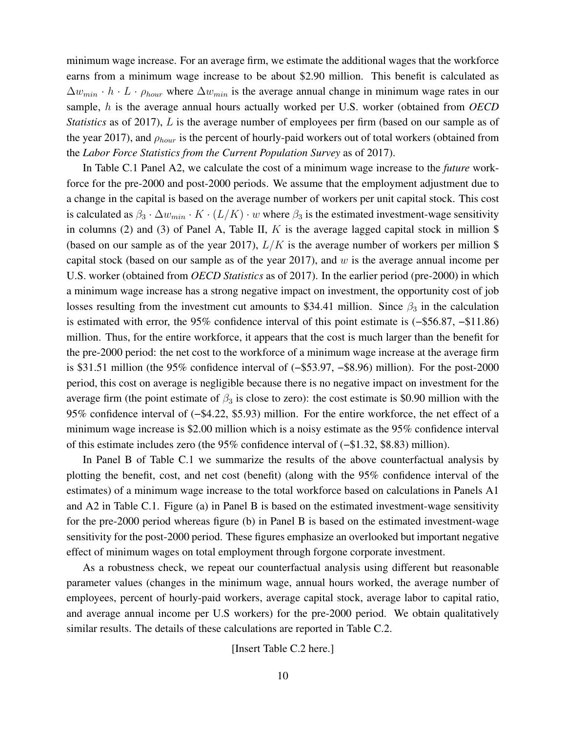minimum wage increase. For an average firm, we estimate the additional wages that the workforce earns from a minimum wage increase to be about \$2.90 million. This benefit is calculated as $\Delta w_{min} \cdot h \cdot L \cdot \rho_{hour}$ where $\Delta w_{min}$ is the average annual change in minimum wage rates in our sample, $h$ is the average annual hours actually worked per U.S. worker (obtained from *OECD Statistics* as of 2017), $L$ is the average number of employees per firm (based on our sample as of the year 2017), and $\rho_{hour}$ is the percent of hourly-paid workers out of total workers (obtained from the *Labor Force Statistics from the Current Population Survey* as of 2017).

In Table C.1 Panel A2, we calculate the cost of a minimum wage increase to the *future* workforce for the pre-2000 and post-2000 periods. We assume that the employment adjustment due to a change in the capital is based on the average number of workers per unit capital stock. This cost is calculated as $\beta_3 \cdot \Delta w_{min} \cdot K \cdot (L/K) \cdot w$ where $\beta_3$ is the estimated investment-wage sensitivity in columns (2) and (3) of Panel A, Table II, $K$ is the average lagged capital stock in million \$ (based on our sample as of the year 2017), $L/K$ is the average number of workers per million \$ capital stock (based on our sample as of the year 2017), and $w$ is the average annual income per U.S. worker (obtained from *OECD Statistics* as of 2017). In the earlier period (pre-2000) in which a minimum wage increase has a strong negative impact on investment, the opportunity cost of job losses resulting from the investment cut amounts to \$34.41 million. Since $\beta_3$ in the calculation is estimated with error, the 95% confidence interval of this point estimate is (−\$56.87, −\$11.86) million. Thus, for the entire workforce, it appears that the cost is much larger than the benefit for the pre-2000 period: the net cost to the workforce of a minimum wage increase at the average firm is \$31.51 million (the 95% confidence interval of (−\$53.97, −\$8.96) million). For the post-2000 period, this cost on average is negligible because there is no negative impact on investment for the average firm (the point estimate of $\beta_3$ is close to zero): the cost estimate is \$0.90 million with the 95% confidence interval of (−\$4.22, \$5.93) million. For the entire workforce, the net effect of a minimum wage increase is \$2.00 million which is a noisy estimate as the 95% confidence interval of this estimate includes zero (the 95% confidence interval of (−\$1.32, \$8.83) million).

In Panel B of Table C.1 we summarize the results of the above counterfactual analysis by plotting the benefit, cost, and net cost (benefit) (along with the 95% confidence interval of the estimates) of a minimum wage increase to the total workforce based on calculations in Panels A1 and A2 in Table C.1. Figure (a) in Panel B is based on the estimated investment-wage sensitivity for the pre-2000 period whereas figure (b) in Panel B is based on the estimated investment-wage sensitivity for the post-2000 period. These figures emphasize an overlooked but important negative effect of minimum wages on total employment through forgone corporate investment.

As a robustness check, we repeat our counterfactual analysis using different but reasonable parameter values (changes in the minimum wage, annual hours worked, the average number of employees, percent of hourly-paid workers, average capital stock, average labor to capital ratio, and average annual income per U.S workers) for the pre-2000 period. We obtain qualitatively similar results. The details of these calculations are reported in Table C.2.

[Insert Table C.2 here.]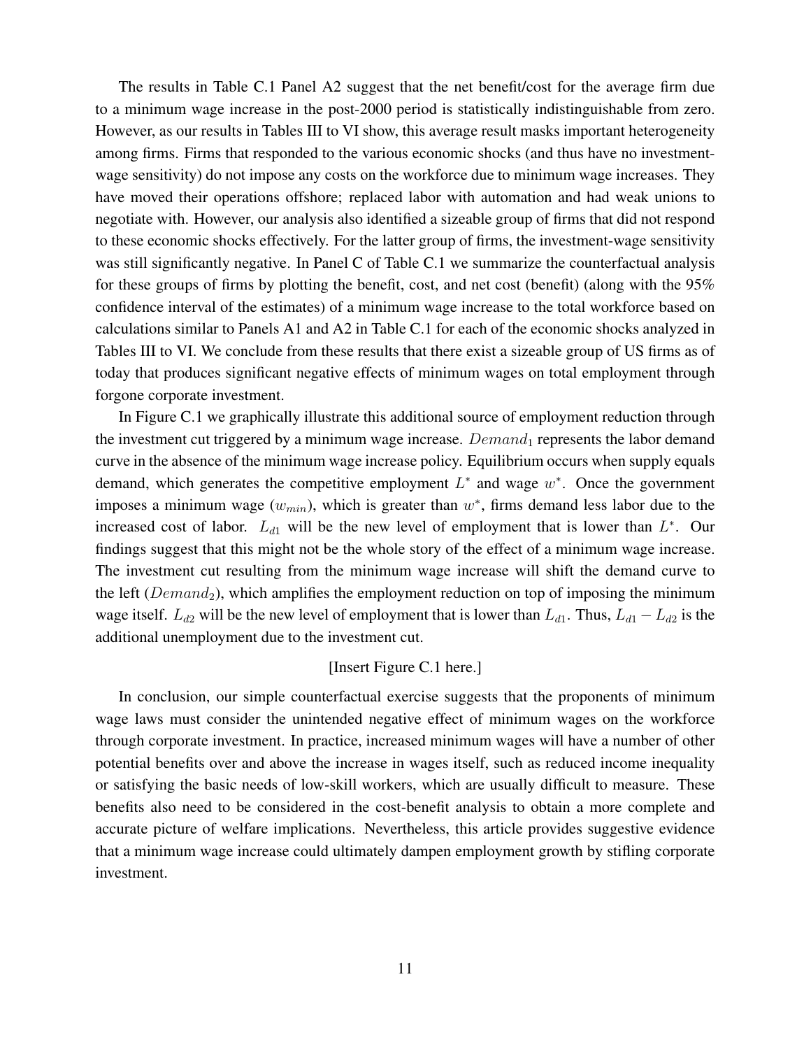The results in Table C.1 Panel A2 suggest that the net benefit/cost for the average firm due to a minimum wage increase in the post-2000 period is statistically indistinguishable from zero. However, as our results in Tables III to VI show, this average result masks important heterogeneity among firms. Firms that responded to the various economic shocks (and thus have no investment-wage sensitivity) do not impose any costs on the workforce due to minimum wage increases. They have moved their operations offshore; replaced labor with automation and had weak unions to negotiate with. However, our analysis also identified a sizeable group of firms that did not respond to these economic shocks effectively. For the latter group of firms, the investment-wage sensitivity was still significantly negative. In Panel C of Table C.1 we summarize the counterfactual analysis for these groups of firms by plotting the benefit, cost, and net cost (benefit) (along with the 95% confidence interval of the estimates) of a minimum wage increase to the total workforce based on calculations similar to Panels A1 and A2 in Table C.1 for each of the economic shocks analyzed in Tables III to VI. We conclude from these results that there exist a sizeable group of US firms as of today that produces significant negative effects of minimum wages on total employment through forgone corporate investment.

In Figure C.1 we graphically illustrate this additional source of employment reduction through the investment cut triggered by a minimum wage increase. $Demand_1$ represents the labor demand curve in the absence of the minimum wage increase policy. Equilibrium occurs when supply equals demand, which generates the competitive employment $L^*$ and wage $w^*$. Once the government imposes a minimum wage ($w_{min}$), which is greater than $w^*$, firms demand less labor due to the increased cost of labor. $L_{d1}$ will be the new level of employment that is lower than $L^*$. Our findings suggest that this might not be the whole story of the effect of a minimum wage increase. The investment cut resulting from the minimum wage increase will shift the demand curve to the left ($Demand_2$), which amplifies the employment reduction on top of imposing the minimum wage itself. $L_{d2}$ will be the new level of employment that is lower than $L_{d1}$. Thus, $L_{d1} - L_{d2}$ is the additional unemployment due to the investment cut.

[Insert Figure C.1 here.]

In conclusion, our simple counterfactual exercise suggests that the proponents of minimum wage laws must consider the unintended negative effect of minimum wages on the workforce through corporate investment. In practice, increased minimum wages will have a number of other potential benefits over and above the increase in wages itself, such as reduced income inequality or satisfying the basic needs of low-skill workers, which are usually difficult to measure. These benefits also need to be considered in the cost-benefit analysis to obtain a more complete and accurate picture of welfare implications. Nevertheless, this article provides suggestive evidence that a minimum wage increase could ultimately dampen employment growth by stifling corporate investment.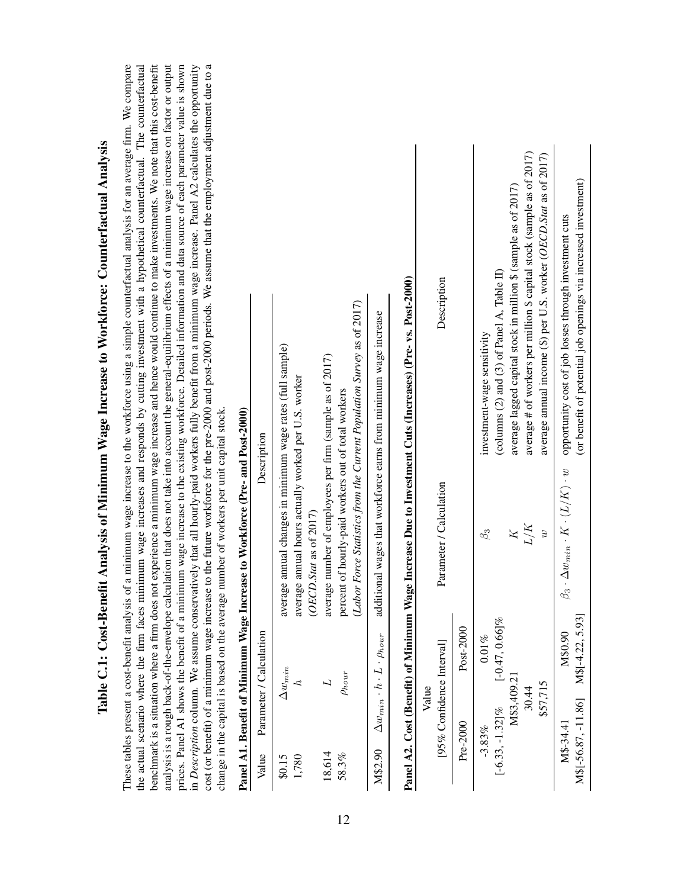# Table C.1: Cost-Benefit Analysis of Minimum Wage Increase to Workforce: Counterfactual Analysis

These tables present a cost-benefit analysis of a minimum wage increase to the workforce using a simple counterfactual analysis for an average firm. We compare the actual scenario where the firm faces minimum wage increases and responds by cutting investment with a hypothetical counterfactual. The counterfactual benchmark is a situation where a firm does not experience a minimum wage increase and hence would continue to make investments. We note that this cost-benefit analysis is a rough back-of-the-envelope calculation that does not take into account the general-equilibrium effects of a minimum wage increase on factor or output prices. Panel A1 shows the benefit of a minimum wage increase to the existing workforce. Detailed information and data source of each parameter value is shown in *Description* column. We assume conservatively that all hourly-paid workers fully benefit from a minimum wage increase. Panel A2 calculates the opportunity cost (or benefit) of a minimum wage increase to the future workforce for the pre-2000 and post-2000 periods. We assume that the employment adjustment due to a change in the capital is based on the average number of workers per unit capital stock.

**Panel A1. Benefit of Minimum Wage Increase to Workforce (Pre- and Post-2000)**

| Value | Parameter / Calculation | Description |
|---|---|---|
| \$0.15 | $\Delta w_{min}$ | average annual changes in minimum wage rates (full sample) |
| 1,780 | $h$ | average annual hours actually worked per U.S. worker (*OECD.Stat* as of 2017) |
| 18,614 | $L$ | average number of employees per firm (sample as of 2017) |
| 58.3% | $\rho_{hour}$ | percent of hourly-paid workers out of total workers (*Labor Force Statistics from the Current Population Survey* as of 2017) |
| M\$2.90 | $\Delta w_{min} \cdot h \cdot L \cdot \rho_{hour}$ | additional wages that workforce earns from minimum wage increase |

**Panel A2. Cost (Benefit) of Minimum Wage Increase Due to Investment Cuts (Increases) (Pre- vs. Post-2000)**

| Value [95% Confidence Interval] Pre-2000 | Value [95% Confidence Interval] Post-2000 | Parameter / Calculation | Description |
|---|---|---|---|
| -3.83% [-6.33, -1.32]% | 0.01% [-0.47, 0.66]% | $\beta_3$ | investment-wage sensitivity (columns (2) and (3) of Panel A, Table II) |
| M\$3,409.21 | | $K$ | average lagged capital stock in million \$ (sample as of 2017) |
| 30.44 | | $L/K$ | average # of workers per million \$ capital stock (sample as of 2017) |
| \$57,715 | | $w$ | average annual income (\$) per U.S. worker (*OECD.Stat* as of 2017) |
| M\$-34.41 M\$[-56.87, -11.86] | M\$0.90 M\$[-4.22, 5.93] | $\beta_3 \cdot \Delta w_{min} \cdot K \cdot (L/K) \cdot w$ | opportunity cost of job losses through investment cuts (or benefit of potential job openings via increased investment) |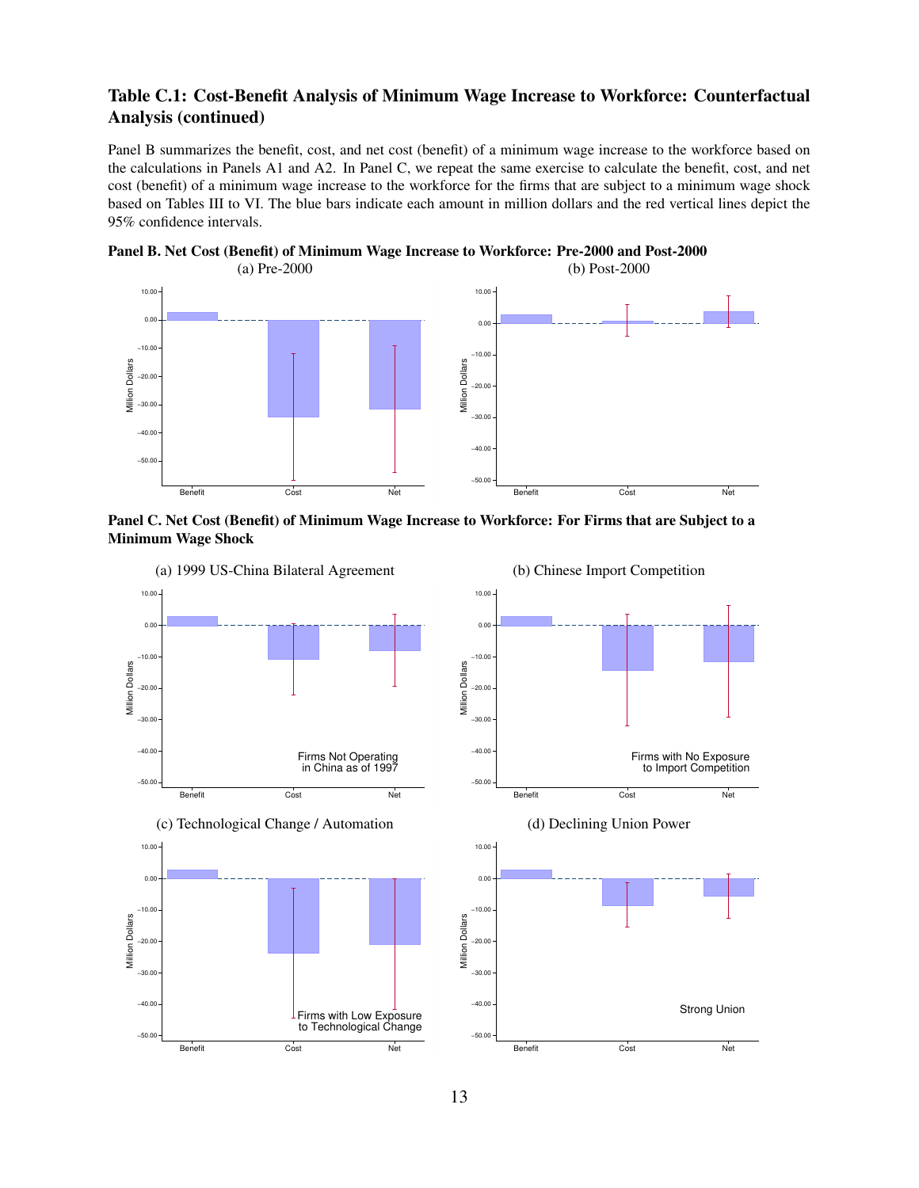### Table C.1: Cost-Benefit Analysis of Minimum Wage Increase to Workforce: Counterfactual Analysis (continued)

Panel B summarizes the benefit, cost, and net cost (benefit) of a minimum wage increase to the workforce based on the calculations in Panels A1 and A2. In Panel C, we repeat the same exercise to calculate the benefit, cost, and net cost (benefit) of a minimum wage increase to the workforce for the firms that are subject to a minimum wage shock based on Tables III to VI. The blue bars indicate each amount in million dollars and the red vertical lines depict the 95% confidence intervals.

**Panel B. Net Cost (Benefit) of Minimum Wage Increase to Workforce: Pre-2000 and Post-2000**

(a) Pre-2000

Million Dollars

10.00
0.00
−10.00
−20.00
−30.00
−40.00
−50.00

Benefit Cost Net

(b) Post-2000

Million Dollars

10.00
0.00
−10.00
−20.00
−30.00
−40.00
−50.00

Benefit Cost Net

**Panel C. Net Cost (Benefit) of Minimum Wage Increase to Workforce: For Firms that are Subject to a Minimum Wage Shock**

(a) 1999 US-China Bilateral Agreement

Million Dollars

10.00
0.00
−10.00
−20.00
−30.00
−40.00
−50.00

Firms Not Operating in China as of 1997

Benefit Cost Net

(b) Chinese Import Competition

Million Dollars

10.00
0.00
−10.00
−20.00
−30.00
−40.00
−50.00

Firms with No Exposure to Import Competition

Benefit Cost Net

(c) Technological Change / Automation

Million Dollars

10.00
0.00
−10.00
−20.00
−30.00
−40.00
−50.00

Firms with Low Exposure to Technological Change

Benefit Cost Net

(d) Declining Union Power

Million Dollars

10.00
0.00
−10.00
−20.00
−30.00
−40.00
−50.00

Strong Union

Benefit Cost Net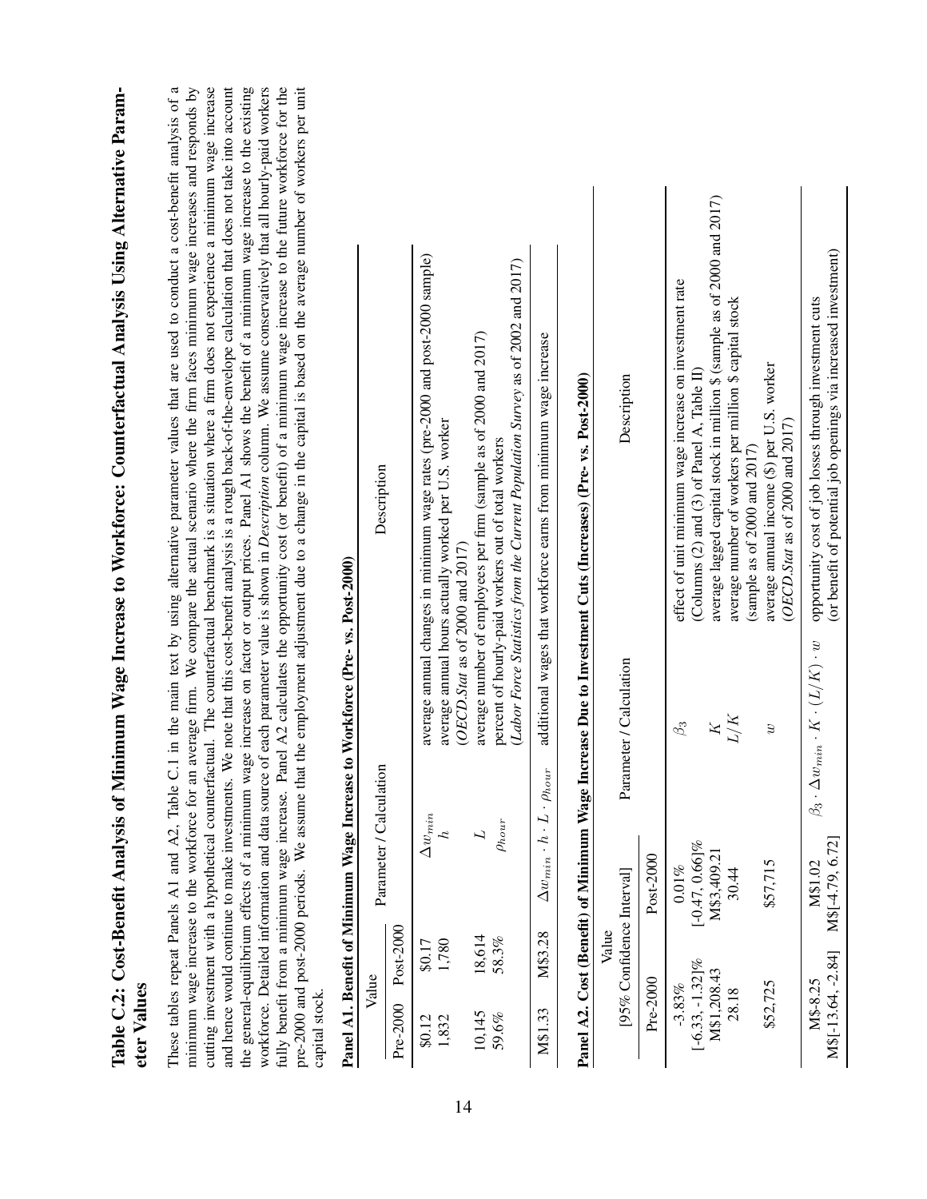# Table C.2: Cost-Benefit Analysis of Minimum Wage Increase to Workforce: Counterfactual Analysis Using Alternative Parameter Values

These tables repeat Panels A1 and A2, Table C.1 in the main text by using alternative parameter values that are used to conduct a cost-benefit analysis of a minimum wage increase to the workforce for an average firm. We compare the actual scenario where the firm faces minimum wage increases and responds by cutting investment with a hypothetical counterfactual. The counterfactual benchmark is a situation where a firm does not experience a minimum wage increase and hence would continue to make investments. We note that this cost-benefit analysis is a rough back-of-the-envelope calculation that does not take into account the general-equilibrium effects of a minimum wage increase on factor or output prices. Panel A1 shows the benefit of a minimum wage increase to the existing workforce. Detailed information and data source of each parameter value is shown in *Description* column. We assume conservatively that all hourly-paid workers fully benefit from a minimum wage increase. Panel A2 calculates the opportunity cost (or benefit) of a minimum wage increase to the future workforce for the pre-2000 and post-2000 periods. We assume that the employment adjustment due to a change in the capital is based on the average number of workers per unit capital stock.

**Panel A1. Benefit of Minimum Wage Increase to Workforce (Pre- vs. Post-2000)**

| Value | | Parameter / Calculation | Description |
|---|---|---|---|
| Pre-2000 | Post-2000 | | |
| \$0.12 | \$0.17 | $\Delta w_{min}$ | average annual changes in minimum wage rates (pre-2000 and post-2000 sample) |
| 1,832 | 1,780 | $h$ | average annual hours actually worked per U.S. worker (*OECD.Stat* as of 2000 and 2017) |
| 10,145 | 18,614 | $L$ | average number of employees per firm (sample as of 2000 and 2017) |
| 59.6% | 58.3% | $\rho_{hour}$ | percent of hourly-paid workers out of total workers (*Labor Force Statistics from the Current Population Survey* as of 2002 and 2017) |
| M\$1.33 | M\$3.28 | $\Delta w_{min} \cdot h \cdot L \cdot \rho_{hour}$ | additional wages that workforce earns from minimum wage increase |

**Panel A2. Cost (Benefit) of Minimum Wage Increase Due to Investment Cuts (Increases) (Pre- vs. Post-2000)**

| Value [95% Confidence Interval] | | Parameter / Calculation | Description |
|---|---|---|---|
| Pre-2000 | Post-2000 | | |
| -3.83% [-6.33, -1.32]% | 0.01% [-0.47, 0.66]% | $\beta_3$ | effect of unit minimum wage increase on investment rate (Columns (2) and (3) of Panel A, Table II) |
| M\$1,208.43 | M\$3,409.21 | $K$ | average lagged capital stock in million \$ (sample as of 2000 and 2017) |
| 28.18 | 30.44 | $L/K$ | average number of workers per million \$ capital stock (sample as of 2000 and 2017) |
| \$52,725 | \$57,715 | $w$ | average annual income (\$) per U.S. worker (*OECD.Stat* as of 2000 and 2017) |
| M\$-8.25 M\$[-13.64, -2.84] | M\$1.02 M\$[-4.79, 6.72] | $\beta_3 \cdot \Delta w_{min} \cdot K \cdot (L/K) \cdot w$ | opportunity cost of job losses through investment cuts (or benefit of potential job openings via increased investment) |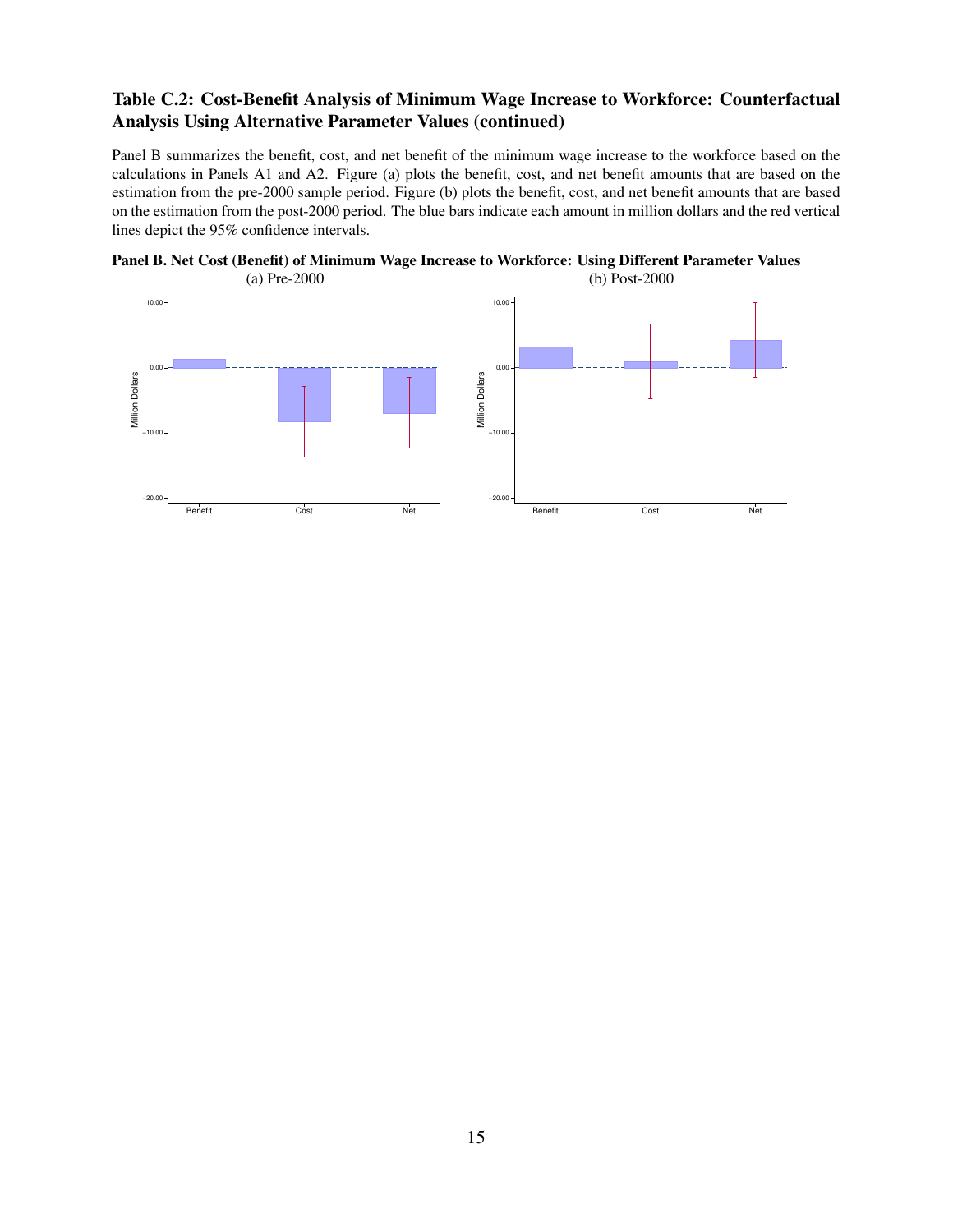## Table C.2: Cost-Benefit Analysis of Minimum Wage Increase to Workforce: Counterfactual Analysis Using Alternative Parameter Values (continued)

Panel B summarizes the benefit, cost, and net benefit of the minimum wage increase to the workforce based on the calculations in Panels A1 and A2. Figure (a) plots the benefit, cost, and net benefit amounts that are based on the estimation from the pre-2000 sample period. Figure (b) plots the benefit, cost, and net benefit amounts that are based on the estimation from the post-2000 period. The blue bars indicate each amount in million dollars and the red vertical lines depict the 95% confidence intervals.

**Panel B. Net Cost (Benefit) of Minimum Wage Increase to Workforce: Using Different Parameter Values**

(a) Pre-2000

10.00
0.00
-10.00
-20.00
Million Dollars
Benefit
Cost
Net

(b) Post-2000

10.00
0.00
-10.00
-20.00
Million Dollars
Benefit
Cost
Net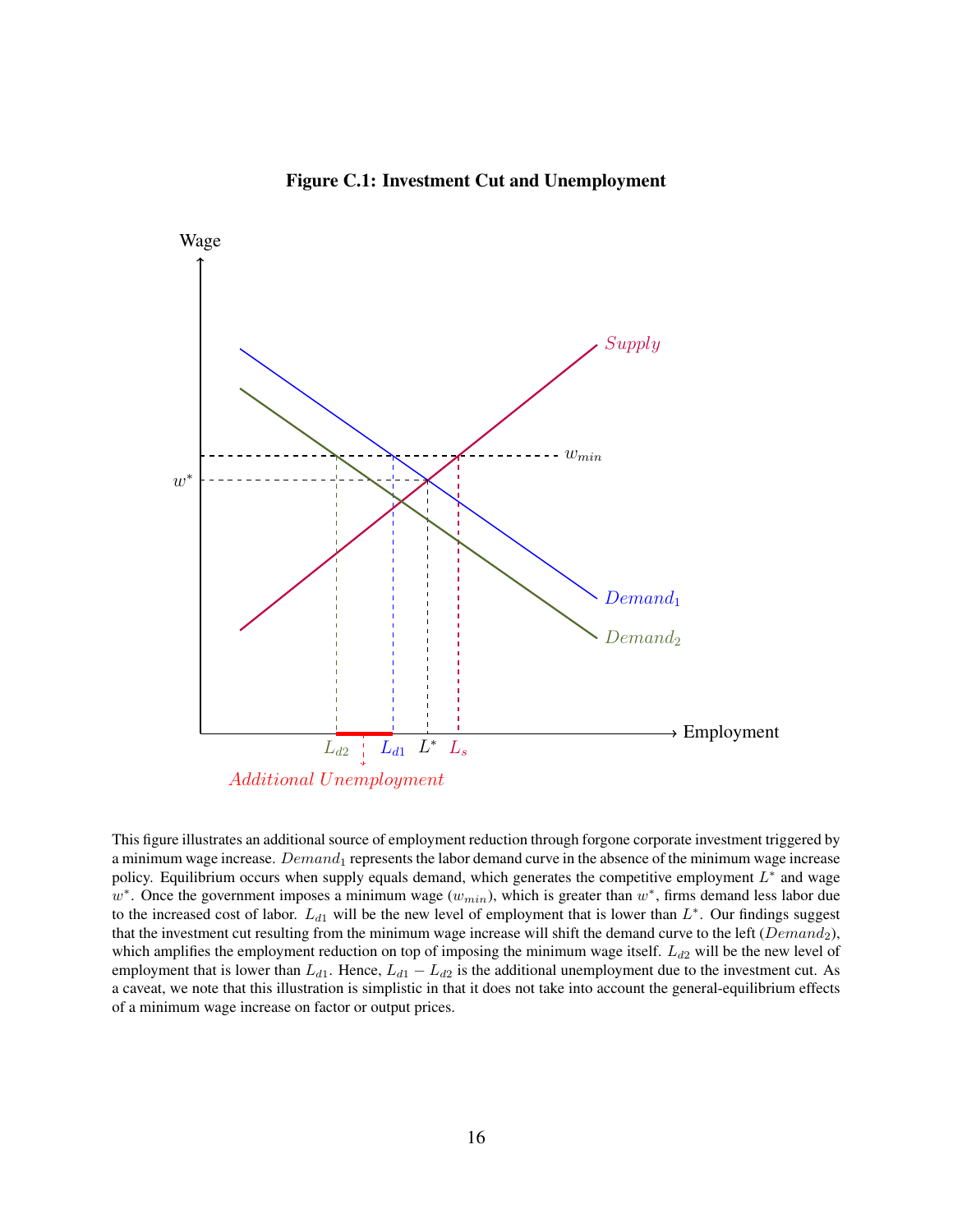**Figure C.1: Investment Cut and Unemployment**

Wage

$Supply$

$w_{min}$

$w^*$

$Demand_1$

$Demand_2$

Employment

$L_{d2}$ $L_{d1}$ $L^*$ $L_s$

$Additional\ Unemployment$

This figure illustrates an additional source of employment reduction through forgone corporate investment triggered by a minimum wage increase. $Demand_1$ represents the labor demand curve in the absence of the minimum wage increase policy. Equilibrium occurs when supply equals demand, which generates the competitive employment $L^*$ and wage $w^*$. Once the government imposes a minimum wage ($w_{min}$), which is greater than $w^*$, firms demand less labor due to the increased cost of labor. $L_{d1}$ will be the new level of employment that is lower than $L^*$. Our findings suggest that the investment cut resulting from the minimum wage increase will shift the demand curve to the left ($Demand_2$), which amplifies the employment reduction on top of imposing the minimum wage itself. $L_{d2}$ will be the new level of employment that is lower than $L_{d1}$. Hence, $L_{d1} - L_{d2}$ is the additional unemployment due to the investment cut. As a caveat, we note that this illustration is simplistic in that it does not take into account the general-equilibrium effects of a minimum wage increase on factor or output prices.